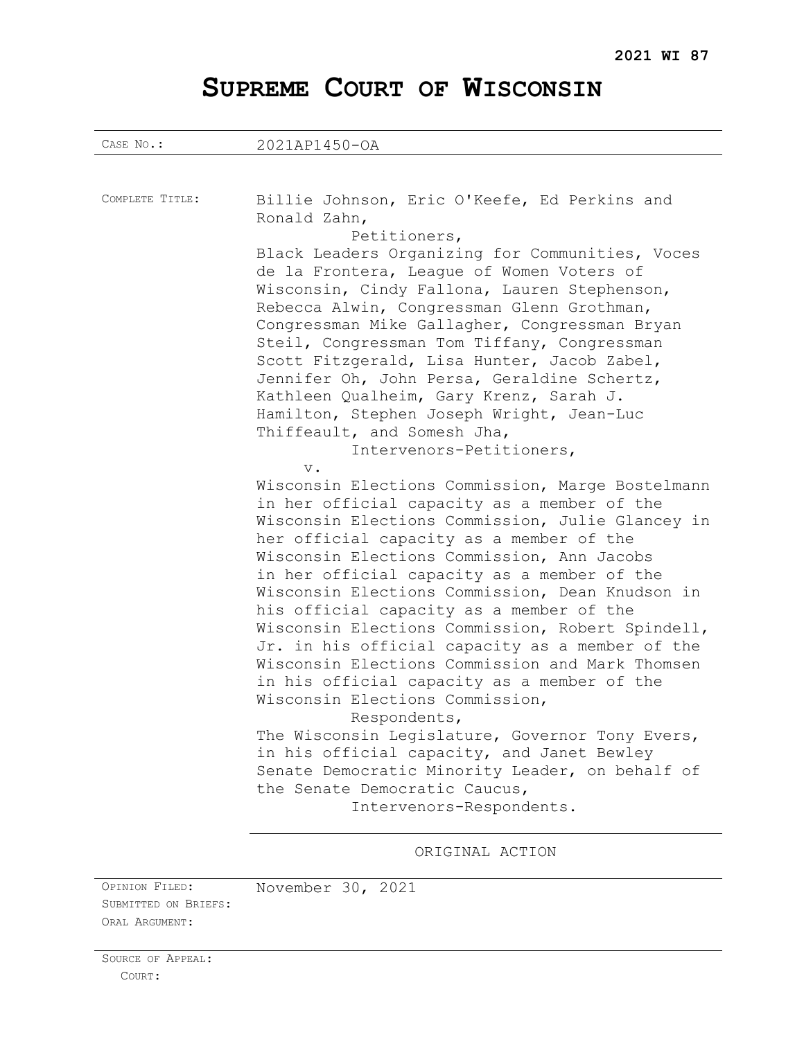**2021 WI 87**

# SUPREME COURT OF WISCONSIN

| | |
|---|---|
| CASE NO.: | 2021AP1450-OA |

COMPLETE TITLE: Billie Johnson, Eric O'Keefe, Ed Perkins and Ronald Zahn,

Petitioners,

Black Leaders Organizing for Communities, Voces de la Frontera, League of Women Voters of Wisconsin, Cindy Fallona, Lauren Stephenson, Rebecca Alwin, Congressman Glenn Grothman, Congressman Mike Gallagher, Congressman Bryan Steil, Congressman Tom Tiffany, Congressman Scott Fitzgerald, Lisa Hunter, Jacob Zabel, Jennifer Oh, John Persa, Geraldine Schertz, Kathleen Qualheim, Gary Krenz, Sarah J. Hamilton, Stephen Joseph Wright, Jean-Luc Thiffeault, and Somesh Jha,

Intervenors-Petitioners,

v.

Wisconsin Elections Commission, Marge Bostelmann in her official capacity as a member of the Wisconsin Elections Commission, Julie Glancey in her official capacity as a member of the Wisconsin Elections Commission, Ann Jacobs in her official capacity as a member of the Wisconsin Elections Commission, Dean Knudson in his official capacity as a member of the Wisconsin Elections Commission, Robert Spindell, Jr. in his official capacity as a member of the Wisconsin Elections Commission and Mark Thomsen in his official capacity as a member of the Wisconsin Elections Commission,

Respondents,

The Wisconsin Legislature, Governor Tony Evers, in his official capacity, and Janet Bewley Senate Democratic Minority Leader, on behalf of the Senate Democratic Caucus,

Intervenors-Respondents.

ORIGINAL ACTION

OPINION FILED: November 30, 2021

SUBMITTED ON BRIEFS:

ORAL ARGUMENT:

SOURCE OF APPEAL:

COURT: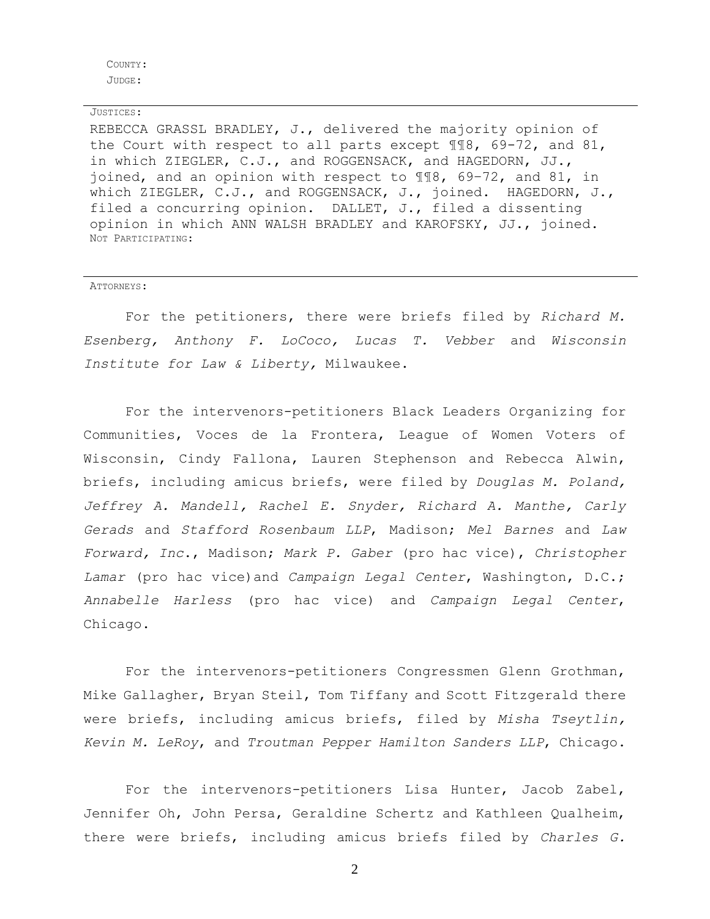COUNTY:
JUDGE:

JUSTICES:

REBECCA GRASSL BRADLEY, J., delivered the majority opinion of the Court with respect to all parts except ¶¶8, 69-72, and 81, in which ZIEGLER, C.J., and ROGGENSACK, and HAGEDORN, JJ., joined, and an opinion with respect to ¶¶8, 69–72, and 81, in which ZIEGLER, C.J., and ROGGENSACK, J., joined. HAGEDORN, J., filed a concurring opinion. DALLET, J., filed a dissenting opinion in which ANN WALSH BRADLEY and KAROFSKY, JJ., joined.

NOT PARTICIPATING:

ATTORNEYS:

For the petitioners, there were briefs filed by *Richard M. Esenberg, Anthony F. LoCoco, Lucas T. Vebber* and *Wisconsin Institute for Law & Liberty,* Milwaukee.

For the intervenors-petitioners Black Leaders Organizing for Communities, Voces de la Frontera, League of Women Voters of Wisconsin, Cindy Fallona, Lauren Stephenson and Rebecca Alwin, briefs, including amicus briefs, were filed by *Douglas M. Poland, Jeffrey A. Mandell, Rachel E. Snyder, Richard A. Manthe, Carly Gerads* and *Stafford Rosenbaum LLP*, Madison; *Mel Barnes* and *Law Forward, Inc.*, Madison; *Mark P. Gaber* (pro hac vice), *Christopher Lamar* (pro hac vice)and *Campaign Legal Center*, Washington, D.C.; *Annabelle Harless* (pro hac vice) and *Campaign Legal Center*, Chicago.

For the intervenors-petitioners Congressmen Glenn Grothman, Mike Gallagher, Bryan Steil, Tom Tiffany and Scott Fitzgerald there were briefs, including amicus briefs, filed by *Misha Tseytlin, Kevin M. LeRoy*, and *Troutman Pepper Hamilton Sanders LLP*, Chicago.

For the intervenors-petitioners Lisa Hunter, Jacob Zabel, Jennifer Oh, John Persa, Geraldine Schertz and Kathleen Qualheim, there were briefs, including amicus briefs filed by *Charles G.*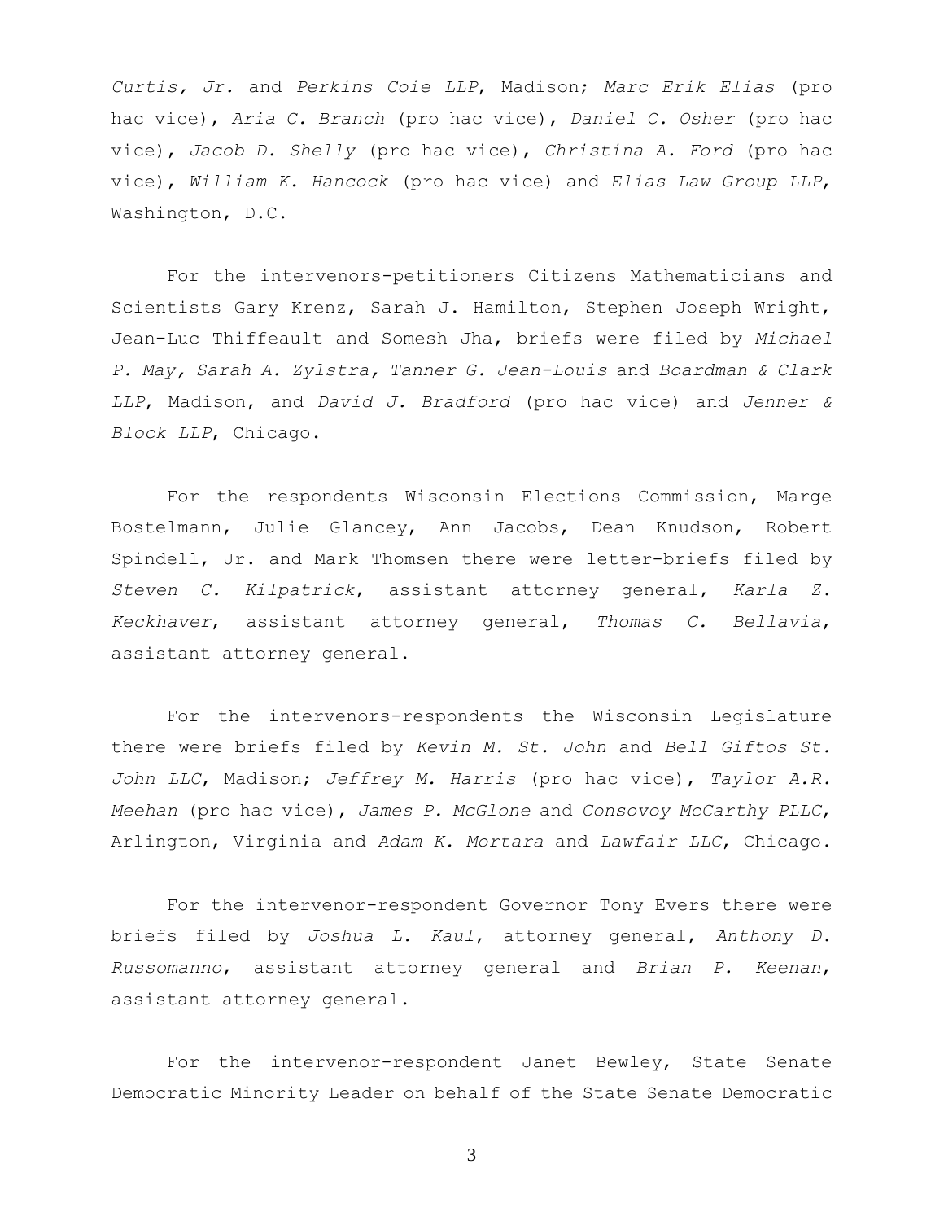*Curtis, Jr.* and *Perkins Coie LLP*, Madison; *Marc Erik Elias* (pro hac vice), *Aria C. Branch* (pro hac vice), *Daniel C. Osher* (pro hac vice), *Jacob D. Shelly* (pro hac vice), *Christina A. Ford* (pro hac vice), *William K. Hancock* (pro hac vice) and *Elias Law Group LLP*, Washington, D.C.

For the intervenors-petitioners Citizens Mathematicians and Scientists Gary Krenz, Sarah J. Hamilton, Stephen Joseph Wright, Jean-Luc Thiffeault and Somesh Jha, briefs were filed by *Michael P. May, Sarah A. Zylstra, Tanner G. Jean-Louis* and *Boardman & Clark LLP*, Madison, and *David J. Bradford* (pro hac vice) and *Jenner & Block LLP*, Chicago.

For the respondents Wisconsin Elections Commission, Marge Bostelmann, Julie Glancey, Ann Jacobs, Dean Knudson, Robert Spindell, Jr. and Mark Thomsen there were letter-briefs filed by *Steven C. Kilpatrick*, assistant attorney general, *Karla Z. Keckhaver*, assistant attorney general, *Thomas C. Bellavia*, assistant attorney general.

For the intervenors-respondents the Wisconsin Legislature there were briefs filed by *Kevin M. St. John* and *Bell Giftos St. John LLC*, Madison; *Jeffrey M. Harris* (pro hac vice), *Taylor A.R. Meehan* (pro hac vice), *James P. McGlone* and *Consovoy McCarthy PLLC*, Arlington, Virginia and *Adam K. Mortara* and *Lawfair LLC*, Chicago.

For the intervenor-respondent Governor Tony Evers there were briefs filed by *Joshua L. Kaul*, attorney general, *Anthony D. Russomanno*, assistant attorney general and *Brian P. Keenan*, assistant attorney general.

For the intervenor-respondent Janet Bewley, State Senate Democratic Minority Leader on behalf of the State Senate Democratic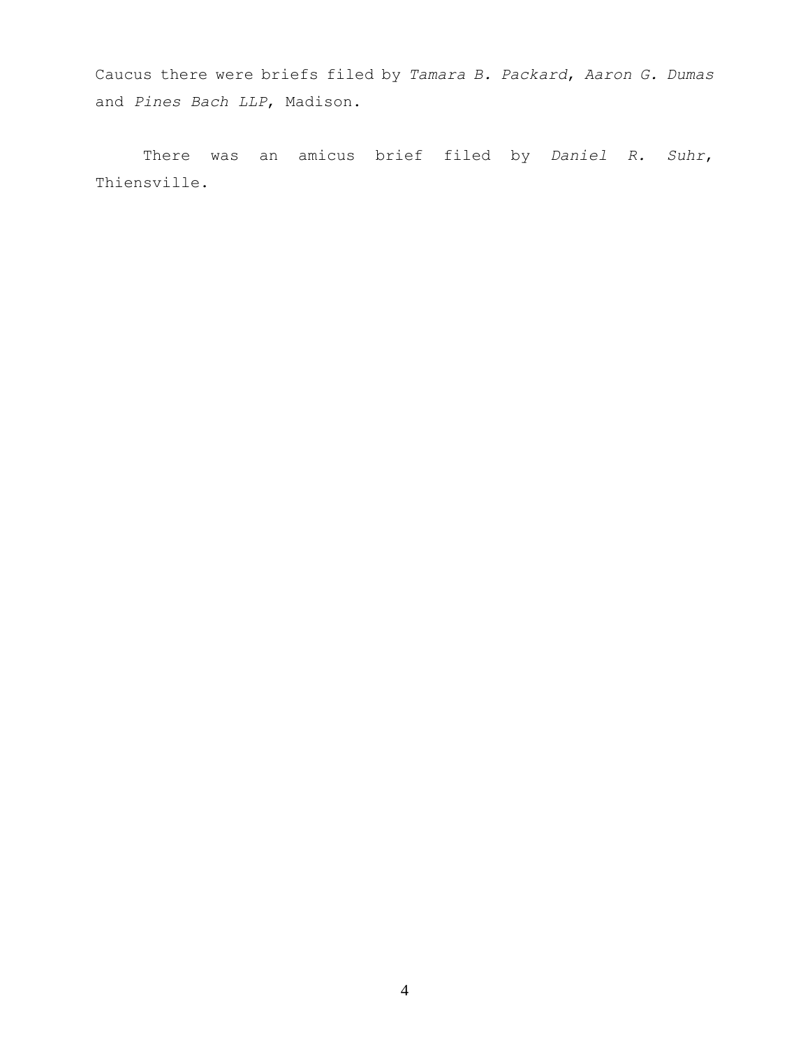Caucus there were briefs filed by *Tamara B. Packard*, *Aaron G. Dumas* and *Pines Bach LLP*, Madison.

There was an amicus brief filed by *Daniel R. Suhr*, Thiensville.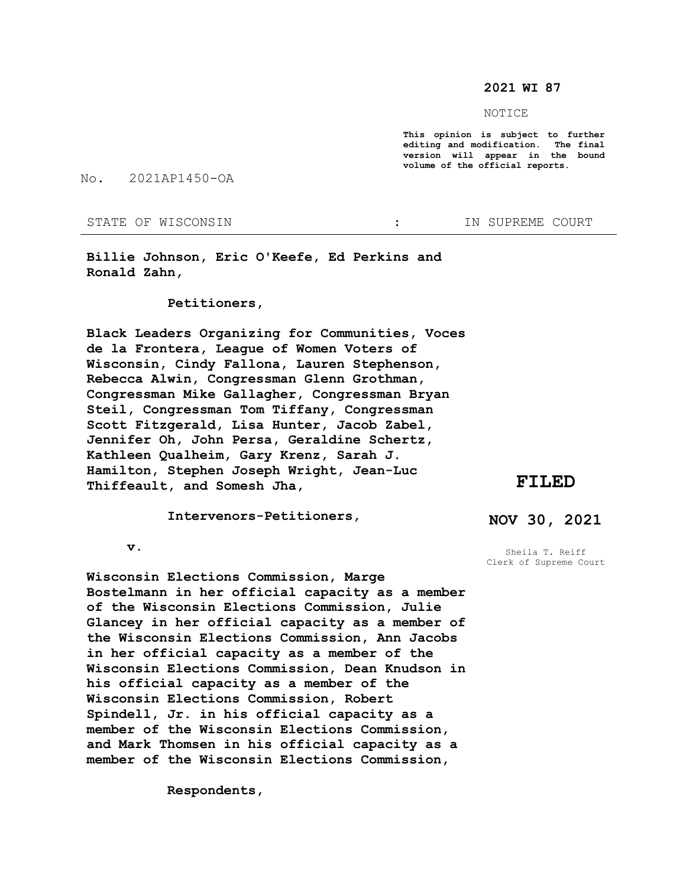**2021 WI 87**

NOTICE

**This opinion is subject to further editing and modification. The final version will appear in the bound volume of the official reports.**

No. 2021AP1450-OA

STATE OF WISCONSIN : IN SUPREME COURT

---

**Billie Johnson, Eric O'Keefe, Ed Perkins and Ronald Zahn,**

**Petitioners,**

**Black Leaders Organizing for Communities, Voces de la Frontera, League of Women Voters of Wisconsin, Cindy Fallona, Lauren Stephenson, Rebecca Alwin, Congressman Glenn Grothman, Congressman Mike Gallagher, Congressman Bryan Steil, Congressman Tom Tiffany, Congressman Scott Fitzgerald, Lisa Hunter, Jacob Zabel, Jennifer Oh, John Persa, Geraldine Schertz, Kathleen Qualheim, Gary Krenz, Sarah J. Hamilton, Stephen Joseph Wright, Jean-Luc Thiffeault, and Somesh Jha,**

**Intervenors-Petitioners,**

**v.**

**Wisconsin Elections Commission, Marge Bostelmann in her official capacity as a member of the Wisconsin Elections Commission, Julie Glancey in her official capacity as a member of the Wisconsin Elections Commission, Ann Jacobs in her official capacity as a member of the Wisconsin Elections Commission, Dean Knudson in his official capacity as a member of the Wisconsin Elections Commission, Robert Spindell, Jr. in his official capacity as a member of the Wisconsin Elections Commission, and Mark Thomsen in his official capacity as a member of the Wisconsin Elections Commission,**

**Respondents,**

**FILED**

**NOV 30, 2021**

Sheila T. Reiff
Clerk of Supreme Court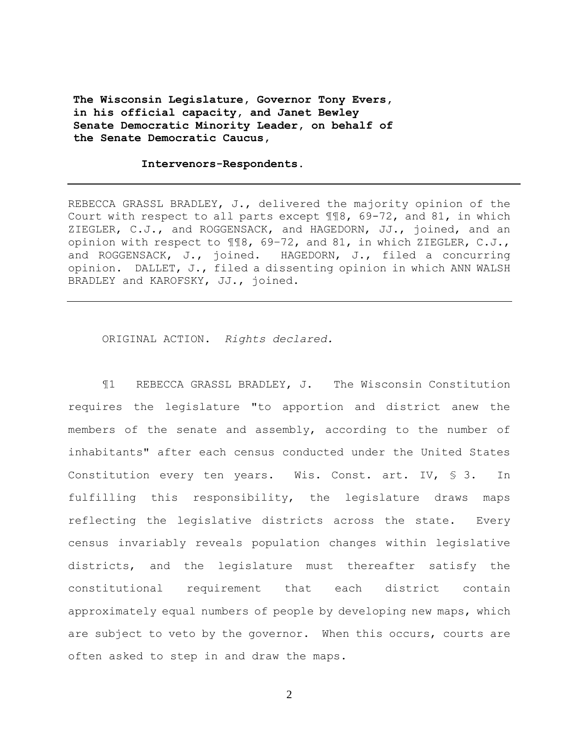**The Wisconsin Legislature, Governor Tony Evers, in his official capacity, and Janet Bewley Senate Democratic Minority Leader, on behalf of the Senate Democratic Caucus,**

**Intervenors-Respondents.**

---

REBECCA GRASSL BRADLEY, J., delivered the majority opinion of the Court with respect to all parts except ¶¶8, 69-72, and 81, in which ZIEGLER, C.J., and ROGGENSACK, and HAGEDORN, JJ., joined, and an opinion with respect to ¶¶8, 69–72, and 81, in which ZIEGLER, C.J., and ROGGENSACK, J., joined. HAGEDORN, J., filed a concurring opinion. DALLET, J., filed a dissenting opinion in which ANN WALSH BRADLEY and KAROFSKY, JJ., joined.

---

ORIGINAL ACTION. *Rights declared.*

¶1 REBECCA GRASSL BRADLEY, J. The Wisconsin Constitution requires the legislature "to apportion and district anew the members of the senate and assembly, according to the number of inhabitants" after each census conducted under the United States Constitution every ten years. Wis. Const. art. IV, § 3. In fulfilling this responsibility, the legislature draws maps reflecting the legislative districts across the state. Every census invariably reveals population changes within legislative districts, and the legislature must thereafter satisfy the constitutional requirement that each district contain approximately equal numbers of people by developing new maps, which are subject to veto by the governor. When this occurs, courts are often asked to step in and draw the maps.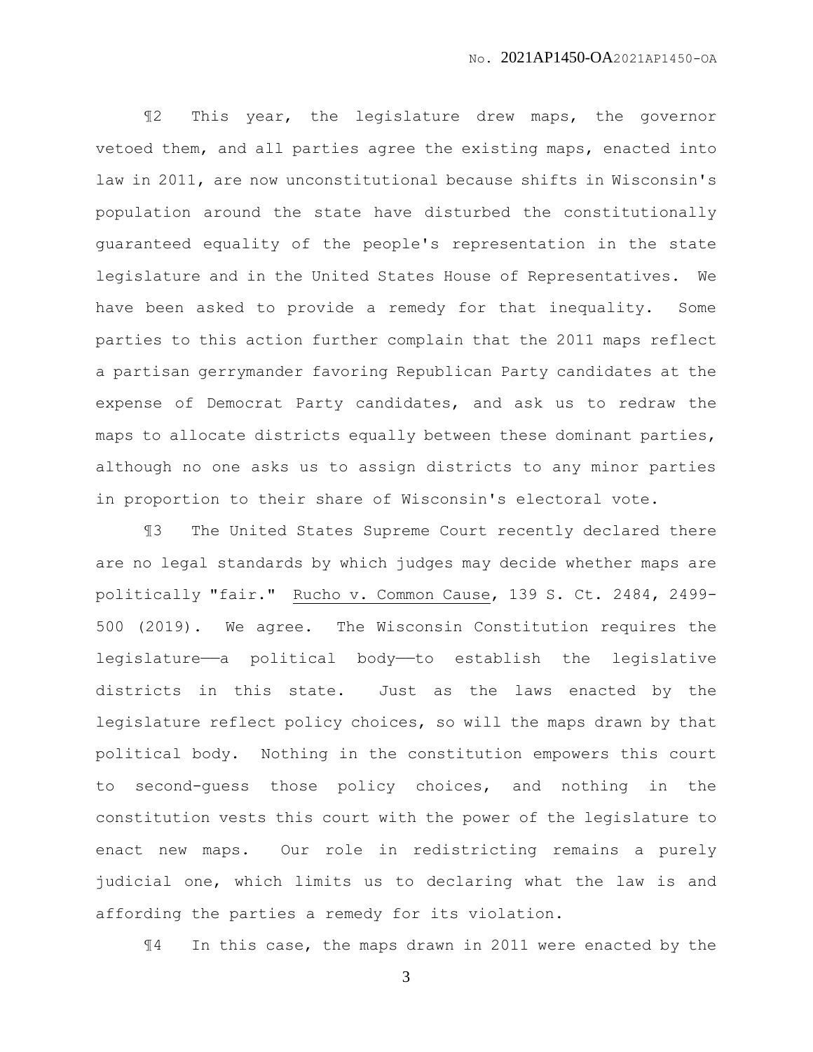¶2 This year, the legislature drew maps, the governor vetoed them, and all parties agree the existing maps, enacted into law in 2011, are now unconstitutional because shifts in Wisconsin's population around the state have disturbed the constitutionally guaranteed equality of the people's representation in the state legislature and in the United States House of Representatives. We have been asked to provide a remedy for that inequality. Some parties to this action further complain that the 2011 maps reflect a partisan gerrymander favoring Republican Party candidates at the expense of Democrat Party candidates, and ask us to redraw the maps to allocate districts equally between these dominant parties, although no one asks us to assign districts to any minor parties in proportion to their share of Wisconsin's electoral vote.

¶3 The United States Supreme Court recently declared there are no legal standards by which judges may decide whether maps are politically "fair." Rucho v. Common Cause, 139 S. Ct. 2484, 2499-500 (2019). We agree. The Wisconsin Constitution requires the legislature——a political body——to establish the legislative districts in this state. Just as the laws enacted by the legislature reflect policy choices, so will the maps drawn by that political body. Nothing in the constitution empowers this court to second-guess those policy choices, and nothing in the constitution vests this court with the power of the legislature to enact new maps. Our role in redistricting remains a purely judicial one, which limits us to declaring what the law is and affording the parties a remedy for its violation.

¶4 In this case, the maps drawn in 2011 were enacted by the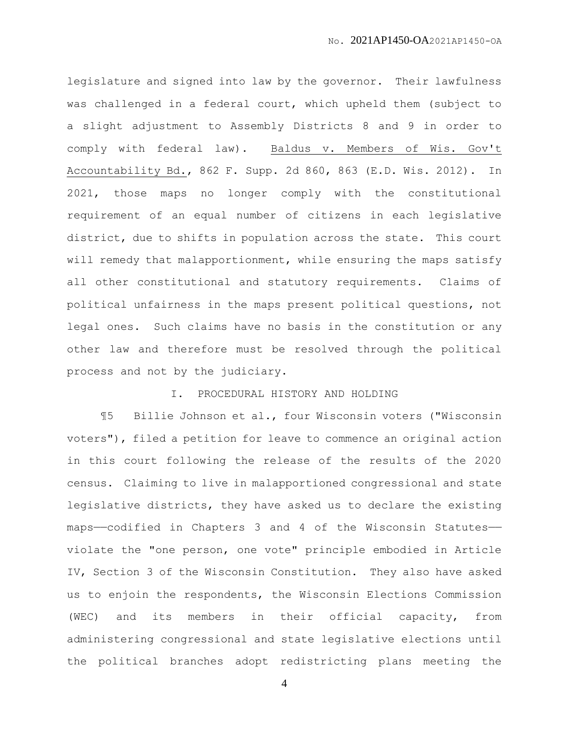legislature and signed into law by the governor. Their lawfulness was challenged in a federal court, which upheld them (subject to a slight adjustment to Assembly Districts 8 and 9 in order to comply with federal law). Baldus v. Members of Wis. Gov't Accountability Bd., 862 F. Supp. 2d 860, 863 (E.D. Wis. 2012). In 2021, those maps no longer comply with the constitutional requirement of an equal number of citizens in each legislative district, due to shifts in population across the state. This court will remedy that malapportionment, while ensuring the maps satisfy all other constitutional and statutory requirements. Claims of political unfairness in the maps present political questions, not legal ones. Such claims have no basis in the constitution or any other law and therefore must be resolved through the political process and not by the judiciary.

## I. PROCEDURAL HISTORY AND HOLDING

¶5 Billie Johnson et al., four Wisconsin voters ("Wisconsin voters"), filed a petition for leave to commence an original action in this court following the release of the results of the 2020 census. Claiming to live in malapportioned congressional and state legislative districts, they have asked us to declare the existing maps——codified in Chapters 3 and 4 of the Wisconsin Statutes—— violate the "one person, one vote" principle embodied in Article IV, Section 3 of the Wisconsin Constitution. They also have asked us to enjoin the respondents, the Wisconsin Elections Commission (WEC) and its members in their official capacity, from administering congressional and state legislative elections until the political branches adopt redistricting plans meeting the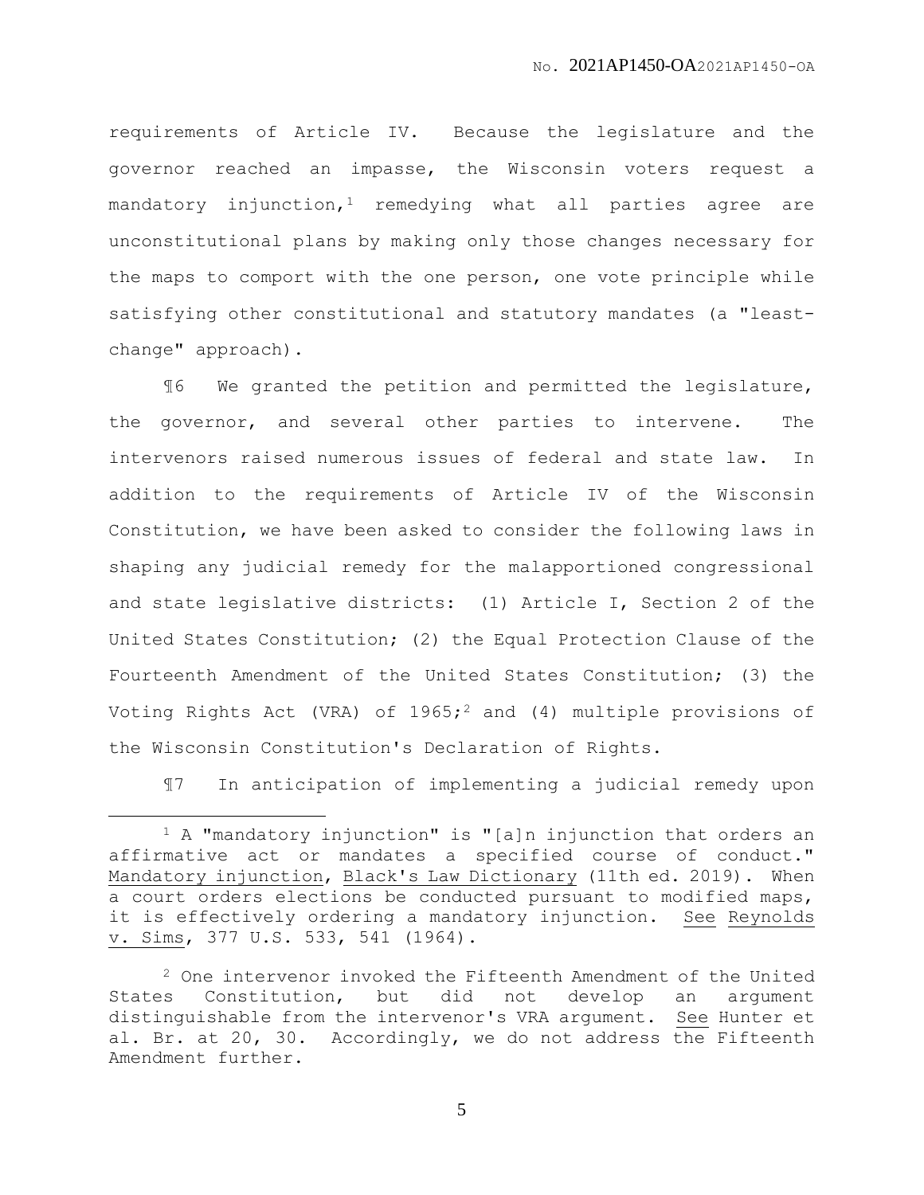requirements of Article IV. Because the legislature and the governor reached an impasse, the Wisconsin voters request a mandatory injunction,[1] remedying what all parties agree are unconstitutional plans by making only those changes necessary for the maps to comport with the one person, one vote principle while satisfying other constitutional and statutory mandates (a "least-change" approach).

¶6 We granted the petition and permitted the legislature, the governor, and several other parties to intervene. The intervenors raised numerous issues of federal and state law. In addition to the requirements of Article IV of the Wisconsin Constitution, we have been asked to consider the following laws in shaping any judicial remedy for the malapportioned congressional and state legislative districts: (1) Article I, Section 2 of the United States Constitution; (2) the Equal Protection Clause of the Fourteenth Amendment of the United States Constitution; (3) the Voting Rights Act (VRA) of 1965;[2] and (4) multiple provisions of the Wisconsin Constitution's Declaration of Rights.

¶7 In anticipation of implementing a judicial remedy upon

---

[1] A "mandatory injunction" is "[a]n injunction that orders an affirmative act or mandates a specified course of conduct." Mandatory injunction, Black's Law Dictionary (11th ed. 2019). When a court orders elections be conducted pursuant to modified maps, it is effectively ordering a mandatory injunction. See Reynolds v. Sims, 377 U.S. 533, 541 (1964).

[2] One intervenor invoked the Fifteenth Amendment of the United States Constitution, but did not develop an argument distinguishable from the intervenor's VRA argument. See Hunter et al. Br. at 20, 30. Accordingly, we do not address the Fifteenth Amendment further.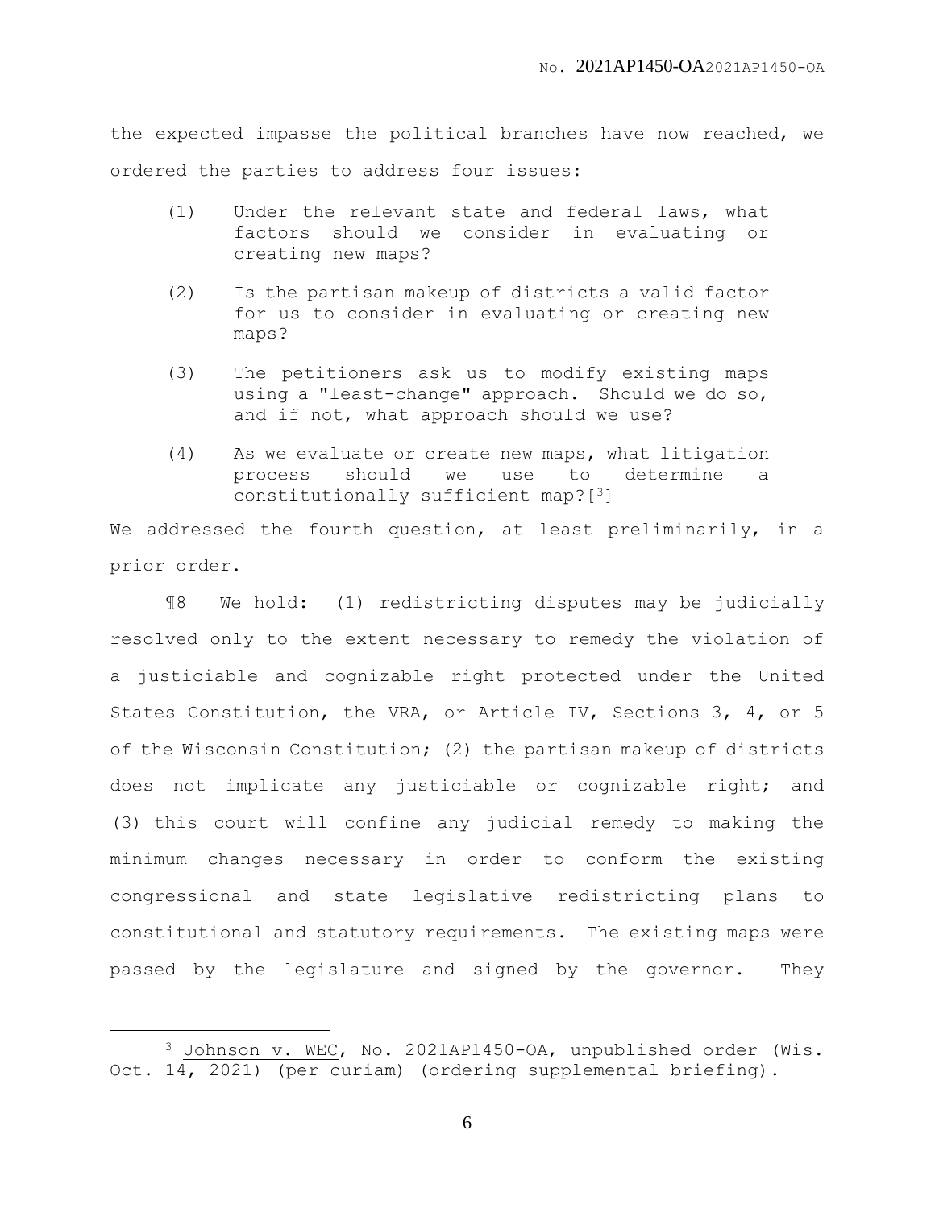the expected impasse the political branches have now reached, we ordered the parties to address four issues:

> (1) Under the relevant state and federal laws, what factors should we consider in evaluating or creating new maps?
>
> (2) Is the partisan makeup of districts a valid factor for us to consider in evaluating or creating new maps?
>
> (3) The petitioners ask us to modify existing maps using a "least-change" approach. Should we do so, and if not, what approach should we use?
>
> (4) As we evaluate or create new maps, what litigation process should we use to determine a constitutionally sufficient map?[3]

We addressed the fourth question, at least preliminarily, in a prior order.

¶8 We hold: (1) redistricting disputes may be judicially resolved only to the extent necessary to remedy the violation of a justiciable and cognizable right protected under the United States Constitution, the VRA, or Article IV, Sections 3, 4, or 5 of the Wisconsin Constitution; (2) the partisan makeup of districts does not implicate any justiciable or cognizable right; and (3) this court will confine any judicial remedy to making the minimum changes necessary in order to conform the existing congressional and state legislative redistricting plans to constitutional and statutory requirements. The existing maps were passed by the legislature and signed by the governor. They

---

[3] Johnson v. WEC, No. 2021AP1450-OA, unpublished order (Wis. Oct. 14, 2021) (per curiam) (ordering supplemental briefing).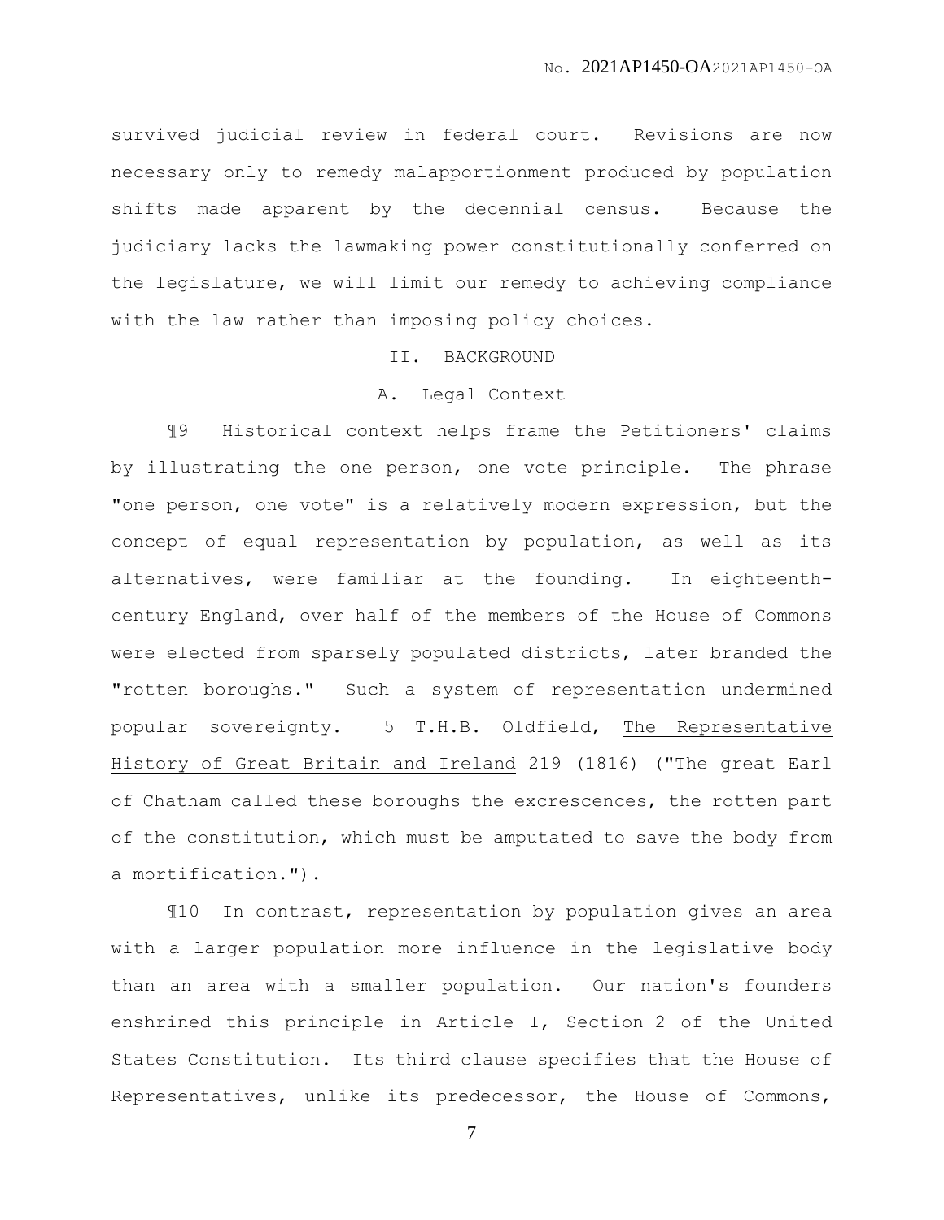survived judicial review in federal court. Revisions are now necessary only to remedy malapportionment produced by population shifts made apparent by the decennial census. Because the judiciary lacks the lawmaking power constitutionally conferred on the legislature, we will limit our remedy to achieving compliance with the law rather than imposing policy choices.

## II. BACKGROUND

### A. Legal Context

¶9 Historical context helps frame the Petitioners' claims by illustrating the one person, one vote principle. The phrase "one person, one vote" is a relatively modern expression, but the concept of equal representation by population, as well as its alternatives, were familiar at the founding. In eighteenth-century England, over half of the members of the House of Commons were elected from sparsely populated districts, later branded the "rotten boroughs." Such a system of representation undermined popular sovereignty. 5 T.H.B. Oldfield, The Representative History of Great Britain and Ireland 219 (1816) ("The great Earl of Chatham called these boroughs the excrescences, the rotten part of the constitution, which must be amputated to save the body from a mortification.").

¶10 In contrast, representation by population gives an area with a larger population more influence in the legislative body than an area with a smaller population. Our nation's founders enshrined this principle in Article I, Section 2 of the United States Constitution. Its third clause specifies that the House of Representatives, unlike its predecessor, the House of Commons,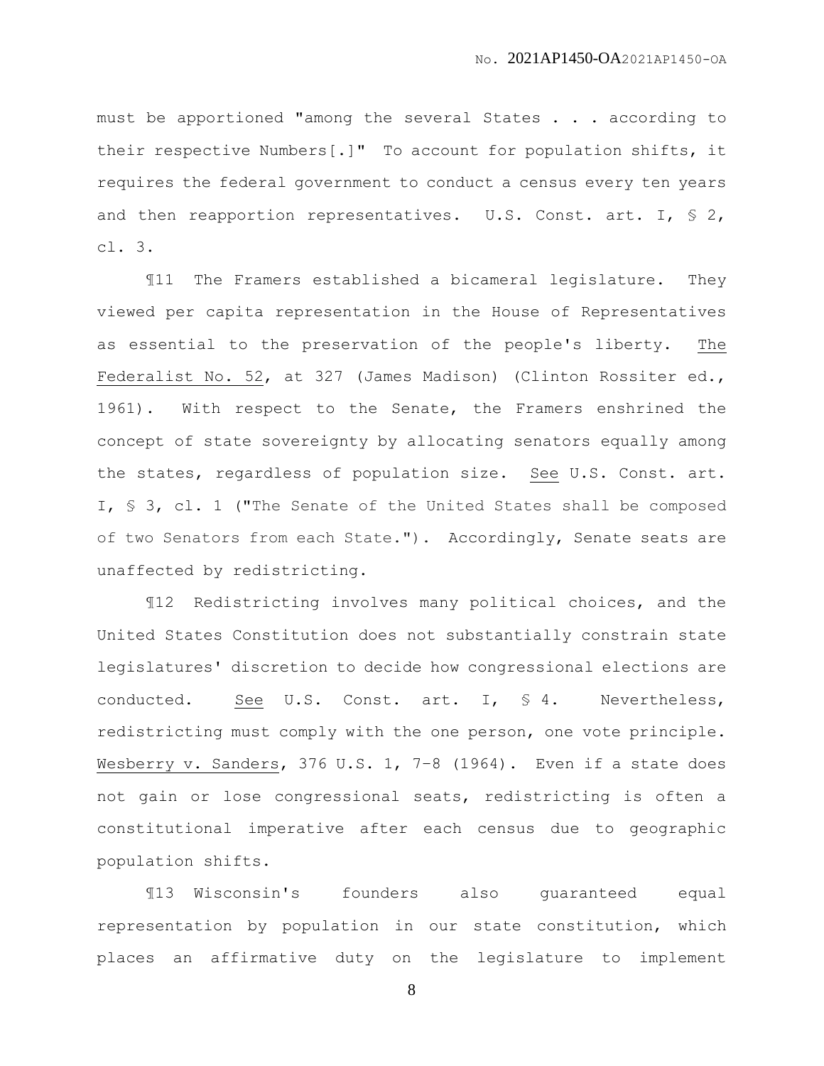must be apportioned "among the several States . . . according to their respective Numbers[.]" To account for population shifts, it requires the federal government to conduct a census every ten years and then reapportion representatives. U.S. Const. art. I, § 2, cl. 3.

¶11 The Framers established a bicameral legislature. They viewed per capita representation in the House of Representatives as essential to the preservation of the people's liberty. The Federalist No. 52, at 327 (James Madison) (Clinton Rossiter ed., 1961). With respect to the Senate, the Framers enshrined the concept of state sovereignty by allocating senators equally among the states, regardless of population size. See U.S. Const. art. I, § 3, cl. 1 ("The Senate of the United States shall be composed of two Senators from each State."). Accordingly, Senate seats are unaffected by redistricting.

¶12 Redistricting involves many political choices, and the United States Constitution does not substantially constrain state legislatures' discretion to decide how congressional elections are conducted. See U.S. Const. art. I, § 4. Nevertheless, redistricting must comply with the one person, one vote principle. Wesberry v. Sanders, 376 U.S. 1, 7–8 (1964). Even if a state does not gain or lose congressional seats, redistricting is often a constitutional imperative after each census due to geographic population shifts.

¶13 Wisconsin's founders also guaranteed equal representation by population in our state constitution, which places an affirmative duty on the legislature to implement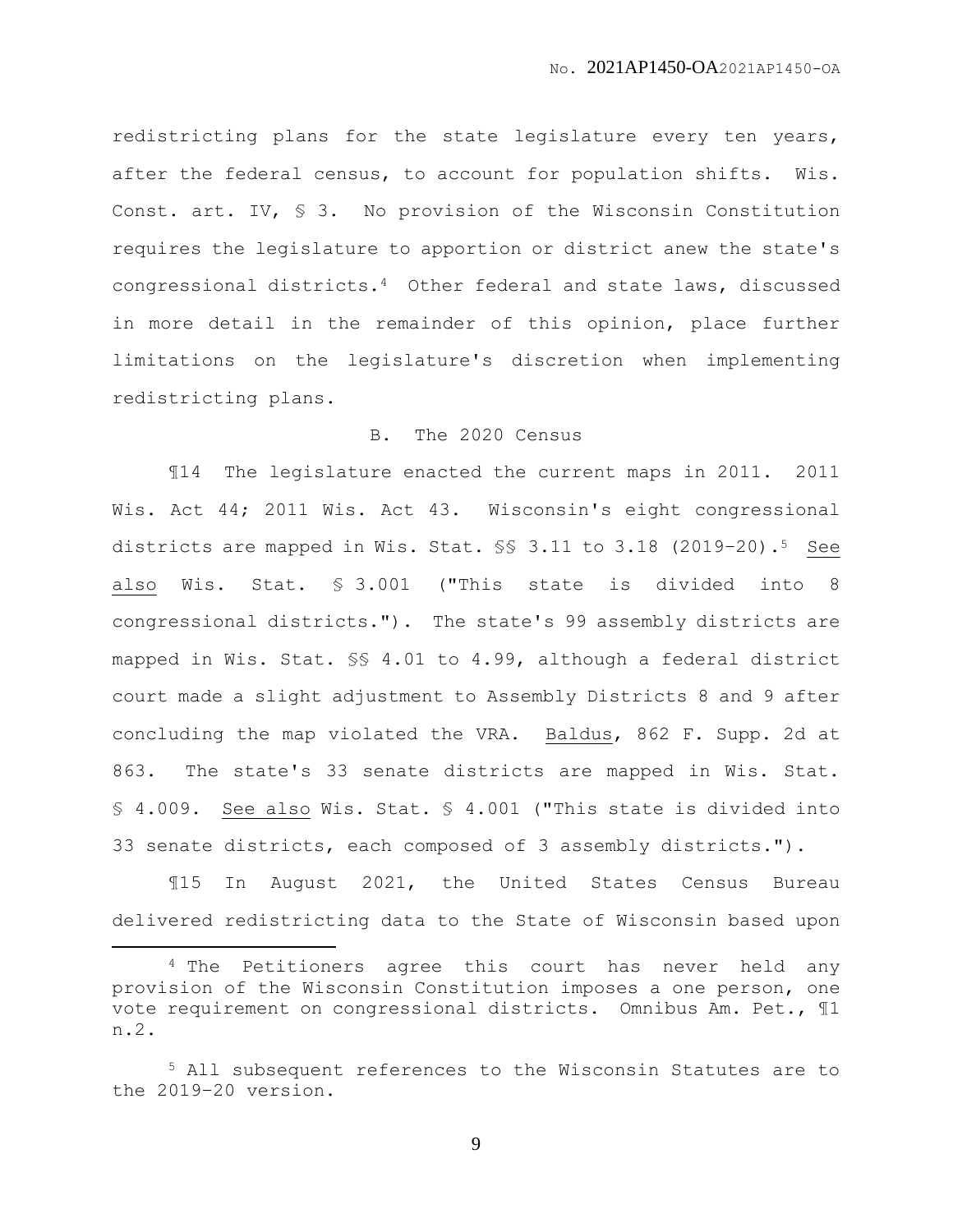redistricting plans for the state legislature every ten years, after the federal census, to account for population shifts. Wis. Const. art. IV, § 3. No provision of the Wisconsin Constitution requires the legislature to apportion or district anew the state's congressional districts.[4] Other federal and state laws, discussed in more detail in the remainder of this opinion, place further limitations on the legislature's discretion when implementing redistricting plans.

### B. The 2020 Census

¶14 The legislature enacted the current maps in 2011. 2011 Wis. Act 44; 2011 Wis. Act 43. Wisconsin's eight congressional districts are mapped in Wis. Stat. §§ 3.11 to 3.18 (2019-20).[5] See also Wis. Stat. § 3.001 ("This state is divided into 8 congressional districts."). The state's 99 assembly districts are mapped in Wis. Stat. §§ 4.01 to 4.99, although a federal district court made a slight adjustment to Assembly Districts 8 and 9 after concluding the map violated the VRA. Baldus, 862 F. Supp. 2d at 863. The state's 33 senate districts are mapped in Wis. Stat. § 4.009. See also Wis. Stat. § 4.001 ("This state is divided into 33 senate districts, each composed of 3 assembly districts.").

¶15 In August 2021, the United States Census Bureau delivered redistricting data to the State of Wisconsin based upon

---

[4] The Petitioners agree this court has never held any provision of the Wisconsin Constitution imposes a one person, one vote requirement on congressional districts. Omnibus Am. Pet., ¶1 n.2.

[5] All subsequent references to the Wisconsin Statutes are to the 2019-20 version.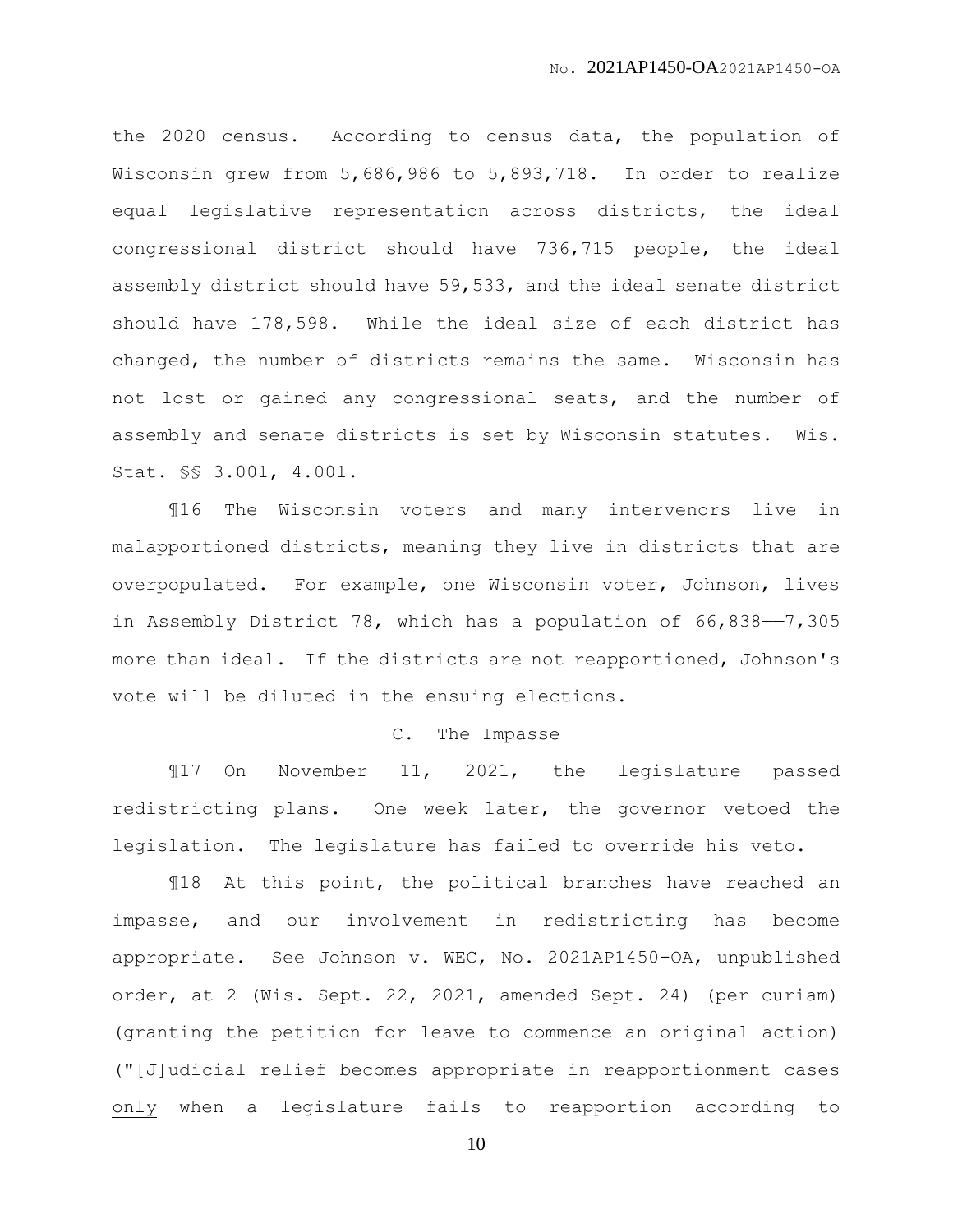the 2020 census. According to census data, the population of Wisconsin grew from 5,686,986 to 5,893,718. In order to realize equal legislative representation across districts, the ideal congressional district should have 736,715 people, the ideal assembly district should have 59,533, and the ideal senate district should have 178,598. While the ideal size of each district has changed, the number of districts remains the same. Wisconsin has not lost or gained any congressional seats, and the number of assembly and senate districts is set by Wisconsin statutes. Wis. Stat. §§ 3.001, 4.001.

¶16 The Wisconsin voters and many intervenors live in malapportioned districts, meaning they live in districts that are overpopulated. For example, one Wisconsin voter, Johnson, lives in Assembly District 78, which has a population of 66,838——7,305 more than ideal. If the districts are not reapportioned, Johnson's vote will be diluted in the ensuing elections.

### C. The Impasse

¶17 On November 11, 2021, the legislature passed redistricting plans. One week later, the governor vetoed the legislation. The legislature has failed to override his veto.

¶18 At this point, the political branches have reached an impasse, and our involvement in redistricting has become appropriate. See Johnson v. WEC, No. 2021AP1450-OA, unpublished order, at 2 (Wis. Sept. 22, 2021, amended Sept. 24) (per curiam) (granting the petition for leave to commence an original action) ("[J]udicial relief becomes appropriate in reapportionment cases only when a legislature fails to reapportion according to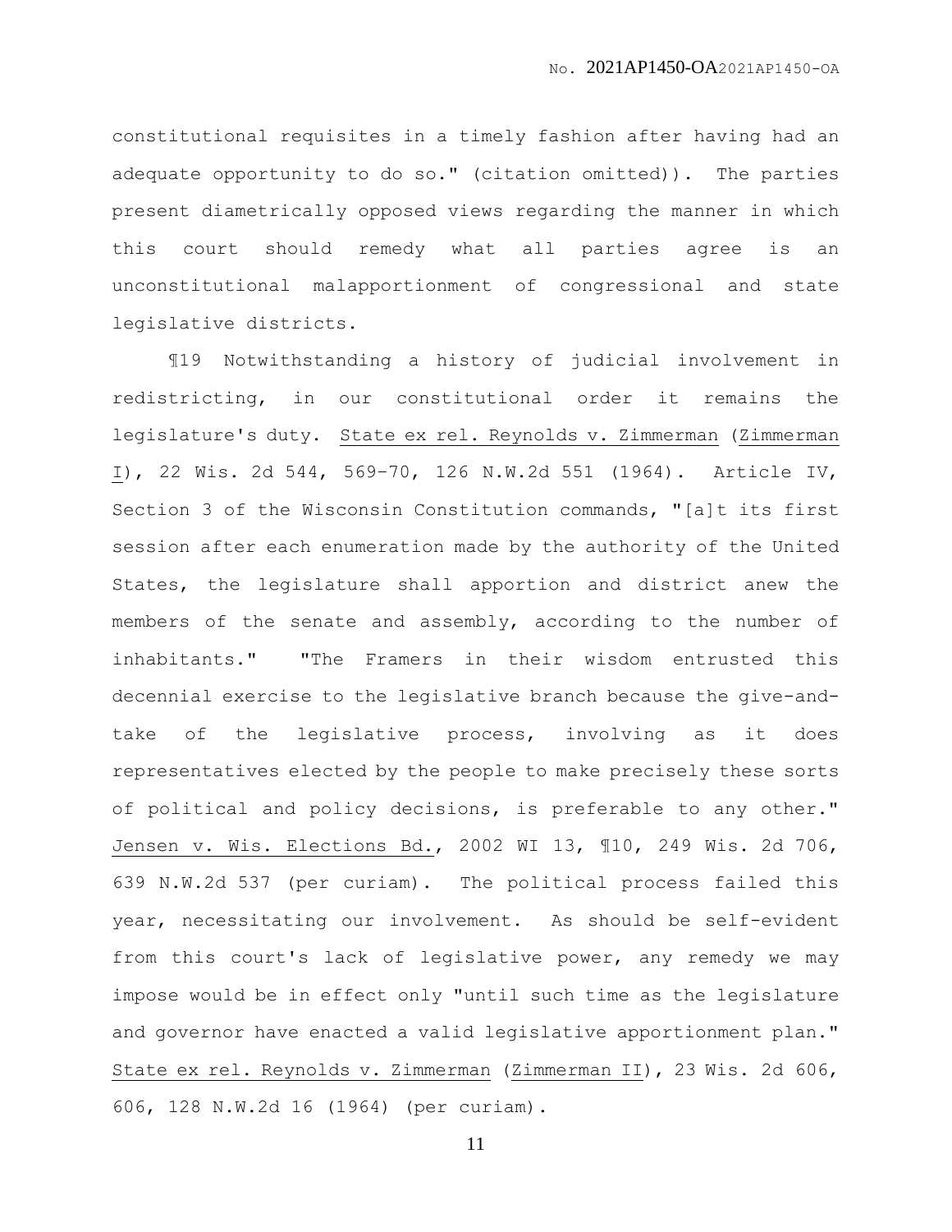constitutional requisites in a timely fashion after having had an adequate opportunity to do so." (citation omitted)). The parties present diametrically opposed views regarding the manner in which this court should remedy what all parties agree is an unconstitutional malapportionment of congressional and state legislative districts.

¶19 Notwithstanding a history of judicial involvement in redistricting, in our constitutional order it remains the legislature's duty. State ex rel. Reynolds v. Zimmerman (Zimmerman I), 22 Wis. 2d 544, 569–70, 126 N.W.2d 551 (1964). Article IV, Section 3 of the Wisconsin Constitution commands, "[a]t its first session after each enumeration made by the authority of the United States, the legislature shall apportion and district anew the members of the senate and assembly, according to the number of inhabitants." "The Framers in their wisdom entrusted this decennial exercise to the legislative branch because the give-and-take of the legislative process, involving as it does representatives elected by the people to make precisely these sorts of political and policy decisions, is preferable to any other." Jensen v. Wis. Elections Bd., 2002 WI 13, ¶10, 249 Wis. 2d 706, 639 N.W.2d 537 (per curiam). The political process failed this year, necessitating our involvement. As should be self-evident from this court's lack of legislative power, any remedy we may impose would be in effect only "until such time as the legislature and governor have enacted a valid legislative apportionment plan." State ex rel. Reynolds v. Zimmerman (Zimmerman II), 23 Wis. 2d 606, 606, 128 N.W.2d 16 (1964) (per curiam).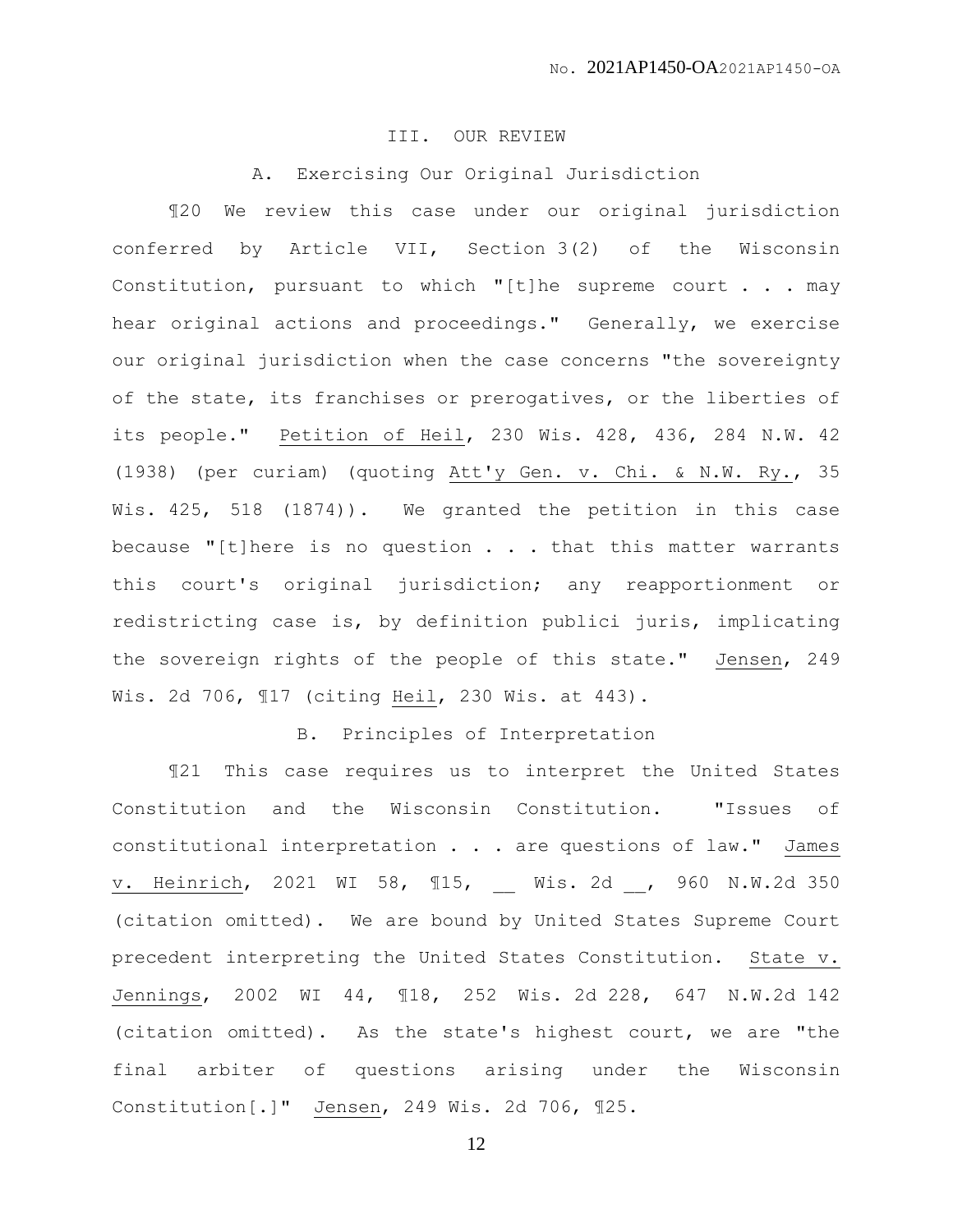## III. OUR REVIEW

### A. Exercising Our Original Jurisdiction

¶20 We review this case under our original jurisdiction conferred by Article VII, Section 3(2) of the Wisconsin Constitution, pursuant to which "[t]he supreme court . . . may hear original actions and proceedings." Generally, we exercise our original jurisdiction when the case concerns "the sovereignty of the state, its franchises or prerogatives, or the liberties of its people." Petition of Heil, 230 Wis. 428, 436, 284 N.W. 42 (1938) (per curiam) (quoting Att'y Gen. v. Chi. & N.W. Ry., 35 Wis. 425, 518 (1874)). We granted the petition in this case because "[t]here is no question . . . that this matter warrants this court's original jurisdiction; any reapportionment or redistricting case is, by definition publici juris, implicating the sovereign rights of the people of this state." Jensen, 249 Wis. 2d 706, ¶17 (citing Heil, 230 Wis. at 443).

### B. Principles of Interpretation

¶21 This case requires us to interpret the United States Constitution and the Wisconsin Constitution. "Issues of constitutional interpretation . . . are questions of law." James v. Heinrich, 2021 WI 58, ¶15, __ Wis. 2d __, 960 N.W.2d 350 (citation omitted). We are bound by United States Supreme Court precedent interpreting the United States Constitution. State v. Jennings, 2002 WI 44, ¶18, 252 Wis. 2d 228, 647 N.W.2d 142 (citation omitted). As the state's highest court, we are "the final arbiter of questions arising under the Wisconsin Constitution[.]" Jensen, 249 Wis. 2d 706, ¶25.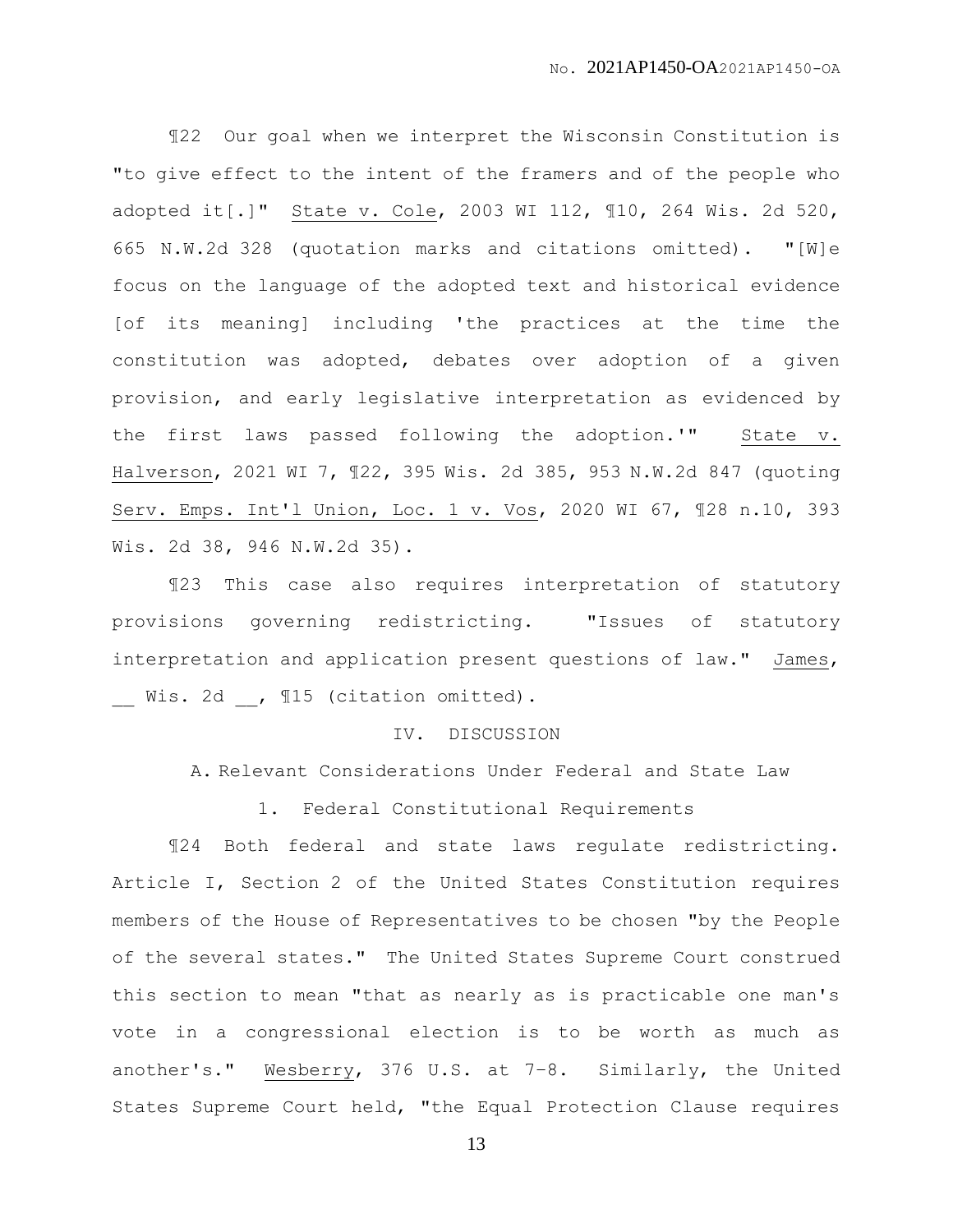¶22 Our goal when we interpret the Wisconsin Constitution is "to give effect to the intent of the framers and of the people who adopted it[.]" State v. Cole, 2003 WI 112, ¶10, 264 Wis. 2d 520, 665 N.W.2d 328 (quotation marks and citations omitted). "[W]e focus on the language of the adopted text and historical evidence [of its meaning] including 'the practices at the time the constitution was adopted, debates over adoption of a given provision, and early legislative interpretation as evidenced by the first laws passed following the adoption.'" State v. Halverson, 2021 WI 7, ¶22, 395 Wis. 2d 385, 953 N.W.2d 847 (quoting Serv. Emps. Int'l Union, Loc. 1 v. Vos, 2020 WI 67, ¶28 n.10, 393 Wis. 2d 38, 946 N.W.2d 35).

¶23 This case also requires interpretation of statutory provisions governing redistricting. "Issues of statutory interpretation and application present questions of law." James, __ Wis. 2d __, ¶15 (citation omitted).

## IV. DISCUSSION

### A. Relevant Considerations Under Federal and State Law

#### 1. Federal Constitutional Requirements

¶24 Both federal and state laws regulate redistricting. Article I, Section 2 of the United States Constitution requires members of the House of Representatives to be chosen "by the People of the several states." The United States Supreme Court construed this section to mean "that as nearly as is practicable one man's vote in a congressional election is to be worth as much as another's." Wesberry, 376 U.S. at 7–8. Similarly, the United States Supreme Court held, "the Equal Protection Clause requires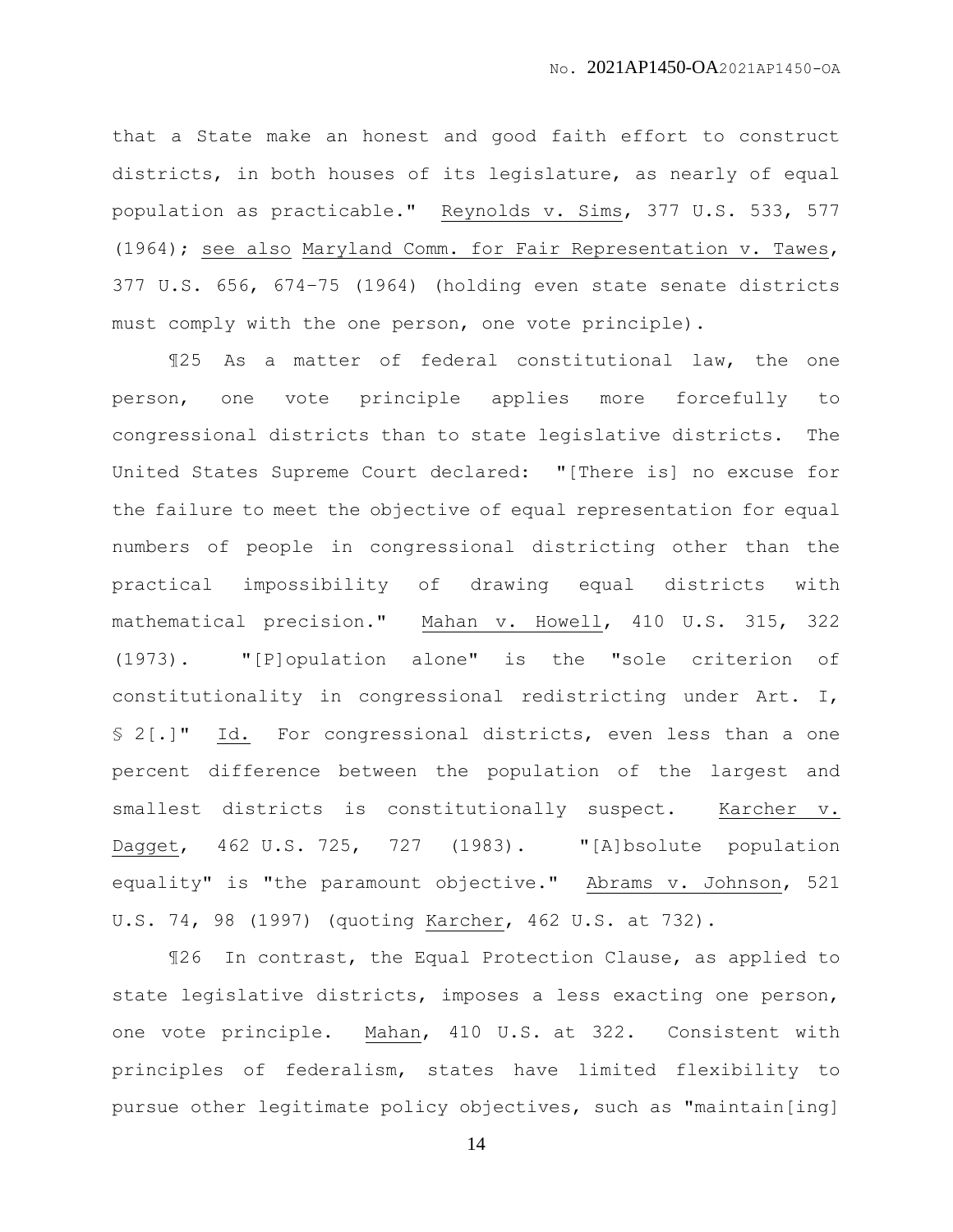that a State make an honest and good faith effort to construct districts, in both houses of its legislature, as nearly of equal population as practicable." Reynolds v. Sims, 377 U.S. 533, 577 (1964); see also Maryland Comm. for Fair Representation v. Tawes, 377 U.S. 656, 674–75 (1964) (holding even state senate districts must comply with the one person, one vote principle).

¶25 As a matter of federal constitutional law, the one person, one vote principle applies more forcefully to congressional districts than to state legislative districts. The United States Supreme Court declared: "[There is] no excuse for the failure to meet the objective of equal representation for equal numbers of people in congressional districting other than the practical impossibility of drawing equal districts with mathematical precision." Mahan v. Howell, 410 U.S. 315, 322 (1973). "[P]opulation alone" is the "sole criterion of constitutionality in congressional redistricting under Art. I, § 2[.]" Id. For congressional districts, even less than a one percent difference between the population of the largest and smallest districts is constitutionally suspect. Karcher v. Dagget, 462 U.S. 725, 727 (1983). "[A]bsolute population equality" is "the paramount objective." Abrams v. Johnson, 521 U.S. 74, 98 (1997) (quoting Karcher, 462 U.S. at 732).

¶26 In contrast, the Equal Protection Clause, as applied to state legislative districts, imposes a less exacting one person, one vote principle. Mahan, 410 U.S. at 322. Consistent with principles of federalism, states have limited flexibility to pursue other legitimate policy objectives, such as "maintain[ing]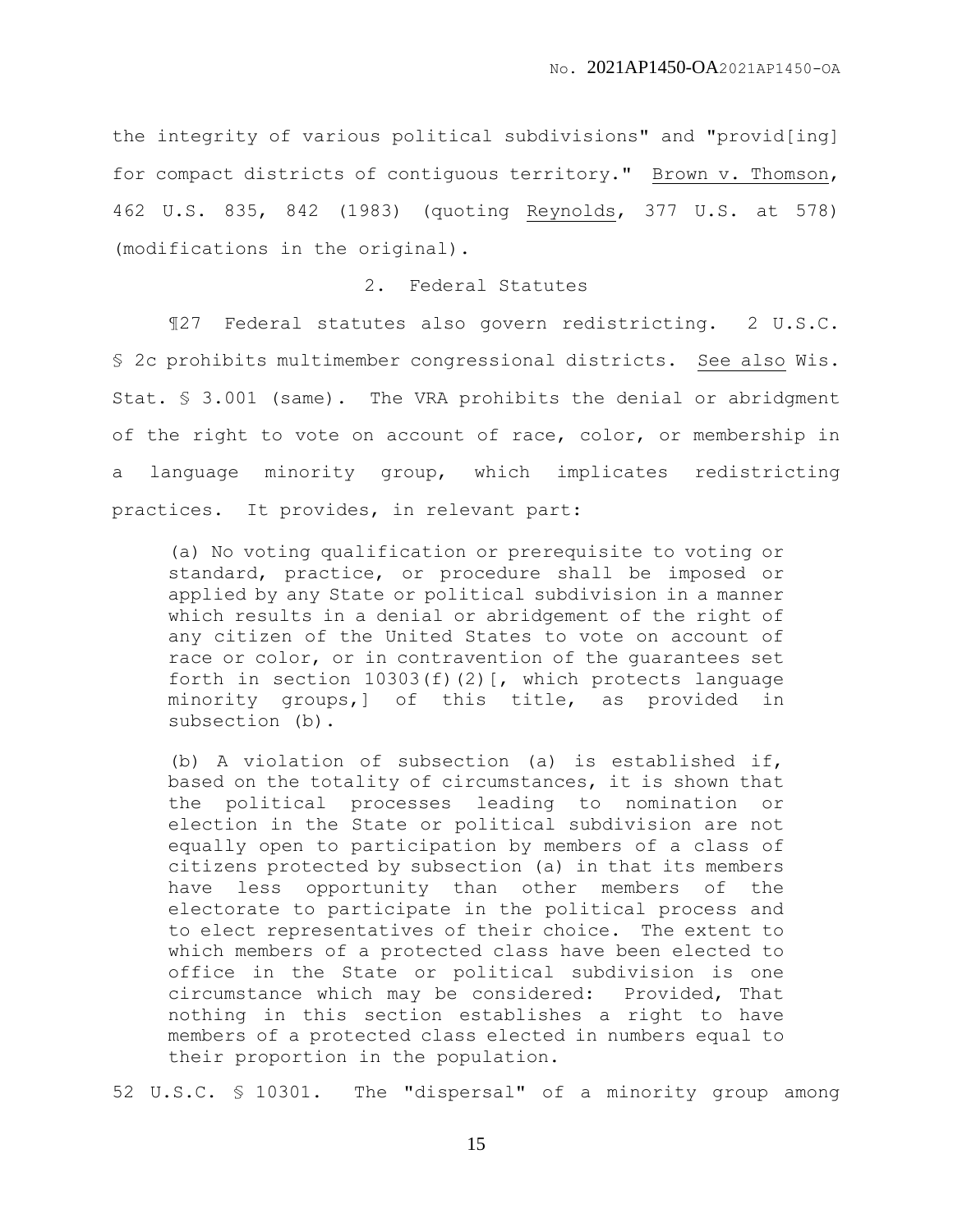the integrity of various political subdivisions" and "provid[ing] for compact districts of contiguous territory." Brown v. Thomson, 462 U.S. 835, 842 (1983) (quoting Reynolds, 377 U.S. at 578) (modifications in the original).

### 2. Federal Statutes

¶27 Federal statutes also govern redistricting. 2 U.S.C. § 2c prohibits multimember congressional districts. See also Wis. Stat. § 3.001 (same). The VRA prohibits the denial or abridgment of the right to vote on account of race, color, or membership in a language minority group, which implicates redistricting practices. It provides, in relevant part:

> (a) No voting qualification or prerequisite to voting or standard, practice, or procedure shall be imposed or applied by any State or political subdivision in a manner which results in a denial or abridgement of the right of any citizen of the United States to vote on account of race or color, or in contravention of the guarantees set forth in section 10303(f)(2)[, which protects language minority groups,] of this title, as provided in subsection (b).
>
> (b) A violation of subsection (a) is established if, based on the totality of circumstances, it is shown that the political processes leading to nomination or election in the State or political subdivision are not equally open to participation by members of a class of citizens protected by subsection (a) in that its members have less opportunity than other members of the electorate to participate in the political process and to elect representatives of their choice. The extent to which members of a protected class have been elected to office in the State or political subdivision is one circumstance which may be considered: Provided, That nothing in this section establishes a right to have members of a protected class elected in numbers equal to their proportion in the population.

52 U.S.C. § 10301. The "dispersal" of a minority group among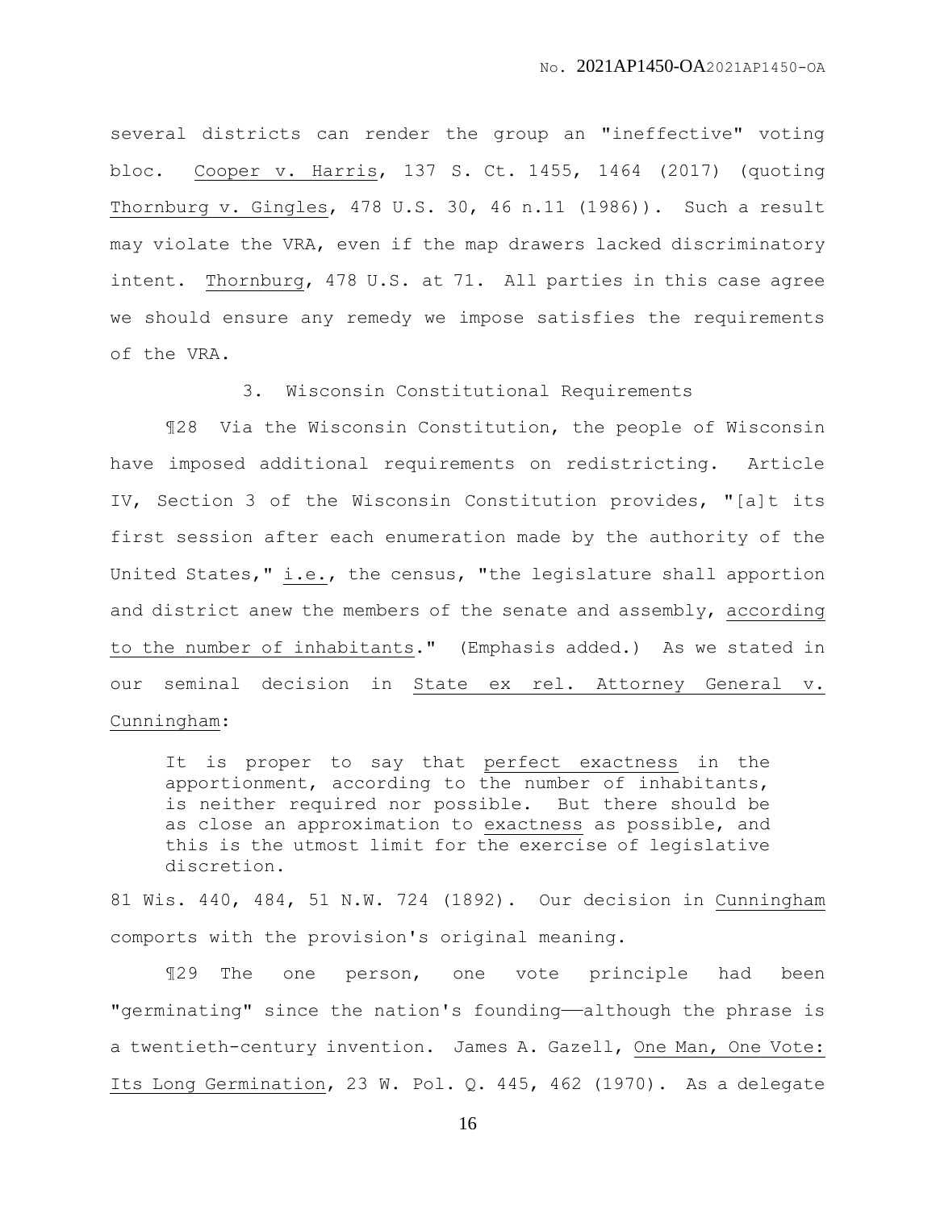several districts can render the group an "ineffective" voting bloc. Cooper v. Harris, 137 S. Ct. 1455, 1464 (2017) (quoting Thornburg v. Gingles, 478 U.S. 30, 46 n.11 (1986)). Such a result may violate the VRA, even if the map drawers lacked discriminatory intent. Thornburg, 478 U.S. at 71. All parties in this case agree we should ensure any remedy we impose satisfies the requirements of the VRA.

### 3. Wisconsin Constitutional Requirements

¶28 Via the Wisconsin Constitution, the people of Wisconsin have imposed additional requirements on redistricting. Article IV, Section 3 of the Wisconsin Constitution provides, "[a]t its first session after each enumeration made by the authority of the United States," i.e., the census, "the legislature shall apportion and district anew the members of the senate and assembly, according to the number of inhabitants." (Emphasis added.) As we stated in our seminal decision in State ex rel. Attorney General v. Cunningham:

> It is proper to say that perfect exactness in the apportionment, according to the number of inhabitants, is neither required nor possible. But there should be as close an approximation to exactness as possible, and this is the utmost limit for the exercise of legislative discretion.

81 Wis. 440, 484, 51 N.W. 724 (1892). Our decision in Cunningham comports with the provision's original meaning.

¶29 The one person, one vote principle had been "germinating" since the nation's founding——although the phrase is a twentieth-century invention. James A. Gazell, One Man, One Vote: Its Long Germination, 23 W. Pol. Q. 445, 462 (1970). As a delegate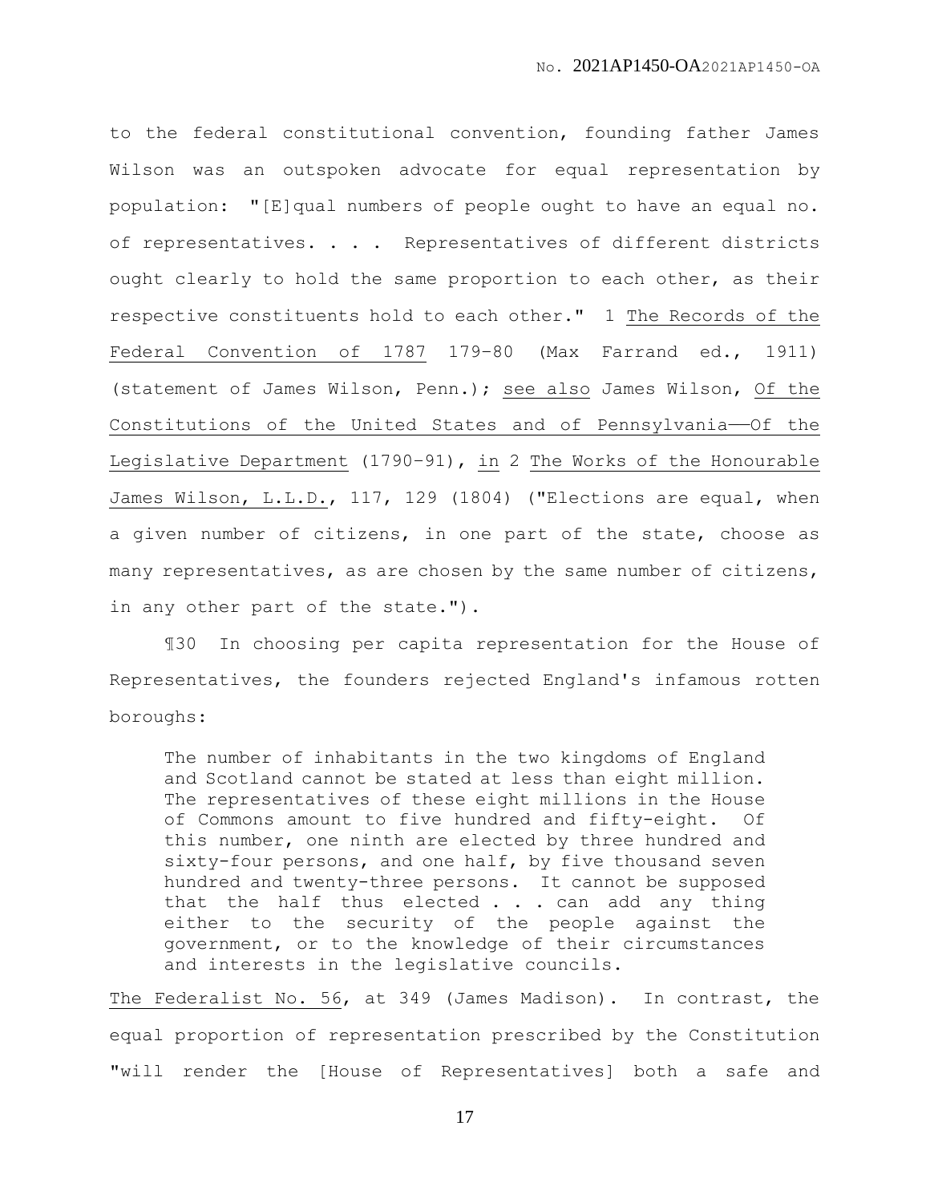to the federal constitutional convention, founding father James Wilson was an outspoken advocate for equal representation by population: "[E]qual numbers of people ought to have an equal no. of representatives. . . . Representatives of different districts ought clearly to hold the same proportion to each other, as their respective constituents hold to each other." 1 The Records of the Federal Convention of 1787 179–80 (Max Farrand ed., 1911) (statement of James Wilson, Penn.); see also James Wilson, Of the Constitutions of the United States and of Pennsylvania——Of the Legislative Department (1790–91), in 2 The Works of the Honourable James Wilson, L.L.D., 117, 129 (1804) ("Elections are equal, when a given number of citizens, in one part of the state, choose as many representatives, as are chosen by the same number of citizens, in any other part of the state.").

¶30 In choosing per capita representation for the House of Representatives, the founders rejected England's infamous rotten boroughs:

> The number of inhabitants in the two kingdoms of England and Scotland cannot be stated at less than eight million. The representatives of these eight millions in the House of Commons amount to five hundred and fifty-eight. Of this number, one ninth are elected by three hundred and sixty-four persons, and one half, by five thousand seven hundred and twenty-three persons. It cannot be supposed that the half thus elected . . . can add any thing either to the security of the people against the government, or to the knowledge of their circumstances and interests in the legislative councils.

The Federalist No. 56, at 349 (James Madison). In contrast, the equal proportion of representation prescribed by the Constitution "will render the [House of Representatives] both a safe and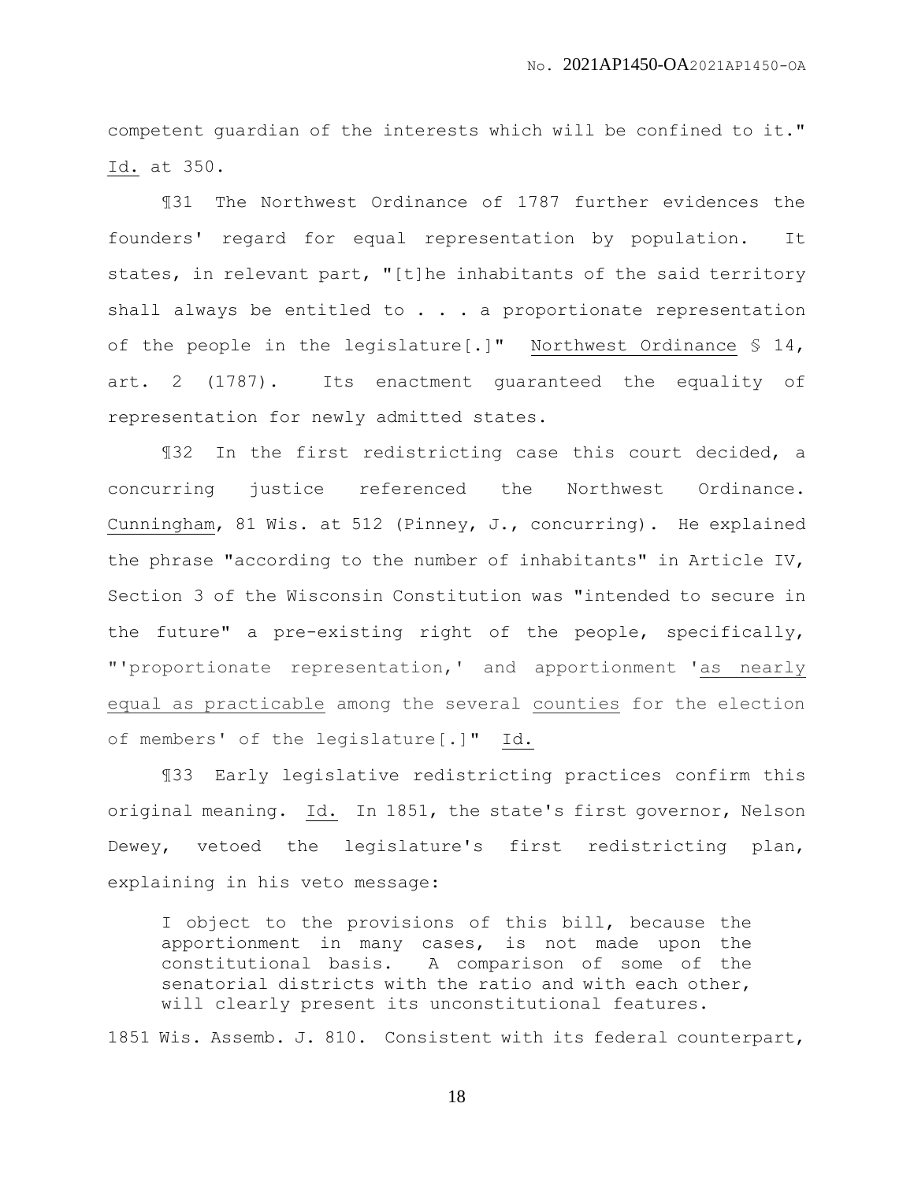competent guardian of the interests which will be confined to it." Id. at 350.

¶31 The Northwest Ordinance of 1787 further evidences the founders' regard for equal representation by population. It states, in relevant part, "[t]he inhabitants of the said territory shall always be entitled to . . . a proportionate representation of the people in the legislature[.]" Northwest Ordinance § 14, art. 2 (1787). Its enactment guaranteed the equality of representation for newly admitted states.

¶32 In the first redistricting case this court decided, a concurring justice referenced the Northwest Ordinance. Cunningham, 81 Wis. at 512 (Pinney, J., concurring). He explained the phrase "according to the number of inhabitants" in Article IV, Section 3 of the Wisconsin Constitution was "intended to secure in the future" a pre-existing right of the people, specifically, "'proportionate representation,' and apportionment 'as nearly equal as practicable among the several counties for the election of members' of the legislature[.]" Id.

¶33 Early legislative redistricting practices confirm this original meaning. Id. In 1851, the state's first governor, Nelson Dewey, vetoed the legislature's first redistricting plan, explaining in his veto message:

> I object to the provisions of this bill, because the apportionment in many cases, is not made upon the constitutional basis. A comparison of some of the senatorial districts with the ratio and with each other, will clearly present its unconstitutional features.

1851 Wis. Assemb. J. 810. Consistent with its federal counterpart,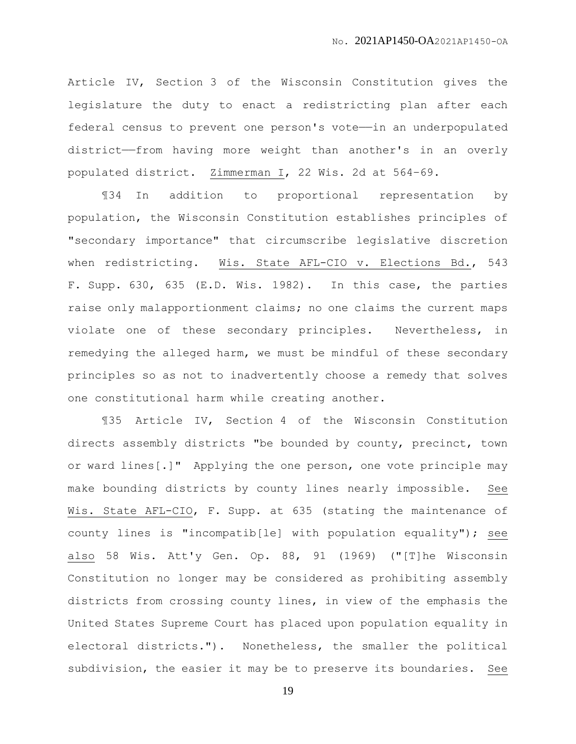Article IV, Section 3 of the Wisconsin Constitution gives the legislature the duty to enact a redistricting plan after each federal census to prevent one person's vote——in an underpopulated district——from having more weight than another's in an overly populated district. Zimmerman I, 22 Wis. 2d at 564-69.

¶34 In addition to proportional representation by population, the Wisconsin Constitution establishes principles of "secondary importance" that circumscribe legislative discretion when redistricting. Wis. State AFL-CIO v. Elections Bd., 543 F. Supp. 630, 635 (E.D. Wis. 1982). In this case, the parties raise only malapportionment claims; no one claims the current maps violate one of these secondary principles. Nevertheless, in remedying the alleged harm, we must be mindful of these secondary principles so as not to inadvertently choose a remedy that solves one constitutional harm while creating another.

¶35 Article IV, Section 4 of the Wisconsin Constitution directs assembly districts "be bounded by county, precinct, town or ward lines[.]" Applying the one person, one vote principle may make bounding districts by county lines nearly impossible. See Wis. State AFL-CIO, F. Supp. at 635 (stating the maintenance of county lines is "incompatib[le] with population equality"); see also 58 Wis. Att'y Gen. Op. 88, 91 (1969) ("[T]he Wisconsin Constitution no longer may be considered as prohibiting assembly districts from crossing county lines, in view of the emphasis the United States Supreme Court has placed upon population equality in electoral districts."). Nonetheless, the smaller the political subdivision, the easier it may be to preserve its boundaries. See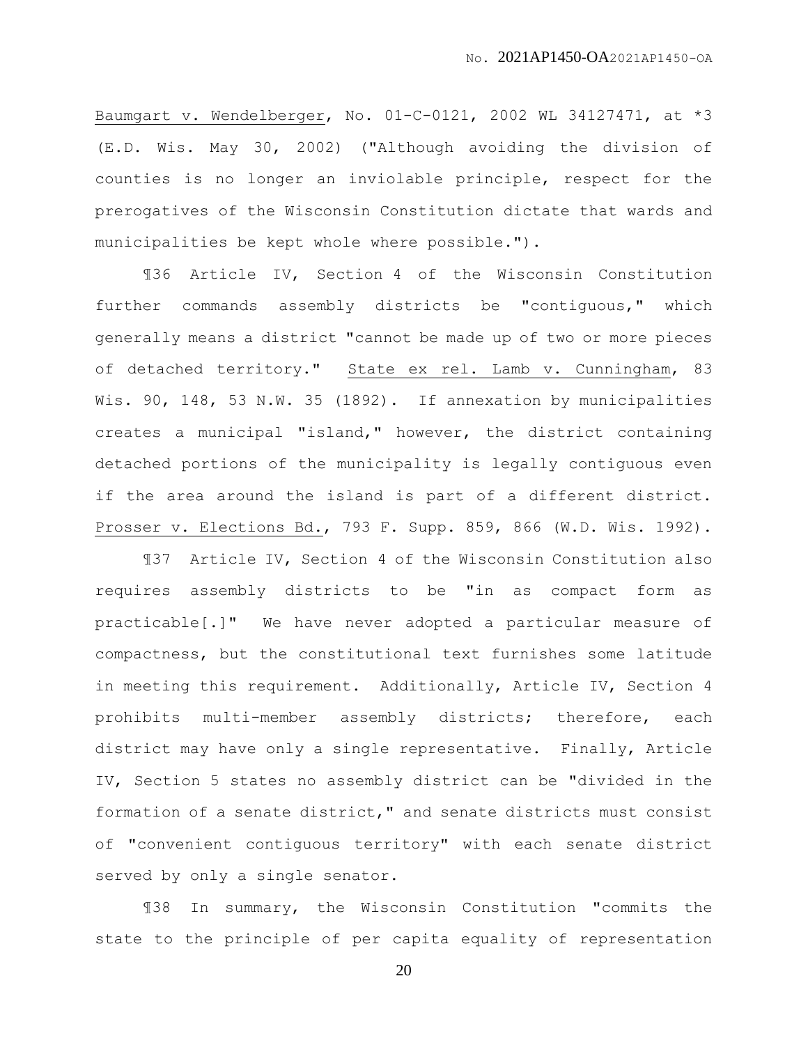Baumgart v. Wendelberger, No. 01-C-0121, 2002 WL 34127471, at *3 (E.D. Wis. May 30, 2002) ("Although avoiding the division of counties is no longer an inviolable principle, respect for the prerogatives of the Wisconsin Constitution dictate that wards and municipalities be kept whole where possible.").

¶36 Article IV, Section 4 of the Wisconsin Constitution further commands assembly districts be "contiguous," which generally means a district "cannot be made up of two or more pieces of detached territory." State ex rel. Lamb v. Cunningham, 83 Wis. 90, 148, 53 N.W. 35 (1892). If annexation by municipalities creates a municipal "island," however, the district containing detached portions of the municipality is legally contiguous even if the area around the island is part of a different district. Prosser v. Elections Bd., 793 F. Supp. 859, 866 (W.D. Wis. 1992).

¶37 Article IV, Section 4 of the Wisconsin Constitution also requires assembly districts to be "in as compact form as practicable[.]" We have never adopted a particular measure of compactness, but the constitutional text furnishes some latitude in meeting this requirement. Additionally, Article IV, Section 4 prohibits multi-member assembly districts; therefore, each district may have only a single representative. Finally, Article IV, Section 5 states no assembly district can be "divided in the formation of a senate district," and senate districts must consist of "convenient contiguous territory" with each senate district served by only a single senator.

¶38 In summary, the Wisconsin Constitution "commits the state to the principle of per capita equality of representation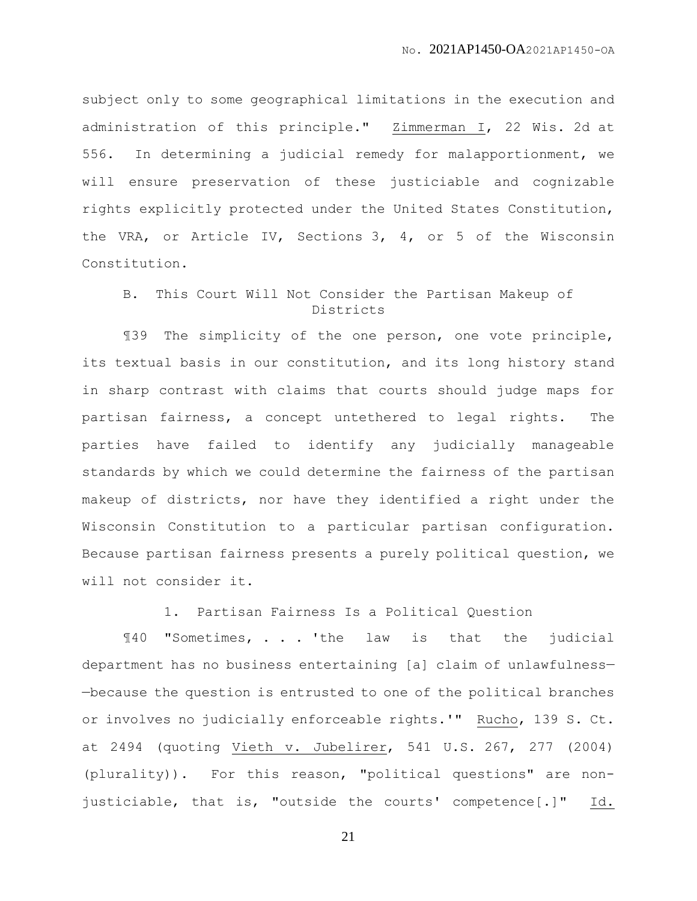subject only to some geographical limitations in the execution and administration of this principle." Zimmerman I, 22 Wis. 2d at 556. In determining a judicial remedy for malapportionment, we will ensure preservation of these justiciable and cognizable rights explicitly protected under the United States Constitution, the VRA, or Article IV, Sections 3, 4, or 5 of the Wisconsin Constitution.

### B. This Court Will Not Consider the Partisan Makeup of Districts

¶39 The simplicity of the one person, one vote principle, its textual basis in our constitution, and its long history stand in sharp contrast with claims that courts should judge maps for partisan fairness, a concept untethered to legal rights. The parties have failed to identify any judicially manageable standards by which we could determine the fairness of the partisan makeup of districts, nor have they identified a right under the Wisconsin Constitution to a particular partisan configuration. Because partisan fairness presents a purely political question, we will not consider it.

#### 1. Partisan Fairness Is a Political Question

¶40 "Sometimes, . . . 'the law is that the judicial department has no business entertaining [a] claim of unlawfulness——because the question is entrusted to one of the political branches or involves no judicially enforceable rights.'" Rucho, 139 S. Ct. at 2494 (quoting Vieth v. Jubelirer, 541 U.S. 267, 277 (2004) (plurality)). For this reason, "political questions" are non-justiciable, that is, "outside the courts' competence[.]" Id.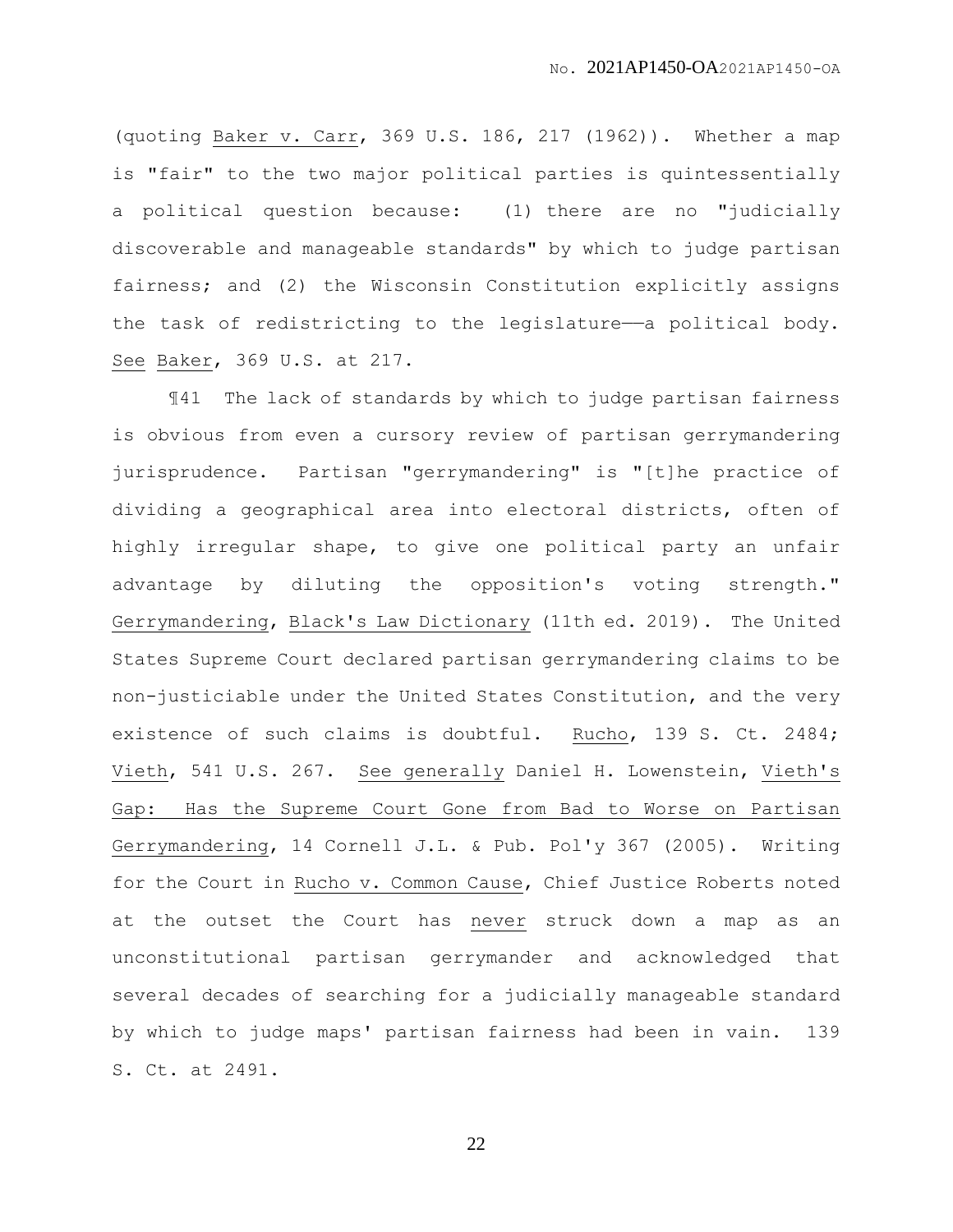(quoting Baker v. Carr, 369 U.S. 186, 217 (1962)). Whether a map is "fair" to the two major political parties is quintessentially a political question because: (1) there are no "judicially discoverable and manageable standards" by which to judge partisan fairness; and (2) the Wisconsin Constitution explicitly assigns the task of redistricting to the legislature——a political body. See Baker, 369 U.S. at 217.

¶41 The lack of standards by which to judge partisan fairness is obvious from even a cursory review of partisan gerrymandering jurisprudence. Partisan "gerrymandering" is "[t]he practice of dividing a geographical area into electoral districts, often of highly irregular shape, to give one political party an unfair advantage by diluting the opposition's voting strength." Gerrymandering, Black's Law Dictionary (11th ed. 2019). The United States Supreme Court declared partisan gerrymandering claims to be non-justiciable under the United States Constitution, and the very existence of such claims is doubtful. Rucho, 139 S. Ct. 2484; Vieth, 541 U.S. 267. See generally Daniel H. Lowenstein, Vieth's Gap: Has the Supreme Court Gone from Bad to Worse on Partisan Gerrymandering, 14 Cornell J.L. & Pub. Pol'y 367 (2005). Writing for the Court in Rucho v. Common Cause, Chief Justice Roberts noted at the outset the Court has never struck down a map as an unconstitutional partisan gerrymander and acknowledged that several decades of searching for a judicially manageable standard by which to judge maps' partisan fairness had been in vain. 139 S. Ct. at 2491.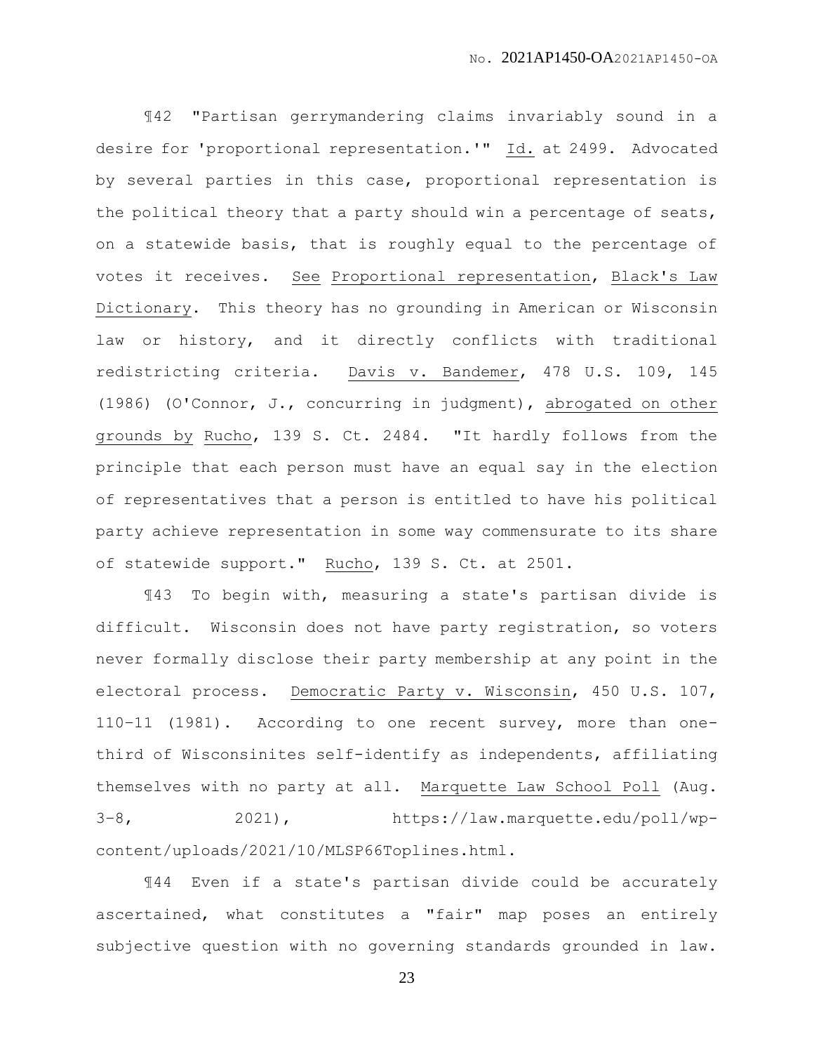¶42 "Partisan gerrymandering claims invariably sound in a desire for 'proportional representation.'" Id. at 2499. Advocated by several parties in this case, proportional representation is the political theory that a party should win a percentage of seats, on a statewide basis, that is roughly equal to the percentage of votes it receives. See Proportional representation, Black's Law Dictionary. This theory has no grounding in American or Wisconsin law or history, and it directly conflicts with traditional redistricting criteria. Davis v. Bandemer, 478 U.S. 109, 145 (1986) (O'Connor, J., concurring in judgment), abrogated on other grounds by Rucho, 139 S. Ct. 2484. "It hardly follows from the principle that each person must have an equal say in the election of representatives that a person is entitled to have his political party achieve representation in some way commensurate to its share of statewide support." Rucho, 139 S. Ct. at 2501.

¶43 To begin with, measuring a state's partisan divide is difficult. Wisconsin does not have party registration, so voters never formally disclose their party membership at any point in the electoral process. Democratic Party v. Wisconsin, 450 U.S. 107, 110–11 (1981). According to one recent survey, more than one-third of Wisconsinites self-identify as independents, affiliating themselves with no party at all. Marquette Law School Poll (Aug. 3–8, 2021), https://law.marquette.edu/poll/wp-content/uploads/2021/10/MLSP66Toplines.html.

¶44 Even if a state's partisan divide could be accurately ascertained, what constitutes a "fair" map poses an entirely subjective question with no governing standards grounded in law.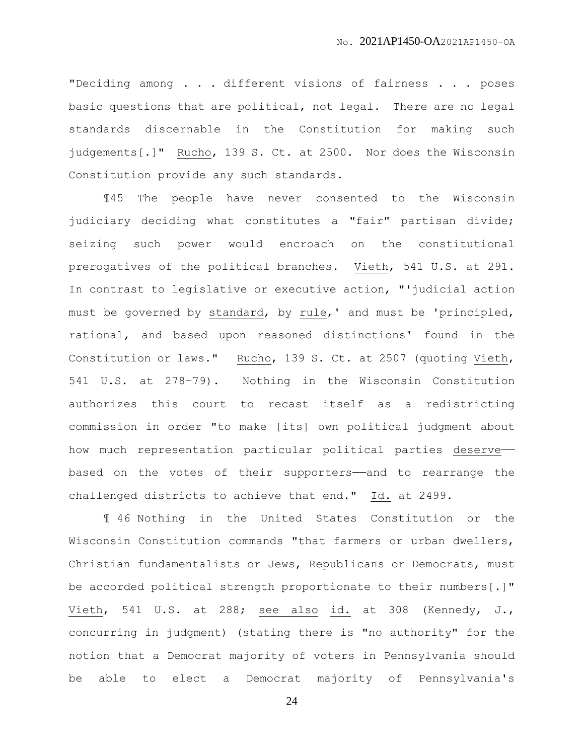"Deciding among . . . different visions of fairness . . . poses basic questions that are political, not legal. There are no legal standards discernable in the Constitution for making such judgements[.]" Rucho, 139 S. Ct. at 2500. Nor does the Wisconsin Constitution provide any such standards.

¶45 The people have never consented to the Wisconsin judiciary deciding what constitutes a "fair" partisan divide; seizing such power would encroach on the constitutional prerogatives of the political branches. Vieth, 541 U.S. at 291. In contrast to legislative or executive action, "'judicial action must be governed by standard, by rule,' and must be 'principled, rational, and based upon reasoned distinctions' found in the Constitution or laws." Rucho, 139 S. Ct. at 2507 (quoting Vieth, 541 U.S. at 278–79). Nothing in the Wisconsin Constitution authorizes this court to recast itself as a redistricting commission in order "to make [its] own political judgment about how much representation particular political parties deserve——based on the votes of their supporters——and to rearrange the challenged districts to achieve that end." Id. at 2499.

¶ 46 Nothing in the United States Constitution or the Wisconsin Constitution commands "that farmers or urban dwellers, Christian fundamentalists or Jews, Republicans or Democrats, must be accorded political strength proportionate to their numbers[.]" Vieth, 541 U.S. at 288; see also id. at 308 (Kennedy, J., concurring in judgment) (stating there is "no authority" for the notion that a Democrat majority of voters in Pennsylvania should be able to elect a Democrat majority of Pennsylvania's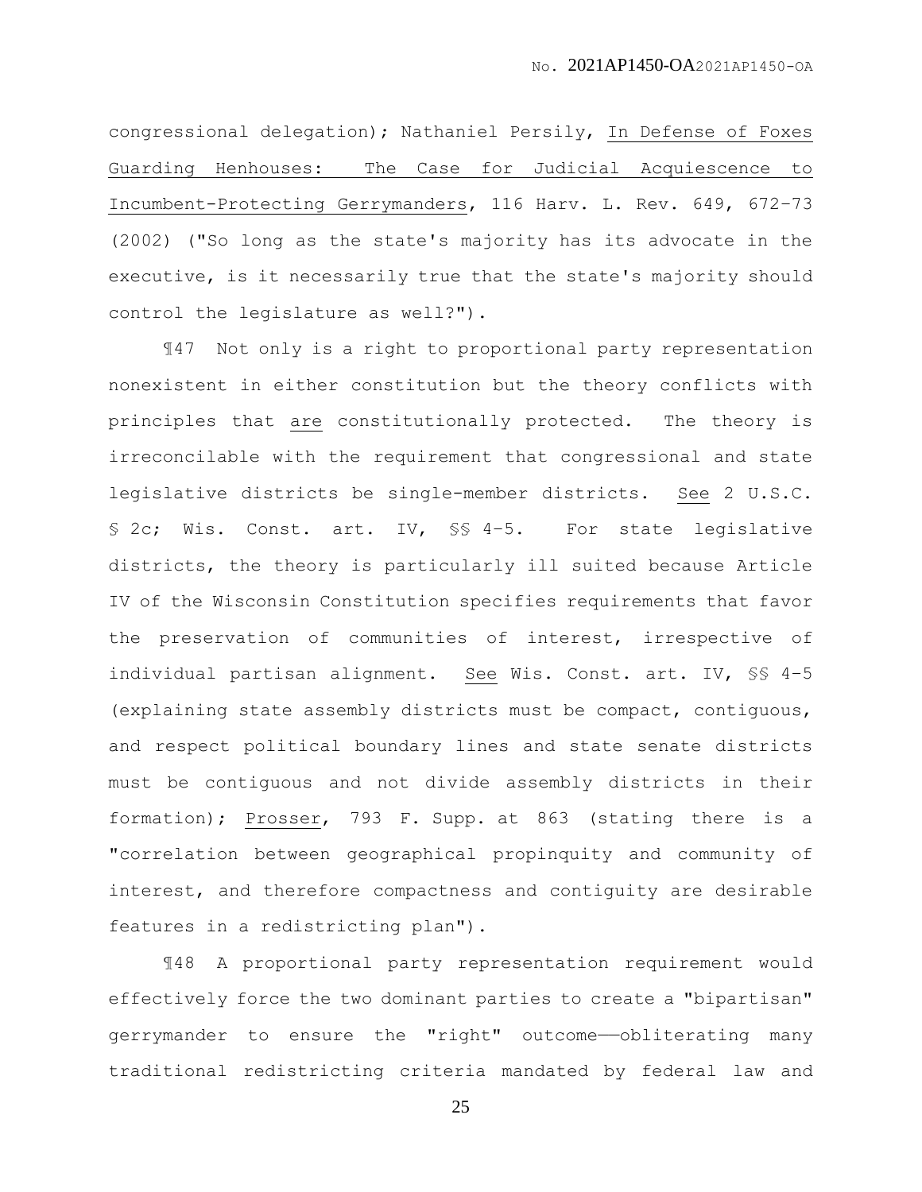congressional delegation); Nathaniel Persily, In Defense of Foxes Guarding Henhouses: The Case for Judicial Acquiescence to Incumbent-Protecting Gerrymanders, 116 Harv. L. Rev. 649, 672–73 (2002) ("So long as the state's majority has its advocate in the executive, is it necessarily true that the state's majority should control the legislature as well?").

¶47 Not only is a right to proportional party representation nonexistent in either constitution but the theory conflicts with principles that are constitutionally protected. The theory is irreconcilable with the requirement that congressional and state legislative districts be single-member districts. See 2 U.S.C. § 2c; Wis. Const. art. IV, §§ 4–5. For state legislative districts, the theory is particularly ill suited because Article IV of the Wisconsin Constitution specifies requirements that favor the preservation of communities of interest, irrespective of individual partisan alignment. See Wis. Const. art. IV, §§ 4–5 (explaining state assembly districts must be compact, contiguous, and respect political boundary lines and state senate districts must be contiguous and not divide assembly districts in their formation); Prosser, 793 F. Supp. at 863 (stating there is a "correlation between geographical propinquity and community of interest, and therefore compactness and contiguity are desirable features in a redistricting plan").

¶48 A proportional party representation requirement would effectively force the two dominant parties to create a "bipartisan" gerrymander to ensure the "right" outcome——obliterating many traditional redistricting criteria mandated by federal law and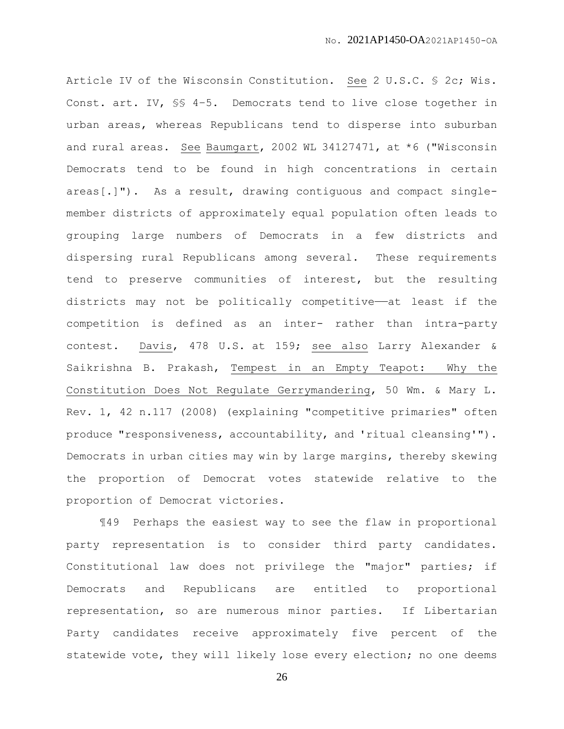Article IV of the Wisconsin Constitution. See 2 U.S.C. § 2c; Wis. Const. art. IV, §§ 4–5. Democrats tend to live close together in urban areas, whereas Republicans tend to disperse into suburban and rural areas. See Baumgart, 2002 WL 34127471, at *6 ("Wisconsin Democrats tend to be found in high concentrations in certain areas[.]"). As a result, drawing contiguous and compact single-member districts of approximately equal population often leads to grouping large numbers of Democrats in a few districts and dispersing rural Republicans among several. These requirements tend to preserve communities of interest, but the resulting districts may not be politically competitive——at least if the competition is defined as an inter- rather than intra-party contest. Davis, 478 U.S. at 159; see also Larry Alexander & Saikrishna B. Prakash, Tempest in an Empty Teapot: Why the Constitution Does Not Regulate Gerrymandering, 50 Wm. & Mary L. Rev. 1, 42 n.117 (2008) (explaining "competitive primaries" often produce "responsiveness, accountability, and 'ritual cleansing'"). Democrats in urban cities may win by large margins, thereby skewing the proportion of Democrat votes statewide relative to the proportion of Democrat victories.

¶49 Perhaps the easiest way to see the flaw in proportional party representation is to consider third party candidates. Constitutional law does not privilege the "major" parties; if Democrats and Republicans are entitled to proportional representation, so are numerous minor parties. If Libertarian Party candidates receive approximately five percent of the statewide vote, they will likely lose every election; no one deems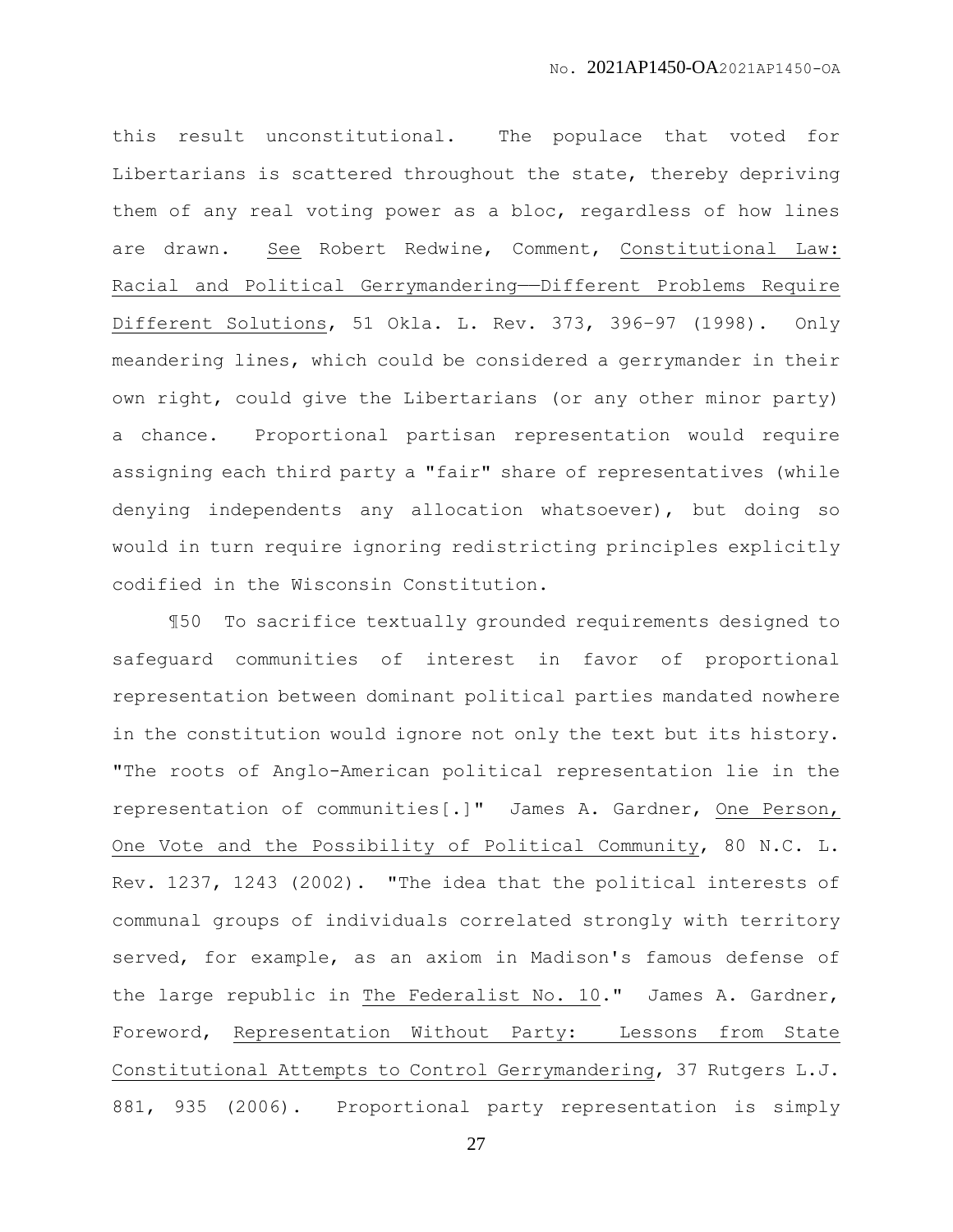this result unconstitutional. The populace that voted for Libertarians is scattered throughout the state, thereby depriving them of any real voting power as a bloc, regardless of how lines are drawn. See Robert Redwine, Comment, Constitutional Law: Racial and Political Gerrymandering——Different Problems Require Different Solutions, 51 Okla. L. Rev. 373, 396–97 (1998). Only meandering lines, which could be considered a gerrymander in their own right, could give the Libertarians (or any other minor party) a chance. Proportional partisan representation would require assigning each third party a "fair" share of representatives (while denying independents any allocation whatsoever), but doing so would in turn require ignoring redistricting principles explicitly codified in the Wisconsin Constitution.

¶50 To sacrifice textually grounded requirements designed to safeguard communities of interest in favor of proportional representation between dominant political parties mandated nowhere in the constitution would ignore not only the text but its history. "The roots of Anglo-American political representation lie in the representation of communities[.]" James A. Gardner, One Person, One Vote and the Possibility of Political Community, 80 N.C. L. Rev. 1237, 1243 (2002). "The idea that the political interests of communal groups of individuals correlated strongly with territory served, for example, as an axiom in Madison's famous defense of the large republic in The Federalist No. 10." James A. Gardner, Foreword, Representation Without Party: Lessons from State Constitutional Attempts to Control Gerrymandering, 37 Rutgers L.J. 881, 935 (2006). Proportional party representation is simply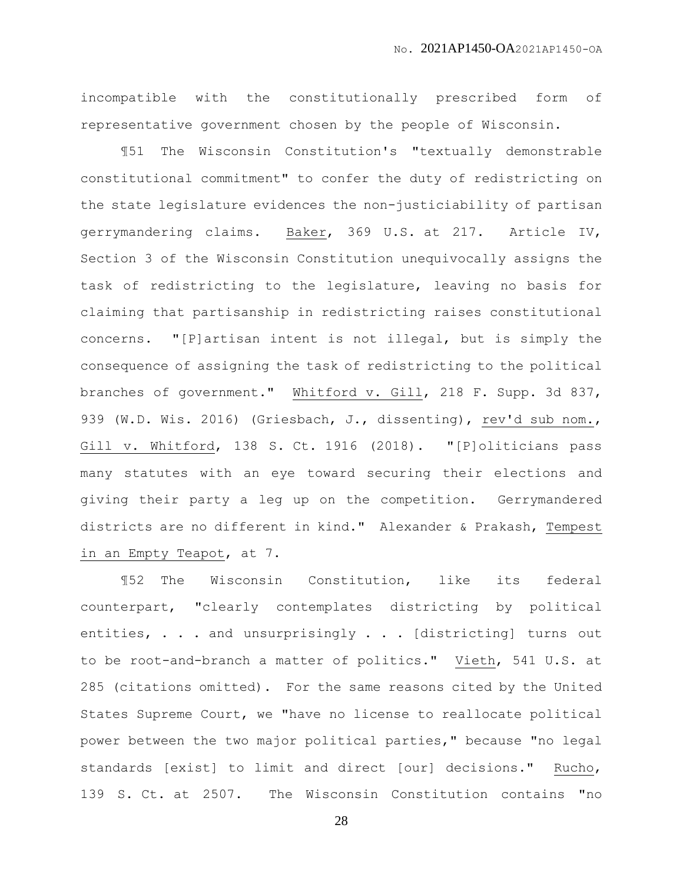incompatible with the constitutionally prescribed form of representative government chosen by the people of Wisconsin.

¶51 The Wisconsin Constitution's "textually demonstrable constitutional commitment" to confer the duty of redistricting on the state legislature evidences the non-justiciability of partisan gerrymandering claims. Baker, 369 U.S. at 217. Article IV, Section 3 of the Wisconsin Constitution unequivocally assigns the task of redistricting to the legislature, leaving no basis for claiming that partisanship in redistricting raises constitutional concerns. "[P]artisan intent is not illegal, but is simply the consequence of assigning the task of redistricting to the political branches of government." Whitford v. Gill, 218 F. Supp. 3d 837, 939 (W.D. Wis. 2016) (Griesbach, J., dissenting), rev'd sub nom., Gill v. Whitford, 138 S. Ct. 1916 (2018). "[P]oliticians pass many statutes with an eye toward securing their elections and giving their party a leg up on the competition. Gerrymandered districts are no different in kind." Alexander & Prakash, Tempest in an Empty Teapot, at 7.

¶52 The Wisconsin Constitution, like its federal counterpart, "clearly contemplates districting by political entities, . . . and unsurprisingly . . . [districting] turns out to be root-and-branch a matter of politics." Vieth, 541 U.S. at 285 (citations omitted). For the same reasons cited by the United States Supreme Court, we "have no license to reallocate political power between the two major political parties," because "no legal standards [exist] to limit and direct [our] decisions." Rucho, 139 S. Ct. at 2507. The Wisconsin Constitution contains "no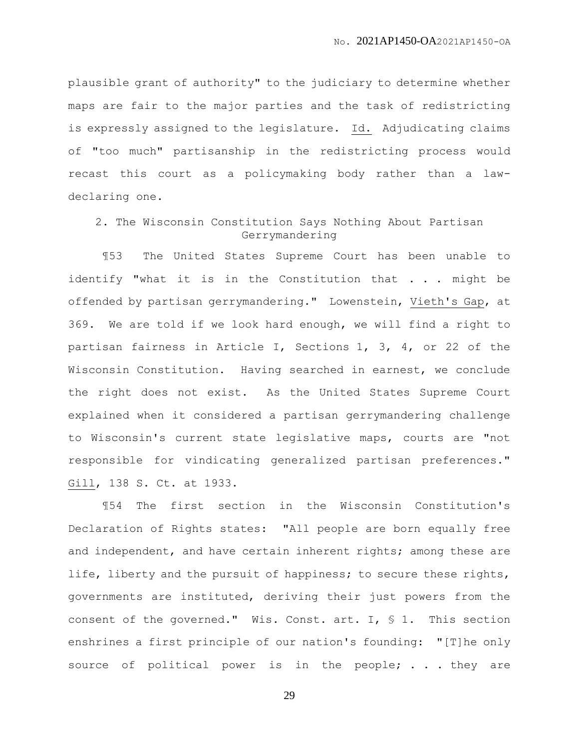plausible grant of authority" to the judiciary to determine whether maps are fair to the major parties and the task of redistricting is expressly assigned to the legislature. Id. Adjudicating claims of "too much" partisanship in the redistricting process would recast this court as a policymaking body rather than a law-declaring one.

### 2. The Wisconsin Constitution Says Nothing About Partisan Gerrymandering

¶53 The United States Supreme Court has been unable to identify "what it is in the Constitution that . . . might be offended by partisan gerrymandering." Lowenstein, Vieth's Gap, at 369. We are told if we look hard enough, we will find a right to partisan fairness in Article I, Sections 1, 3, 4, or 22 of the Wisconsin Constitution. Having searched in earnest, we conclude the right does not exist. As the United States Supreme Court explained when it considered a partisan gerrymandering challenge to Wisconsin's current state legislative maps, courts are "not responsible for vindicating generalized partisan preferences." Gill, 138 S. Ct. at 1933.

¶54 The first section in the Wisconsin Constitution's Declaration of Rights states: "All people are born equally free and independent, and have certain inherent rights; among these are life, liberty and the pursuit of happiness; to secure these rights, governments are instituted, deriving their just powers from the consent of the governed." Wis. Const. art. I, § 1. This section enshrines a first principle of our nation's founding: "[T]he only source of political power is in the people; . . . they are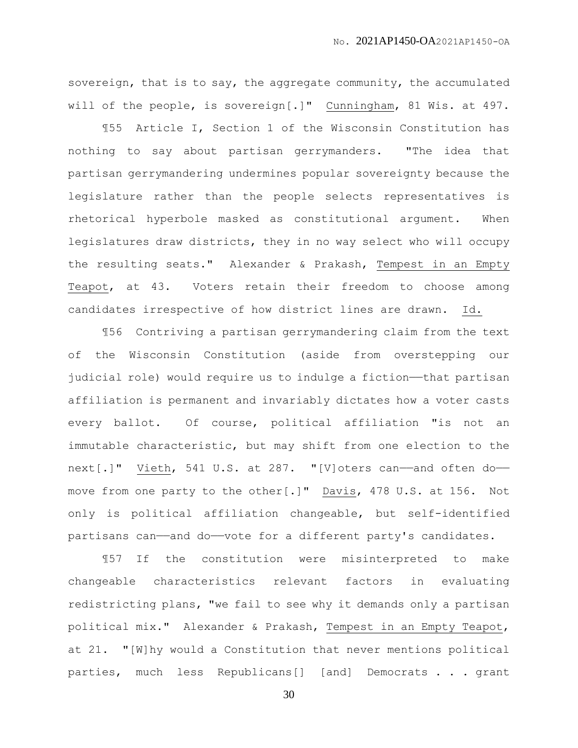sovereign, that is to say, the aggregate community, the accumulated will of the people, is sovereign[.]" Cunningham, 81 Wis. at 497.

¶55 Article I, Section 1 of the Wisconsin Constitution has nothing to say about partisan gerrymanders. "The idea that partisan gerrymandering undermines popular sovereignty because the legislature rather than the people selects representatives is rhetorical hyperbole masked as constitutional argument. When legislatures draw districts, they in no way select who will occupy the resulting seats." Alexander & Prakash, Tempest in an Empty Teapot, at 43. Voters retain their freedom to choose among candidates irrespective of how district lines are drawn. Id.

¶56 Contriving a partisan gerrymandering claim from the text of the Wisconsin Constitution (aside from overstepping our judicial role) would require us to indulge a fiction——that partisan affiliation is permanent and invariably dictates how a voter casts every ballot. Of course, political affiliation "is not an immutable characteristic, but may shift from one election to the next[.]" Vieth, 541 U.S. at 287. "[V]oters can——and often do——move from one party to the other[.]" Davis, 478 U.S. at 156. Not only is political affiliation changeable, but self-identified partisans can——and do——vote for a different party's candidates.

¶57 If the constitution were misinterpreted to make changeable characteristics relevant factors in evaluating redistricting plans, "we fail to see why it demands only a partisan political mix." Alexander & Prakash, Tempest in an Empty Teapot, at 21. "[W]hy would a Constitution that never mentions political parties, much less Republicans[] [and] Democrats . . . grant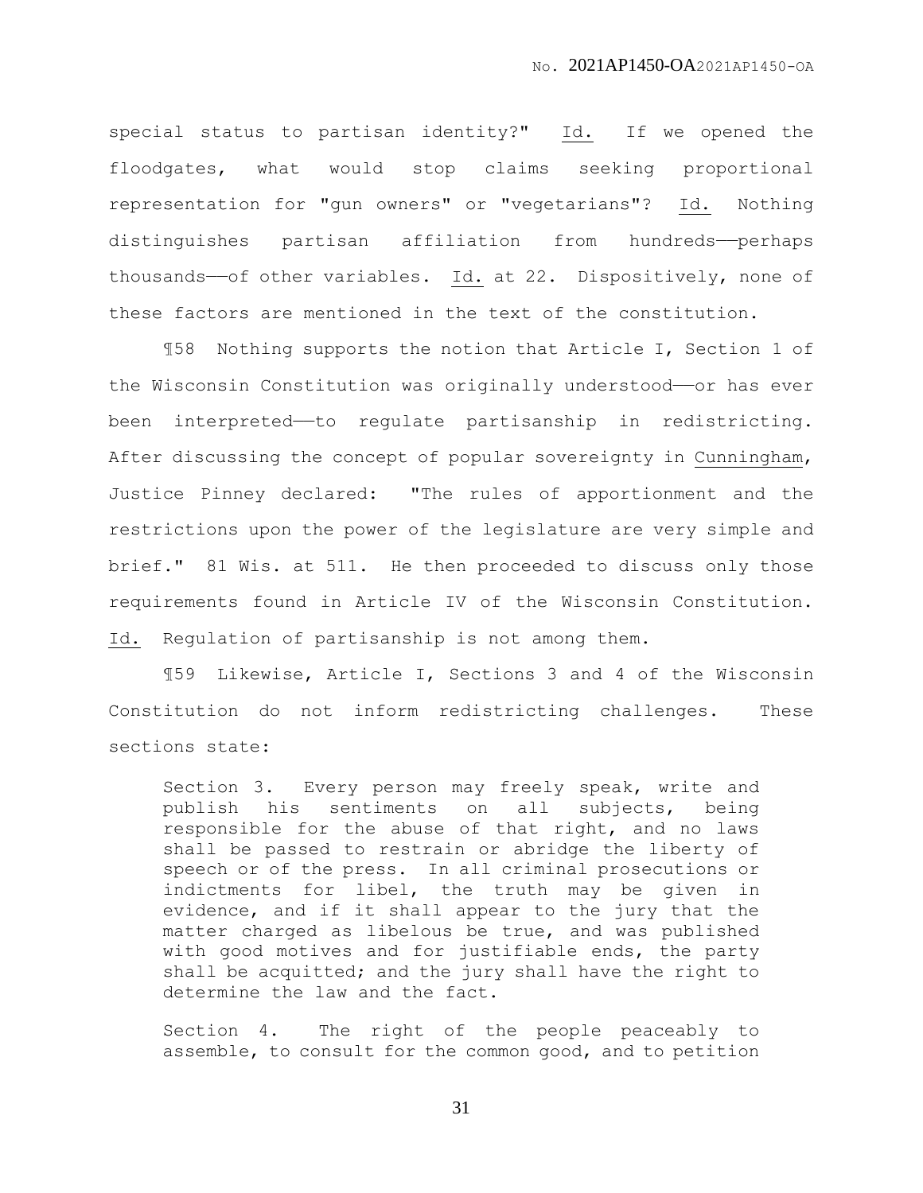special status to partisan identity?" Id. If we opened the floodgates, what would stop claims seeking proportional representation for "gun owners" or "vegetarians"? Id. Nothing distinguishes partisan affiliation from hundreds——perhaps thousands——of other variables. Id. at 22. Dispositively, none of these factors are mentioned in the text of the constitution.

¶58 Nothing supports the notion that Article I, Section 1 of the Wisconsin Constitution was originally understood——or has ever been interpreted——to regulate partisanship in redistricting. After discussing the concept of popular sovereignty in Cunningham, Justice Pinney declared: "The rules of apportionment and the restrictions upon the power of the legislature are very simple and brief." 81 Wis. at 511. He then proceeded to discuss only those requirements found in Article IV of the Wisconsin Constitution. Id. Regulation of partisanship is not among them.

¶59 Likewise, Article I, Sections 3 and 4 of the Wisconsin Constitution do not inform redistricting challenges. These sections state:

> Section 3. Every person may freely speak, write and publish his sentiments on all subjects, being responsible for the abuse of that right, and no laws shall be passed to restrain or abridge the liberty of speech or of the press. In all criminal prosecutions or indictments for libel, the truth may be given in evidence, and if it shall appear to the jury that the matter charged as libelous be true, and was published with good motives and for justifiable ends, the party shall be acquitted; and the jury shall have the right to determine the law and the fact.
>
> Section 4. The right of the people peaceably to assemble, to consult for the common good, and to petition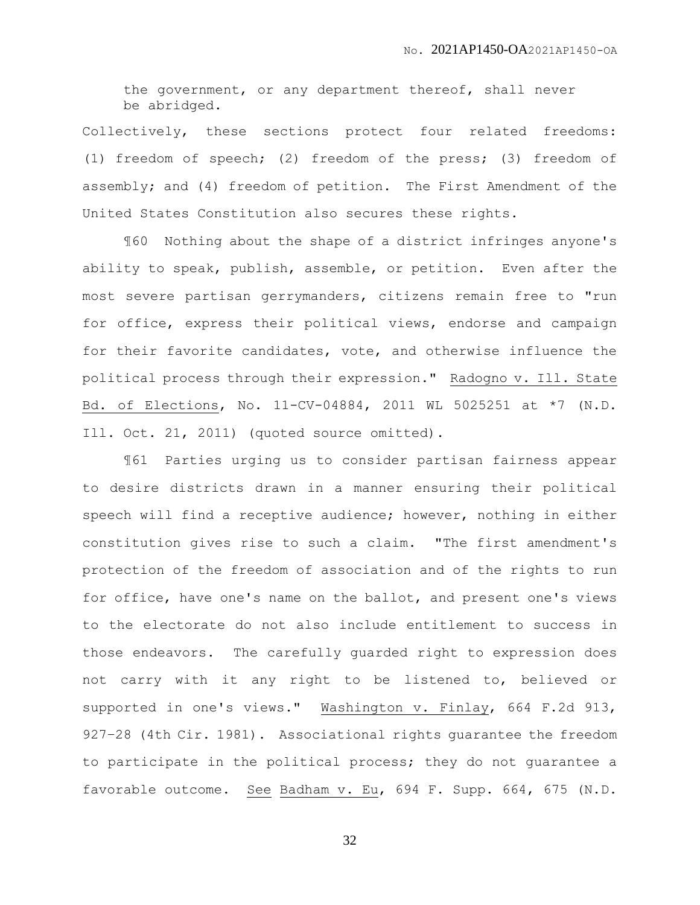the government, or any department thereof, shall never be abridged.

Collectively, these sections protect four related freedoms: (1) freedom of speech; (2) freedom of the press; (3) freedom of assembly; and (4) freedom of petition. The First Amendment of the United States Constitution also secures these rights.

¶60 Nothing about the shape of a district infringes anyone's ability to speak, publish, assemble, or petition. Even after the most severe partisan gerrymanders, citizens remain free to "run for office, express their political views, endorse and campaign for their favorite candidates, vote, and otherwise influence the political process through their expression." Radogno v. Ill. State Bd. of Elections, No. 11-CV-04884, 2011 WL 5025251 at *7 (N.D. Ill. Oct. 21, 2011) (quoted source omitted).

¶61 Parties urging us to consider partisan fairness appear to desire districts drawn in a manner ensuring their political speech will find a receptive audience; however, nothing in either constitution gives rise to such a claim. "The first amendment's protection of the freedom of association and of the rights to run for office, have one's name on the ballot, and present one's views to the electorate do not also include entitlement to success in those endeavors. The carefully guarded right to expression does not carry with it any right to be listened to, believed or supported in one's views." Washington v. Finlay, 664 F.2d 913, 927–28 (4th Cir. 1981). Associational rights guarantee the freedom to participate in the political process; they do not guarantee a favorable outcome. See Badham v. Eu, 694 F. Supp. 664, 675 (N.D.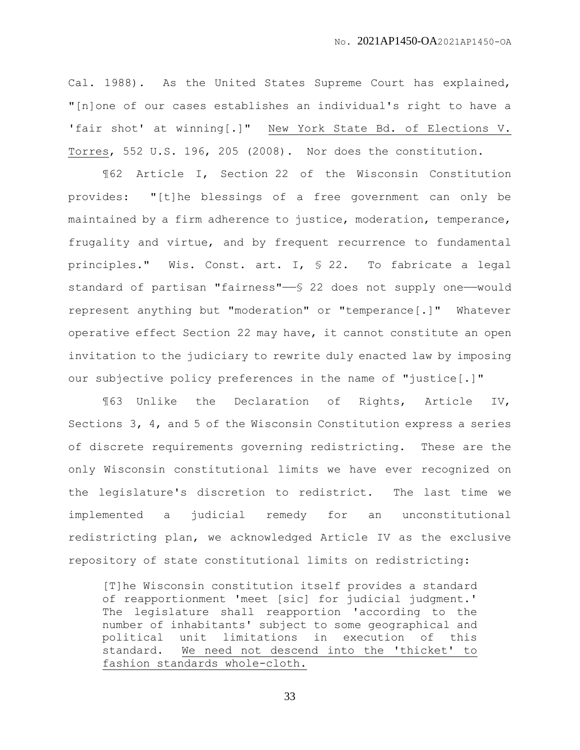Cal. 1988). As the United States Supreme Court has explained, "[n]one of our cases establishes an individual's right to have a 'fair shot' at winning[.]" New York State Bd. of Elections V. Torres, 552 U.S. 196, 205 (2008). Nor does the constitution.

¶62 Article I, Section 22 of the Wisconsin Constitution provides: "[t]he blessings of a free government can only be maintained by a firm adherence to justice, moderation, temperance, frugality and virtue, and by frequent recurrence to fundamental principles." Wis. Const. art. I, § 22. To fabricate a legal standard of partisan "fairness"——§ 22 does not supply one——would represent anything but "moderation" or "temperance[.]" Whatever operative effect Section 22 may have, it cannot constitute an open invitation to the judiciary to rewrite duly enacted law by imposing our subjective policy preferences in the name of "justice[.]"

¶63 Unlike the Declaration of Rights, Article IV, Sections 3, 4, and 5 of the Wisconsin Constitution express a series of discrete requirements governing redistricting. These are the only Wisconsin constitutional limits we have ever recognized on the legislature's discretion to redistrict. The last time we implemented a judicial remedy for an unconstitutional redistricting plan, we acknowledged Article IV as the exclusive repository of state constitutional limits on redistricting:

> [T]he Wisconsin constitution itself provides a standard of reapportionment 'meet [sic] for judicial judgment.' The legislature shall reapportion 'according to the number of inhabitants' subject to some geographical and political unit limitations in execution of this standard. <u>We need not descend into the 'thicket' to fashion standards whole-cloth.</u>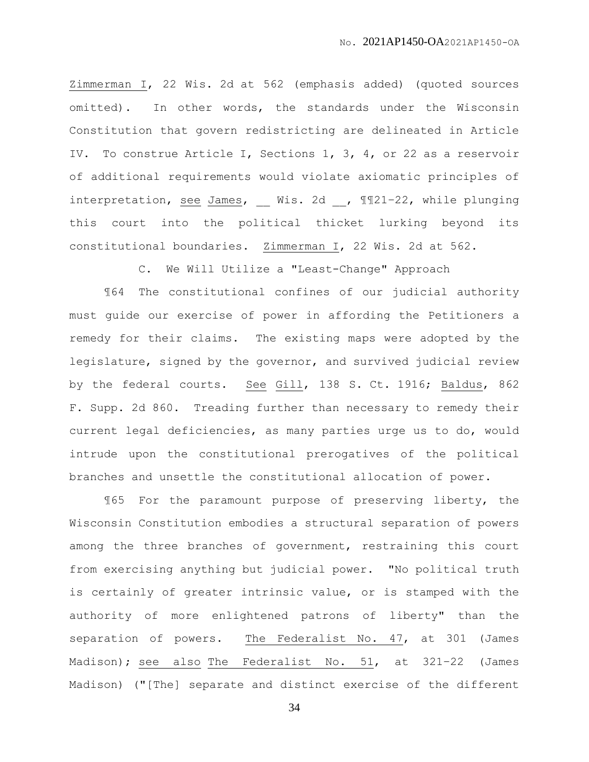Zimmerman I, 22 Wis. 2d at 562 (emphasis added) (quoted sources omitted). In other words, the standards under the Wisconsin Constitution that govern redistricting are delineated in Article IV. To construe Article I, Sections 1, 3, 4, or 22 as a reservoir of additional requirements would violate axiomatic principles of interpretation, see James, __ Wis. 2d __, ¶¶21–22, while plunging this court into the political thicket lurking beyond its constitutional boundaries. Zimmerman I, 22 Wis. 2d at 562.

### C. We Will Utilize a "Least-Change" Approach

¶64 The constitutional confines of our judicial authority must guide our exercise of power in affording the Petitioners a remedy for their claims. The existing maps were adopted by the legislature, signed by the governor, and survived judicial review by the federal courts. See Gill, 138 S. Ct. 1916; Baldus, 862 F. Supp. 2d 860. Treading further than necessary to remedy their current legal deficiencies, as many parties urge us to do, would intrude upon the constitutional prerogatives of the political branches and unsettle the constitutional allocation of power.

¶65 For the paramount purpose of preserving liberty, the Wisconsin Constitution embodies a structural separation of powers among the three branches of government, restraining this court from exercising anything but judicial power. "No political truth is certainly of greater intrinsic value, or is stamped with the authority of more enlightened patrons of liberty" than the separation of powers. The Federalist No. 47, at 301 (James Madison); see also The Federalist No. 51, at 321–22 (James Madison) ("[The] separate and distinct exercise of the different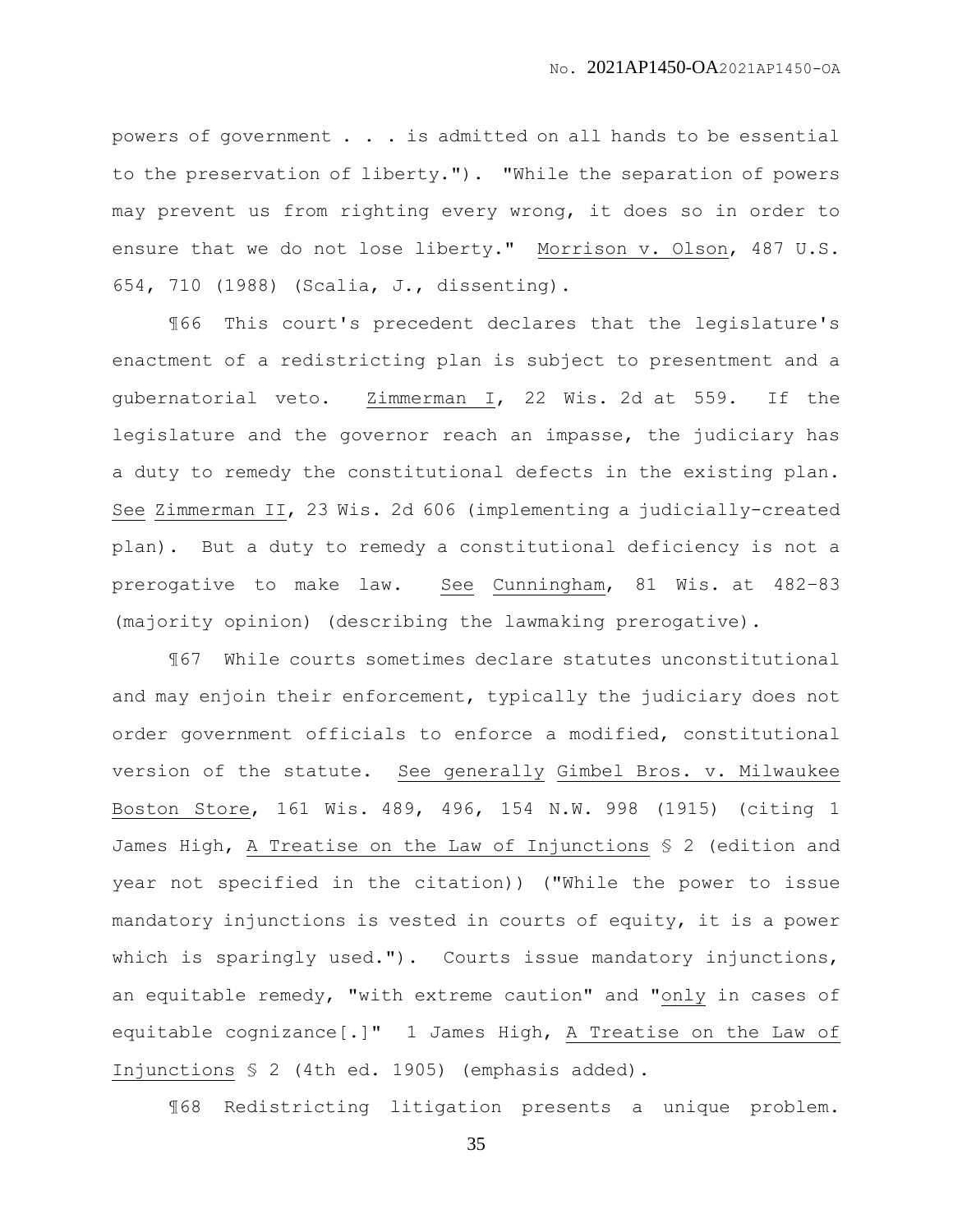powers of government . . . is admitted on all hands to be essential to the preservation of liberty."). "While the separation of powers may prevent us from righting every wrong, it does so in order to ensure that we do not lose liberty." Morrison v. Olson, 487 U.S. 654, 710 (1988) (Scalia, J., dissenting).

¶66 This court's precedent declares that the legislature's enactment of a redistricting plan is subject to presentment and a gubernatorial veto. Zimmerman I, 22 Wis. 2d at 559. If the legislature and the governor reach an impasse, the judiciary has a duty to remedy the constitutional defects in the existing plan. See Zimmerman II, 23 Wis. 2d 606 (implementing a judicially-created plan). But a duty to remedy a constitutional deficiency is not a prerogative to make law. See Cunningham, 81 Wis. at 482–83 (majority opinion) (describing the lawmaking prerogative).

¶67 While courts sometimes declare statutes unconstitutional and may enjoin their enforcement, typically the judiciary does not order government officials to enforce a modified, constitutional version of the statute. See generally Gimbel Bros. v. Milwaukee Boston Store, 161 Wis. 489, 496, 154 N.W. 998 (1915) (citing 1 James High, A Treatise on the Law of Injunctions § 2 (edition and year not specified in the citation)) ("While the power to issue mandatory injunctions is vested in courts of equity, it is a power which is sparingly used."). Courts issue mandatory injunctions, an equitable remedy, "with extreme caution" and "only in cases of equitable cognizance[.]" 1 James High, A Treatise on the Law of Injunctions § 2 (4th ed. 1905) (emphasis added).

¶68 Redistricting litigation presents a unique problem.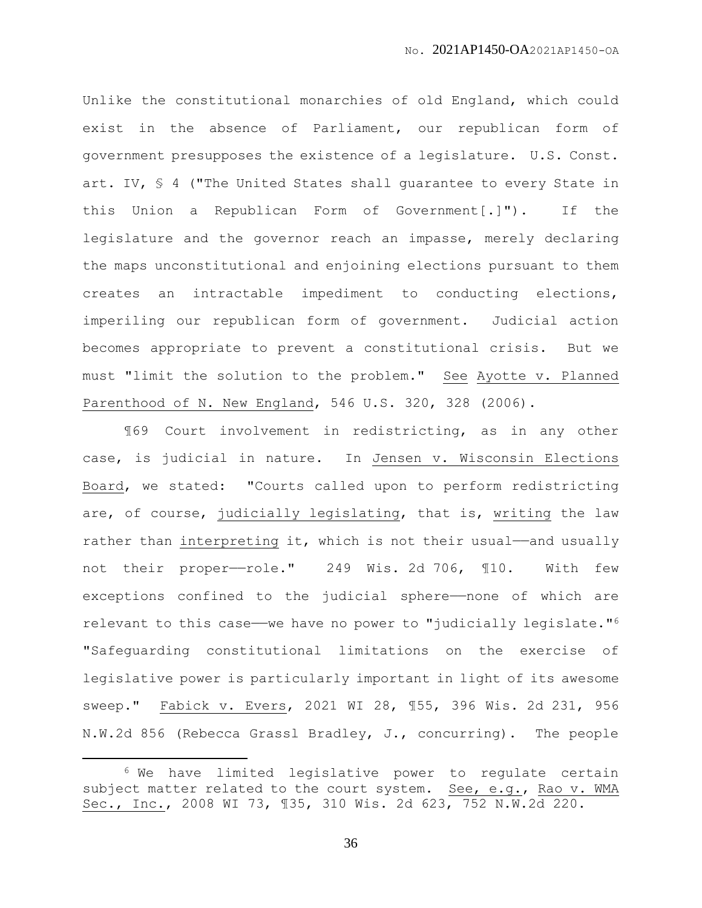Unlike the constitutional monarchies of old England, which could exist in the absence of Parliament, our republican form of government presupposes the existence of a legislature. U.S. Const. art. IV, § 4 ("The United States shall guarantee to every State in this Union a Republican Form of Government[.]"). If the legislature and the governor reach an impasse, merely declaring the maps unconstitutional and enjoining elections pursuant to them creates an intractable impediment to conducting elections, imperiling our republican form of government. Judicial action becomes appropriate to prevent a constitutional crisis. But we must "limit the solution to the problem." See Ayotte v. Planned Parenthood of N. New England, 546 U.S. 320, 328 (2006).

¶69 Court involvement in redistricting, as in any other case, is judicial in nature. In Jensen v. Wisconsin Elections Board, we stated: "Courts called upon to perform redistricting are, of course, judicially legislating, that is, writing the law rather than interpreting it, which is not their usual——and usually not their proper——role." 249 Wis. 2d 706, ¶10. With few exceptions confined to the judicial sphere——none of which are relevant to this case——we have no power to "judicially legislate."[6] "Safeguarding constitutional limitations on the exercise of legislative power is particularly important in light of its awesome sweep." Fabick v. Evers, 2021 WI 28, ¶55, 396 Wis. 2d 231, 956 N.W.2d 856 (Rebecca Grassl Bradley, J., concurring). The people

[6] We have limited legislative power to regulate certain subject matter related to the court system. See, e.g., Rao v. WMA Sec., Inc., 2008 WI 73, ¶35, 310 Wis. 2d 623, 752 N.W.2d 220.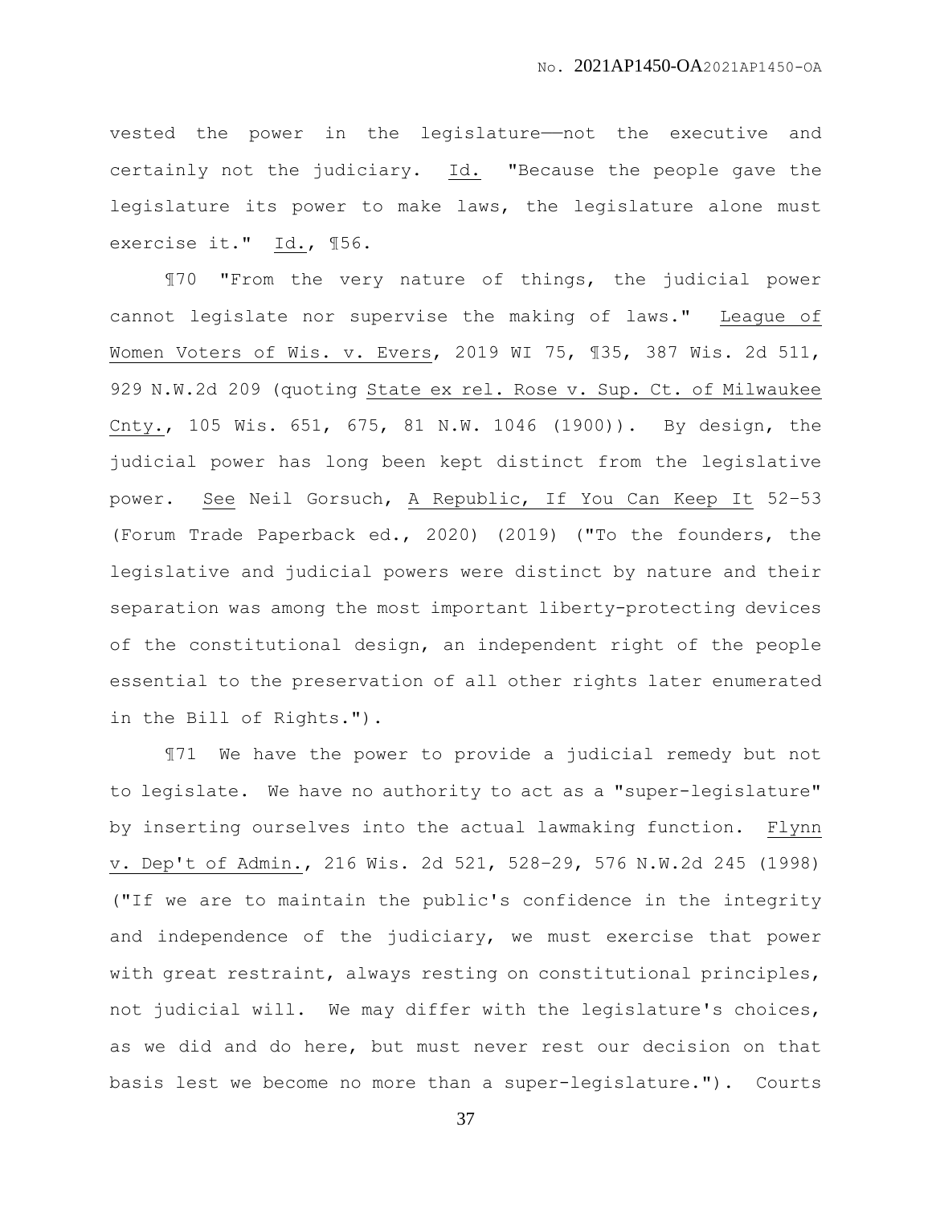vested the power in the legislature——not the executive and certainly not the judiciary. Id. "Because the people gave the legislature its power to make laws, the legislature alone must exercise it." Id., ¶56.

¶70 "From the very nature of things, the judicial power cannot legislate nor supervise the making of laws." League of Women Voters of Wis. v. Evers, 2019 WI 75, ¶35, 387 Wis. 2d 511, 929 N.W.2d 209 (quoting State ex rel. Rose v. Sup. Ct. of Milwaukee Cnty., 105 Wis. 651, 675, 81 N.W. 1046 (1900)). By design, the judicial power has long been kept distinct from the legislative power. See Neil Gorsuch, A Republic, If You Can Keep It 52–53 (Forum Trade Paperback ed., 2020) (2019) ("To the founders, the legislative and judicial powers were distinct by nature and their separation was among the most important liberty-protecting devices of the constitutional design, an independent right of the people essential to the preservation of all other rights later enumerated in the Bill of Rights.").

¶71 We have the power to provide a judicial remedy but not to legislate. We have no authority to act as a "super-legislature" by inserting ourselves into the actual lawmaking function. Flynn v. Dep't of Admin., 216 Wis. 2d 521, 528–29, 576 N.W.2d 245 (1998) ("If we are to maintain the public's confidence in the integrity and independence of the judiciary, we must exercise that power with great restraint, always resting on constitutional principles, not judicial will. We may differ with the legislature's choices, as we did and do here, but must never rest our decision on that basis lest we become no more than a super-legislature."). Courts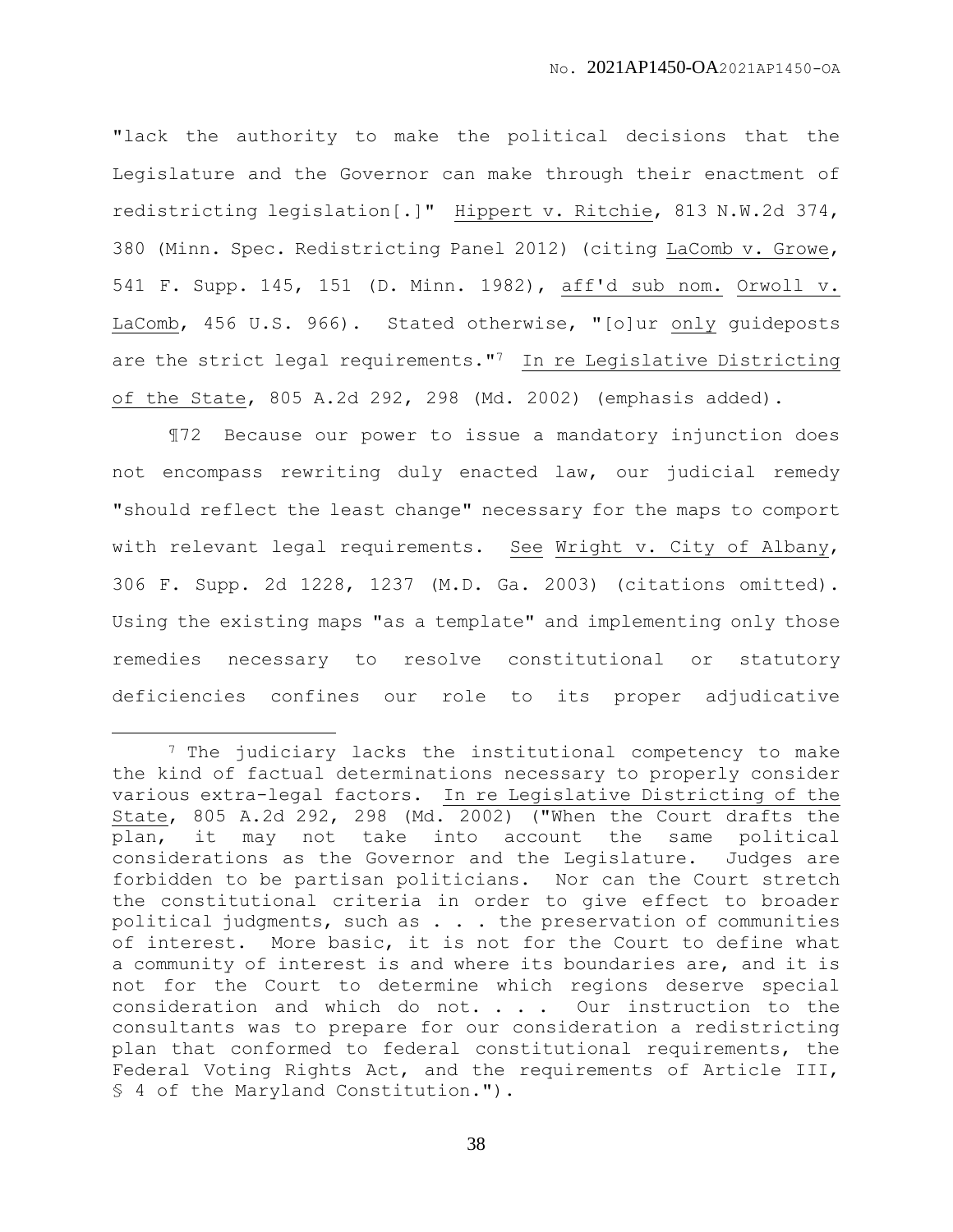"lack the authority to make the political decisions that the Legislature and the Governor can make through their enactment of redistricting legislation[.]" Hippert v. Ritchie, 813 N.W.2d 374, 380 (Minn. Spec. Redistricting Panel 2012) (citing LaComb v. Growe, 541 F. Supp. 145, 151 (D. Minn. 1982), aff'd sub nom. Orwoll v. LaComb, 456 U.S. 966). Stated otherwise, "[o]ur only guideposts are the strict legal requirements."[7] In re Legislative Districting of the State, 805 A.2d 292, 298 (Md. 2002) (emphasis added).

¶72 Because our power to issue a mandatory injunction does not encompass rewriting duly enacted law, our judicial remedy "should reflect the least change" necessary for the maps to comport with relevant legal requirements. See Wright v. City of Albany, 306 F. Supp. 2d 1228, 1237 (M.D. Ga. 2003) (citations omitted). Using the existing maps "as a template" and implementing only those remedies necessary to resolve constitutional or statutory deficiencies confines our role to its proper adjudicative

---

[7] The judiciary lacks the institutional competency to make the kind of factual determinations necessary to properly consider various extra-legal factors. In re Legislative Districting of the State, 805 A.2d 292, 298 (Md. 2002) ("When the Court drafts the plan, it may not take into account the same political considerations as the Governor and the Legislature. Judges are forbidden to be partisan politicians. Nor can the Court stretch the constitutional criteria in order to give effect to broader political judgments, such as . . . the preservation of communities of interest. More basic, it is not for the Court to define what a community of interest is and where its boundaries are, and it is not for the Court to determine which regions deserve special consideration and which do not. . . . Our instruction to the consultants was to prepare for our consideration a redistricting plan that conformed to federal constitutional requirements, the Federal Voting Rights Act, and the requirements of Article III, § 4 of the Maryland Constitution.").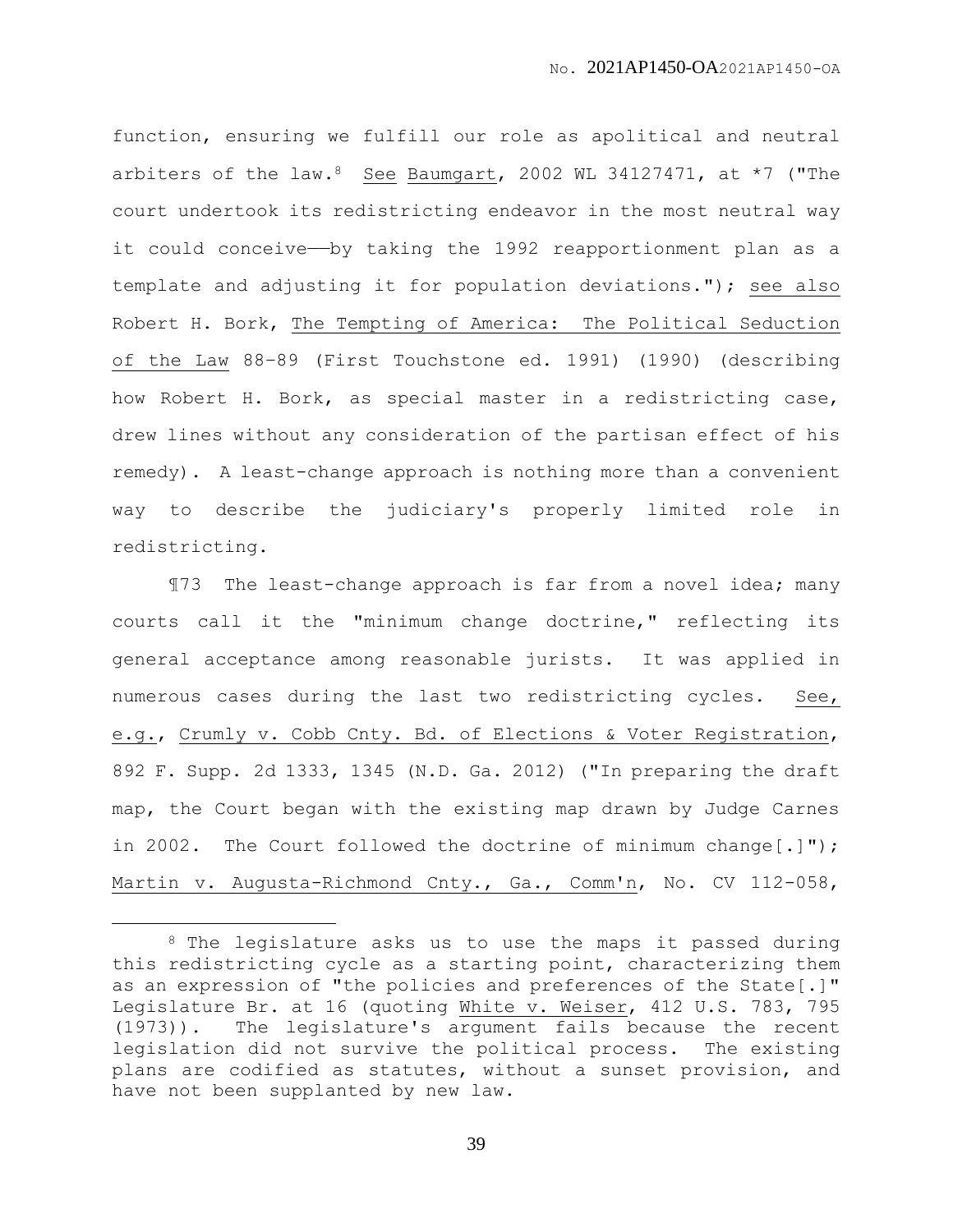function, ensuring we fulfill our role as apolitical and neutral arbiters of the law.[8] See Baumgart, 2002 WL 34127471, at *7 ("The court undertook its redistricting endeavor in the most neutral way it could conceive——by taking the 1992 reapportionment plan as a template and adjusting it for population deviations."); see also Robert H. Bork, The Tempting of America: The Political Seduction of the Law 88–89 (First Touchstone ed. 1991) (1990) (describing how Robert H. Bork, as special master in a redistricting case, drew lines without any consideration of the partisan effect of his remedy). A least-change approach is nothing more than a convenient way to describe the judiciary's properly limited role in redistricting.

¶73 The least-change approach is far from a novel idea; many courts call it the "minimum change doctrine," reflecting its general acceptance among reasonable jurists. It was applied in numerous cases during the last two redistricting cycles. See, e.g., Crumly v. Cobb Cnty. Bd. of Elections & Voter Registration, 892 F. Supp. 2d 1333, 1345 (N.D. Ga. 2012) ("In preparing the draft map, the Court began with the existing map drawn by Judge Carnes in 2002. The Court followed the doctrine of minimum change[.]"); Martin v. Augusta-Richmond Cnty., Ga., Comm'n, No. CV 112-058,

---

[8] The legislature asks us to use the maps it passed during this redistricting cycle as a starting point, characterizing them as an expression of "the policies and preferences of the State[.]" Legislature Br. at 16 (quoting White v. Weiser, 412 U.S. 783, 795 (1973)). The legislature's argument fails because the recent legislation did not survive the political process. The existing plans are codified as statutes, without a sunset provision, and have not been supplanted by new law.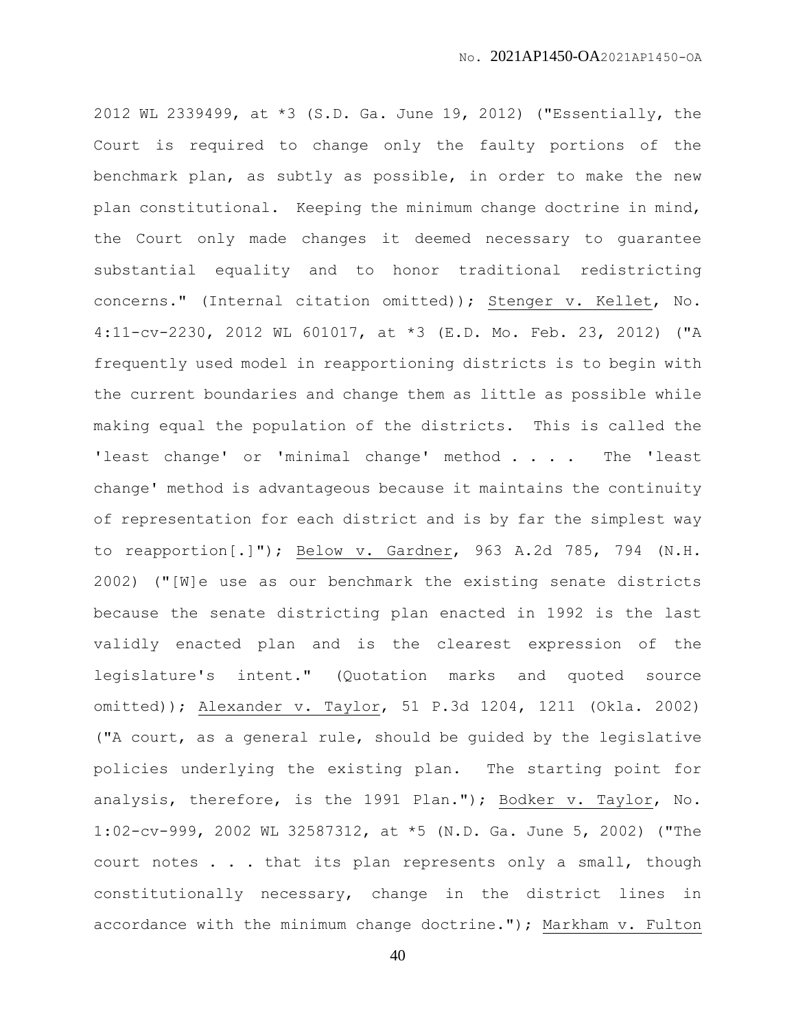2012 WL 2339499, at *3 (S.D. Ga. June 19, 2012) ("Essentially, the Court is required to change only the faulty portions of the benchmark plan, as subtly as possible, in order to make the new plan constitutional. Keeping the minimum change doctrine in mind, the Court only made changes it deemed necessary to guarantee substantial equality and to honor traditional redistricting concerns." (Internal citation omitted)); Stenger v. Kellet, No. 4:11-cv-2230, 2012 WL 601017, at *3 (E.D. Mo. Feb. 23, 2012) ("A frequently used model in reapportioning districts is to begin with the current boundaries and change them as little as possible while making equal the population of the districts. This is called the 'least change' or 'minimal change' method . . . . The 'least change' method is advantageous because it maintains the continuity of representation for each district and is by far the simplest way to reapportion[.]"); Below v. Gardner, 963 A.2d 785, 794 (N.H. 2002) ("[W]e use as our benchmark the existing senate districts because the senate districting plan enacted in 1992 is the last validly enacted plan and is the clearest expression of the legislature's intent." (Quotation marks and quoted source omitted)); Alexander v. Taylor, 51 P.3d 1204, 1211 (Okla. 2002) ("A court, as a general rule, should be guided by the legislative policies underlying the existing plan. The starting point for analysis, therefore, is the 1991 Plan."); Bodker v. Taylor, No. 1:02-cv-999, 2002 WL 32587312, at *5 (N.D. Ga. June 5, 2002) ("The court notes . . . that its plan represents only a small, though constitutionally necessary, change in the district lines in accordance with the minimum change doctrine."); Markham v. Fulton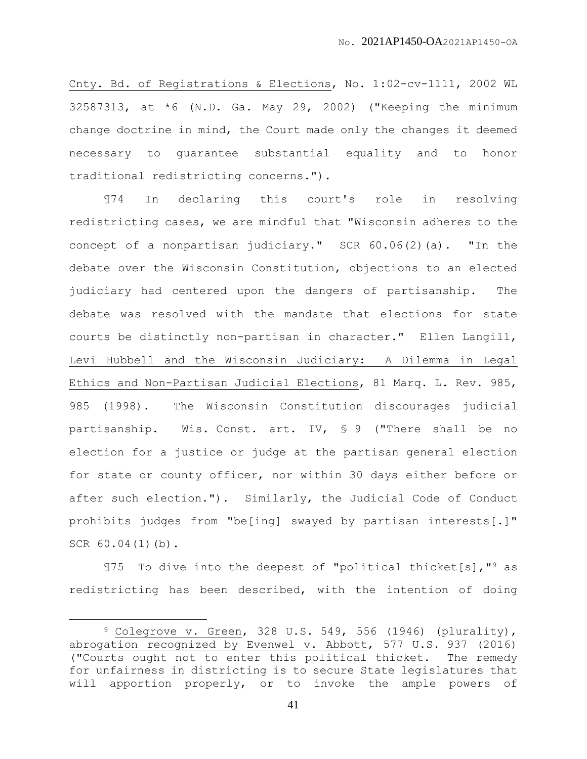Cnty. Bd. of Registrations & Elections, No. 1:02-cv-1111, 2002 WL 32587313, at *6 (N.D. Ga. May 29, 2002) ("Keeping the minimum change doctrine in mind, the Court made only the changes it deemed necessary to guarantee substantial equality and to honor traditional redistricting concerns.").

¶74 In declaring this court's role in resolving redistricting cases, we are mindful that "Wisconsin adheres to the concept of a nonpartisan judiciary." SCR 60.06(2)(a). "In the debate over the Wisconsin Constitution, objections to an elected judiciary had centered upon the dangers of partisanship. The debate was resolved with the mandate that elections for state courts be distinctly non-partisan in character." Ellen Langill, Levi Hubbell and the Wisconsin Judiciary: A Dilemma in Legal Ethics and Non-Partisan Judicial Elections, 81 Marq. L. Rev. 985, 985 (1998). The Wisconsin Constitution discourages judicial partisanship. Wis. Const. art. IV, § 9 ("There shall be no election for a justice or judge at the partisan general election for state or county officer, nor within 30 days either before or after such election."). Similarly, the Judicial Code of Conduct prohibits judges from "be[ing] swayed by partisan interests[.]" SCR 60.04(1)(b).

¶75 To dive into the deepest of "political thicket[s],"[9] as redistricting has been described, with the intention of doing

---

[9] Colegrove v. Green, 328 U.S. 549, 556 (1946) (plurality), abrogation recognized by Evenwel v. Abbott, 577 U.S. 937 (2016) ("Courts ought not to enter this political thicket. The remedy for unfairness in districting is to secure State legislatures that will apportion properly, or to invoke the ample powers of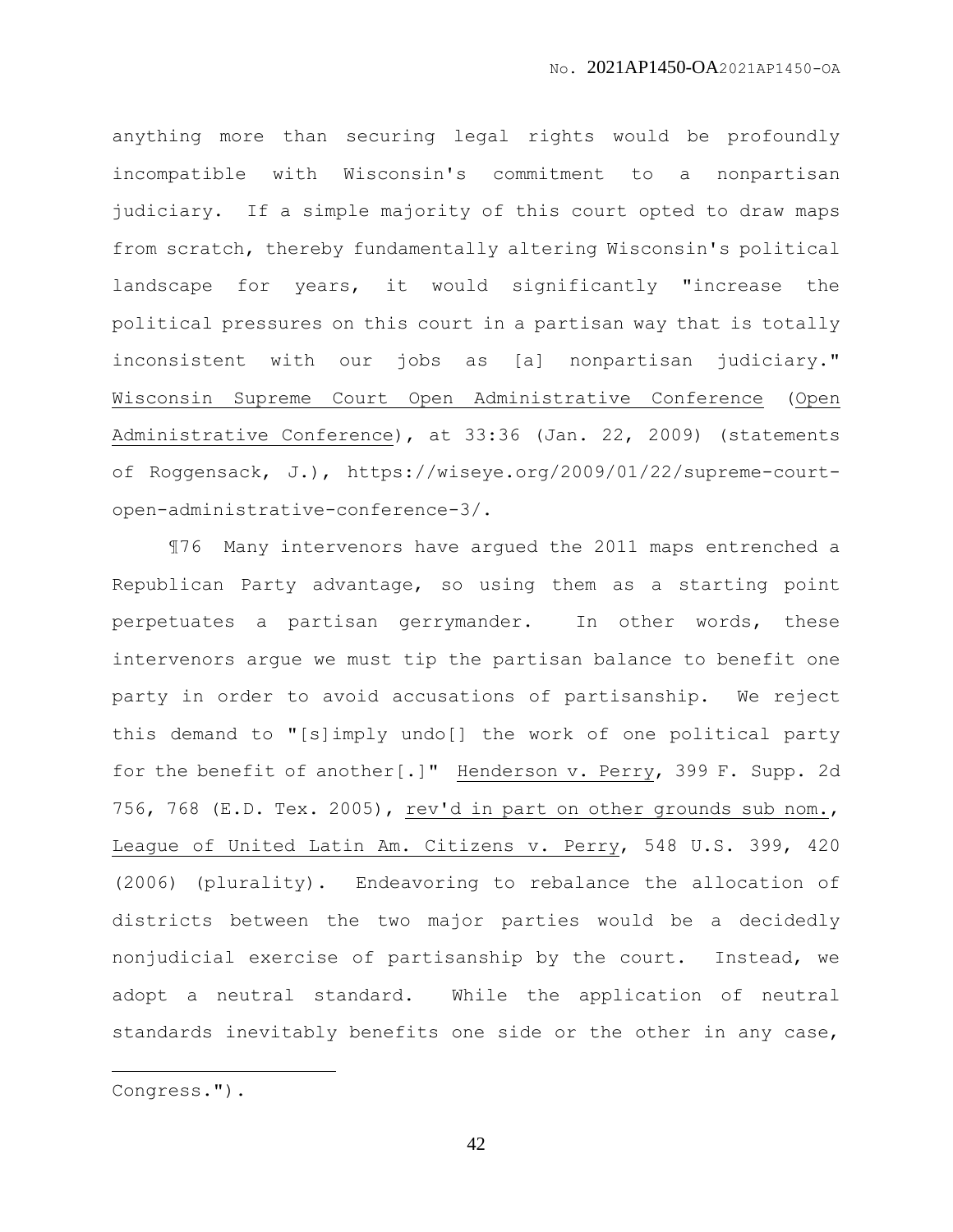anything more than securing legal rights would be profoundly incompatible with Wisconsin's commitment to a nonpartisan judiciary. If a simple majority of this court opted to draw maps from scratch, thereby fundamentally altering Wisconsin's political landscape for years, it would significantly "increase the political pressures on this court in a partisan way that is totally inconsistent with our jobs as [a] nonpartisan judiciary." Wisconsin Supreme Court Open Administrative Conference (Open Administrative Conference), at 33:36 (Jan. 22, 2009) (statements of Roggensack, J.), https://wiseye.org/2009/01/22/supreme-court-open-administrative-conference-3/.

¶76 Many intervenors have argued the 2011 maps entrenched a Republican Party advantage, so using them as a starting point perpetuates a partisan gerrymander. In other words, these intervenors argue we must tip the partisan balance to benefit one party in order to avoid accusations of partisanship. We reject this demand to "[s]imply undo[] the work of one political party for the benefit of another[.]" Henderson v. Perry, 399 F. Supp. 2d 756, 768 (E.D. Tex. 2005), rev'd in part on other grounds sub nom., League of United Latin Am. Citizens v. Perry, 548 U.S. 399, 420 (2006) (plurality). Endeavoring to rebalance the allocation of districts between the two major parties would be a decidedly nonjudicial exercise of partisanship by the court. Instead, we adopt a neutral standard. While the application of neutral standards inevitably benefits one side or the other in any case,

---

Congress.").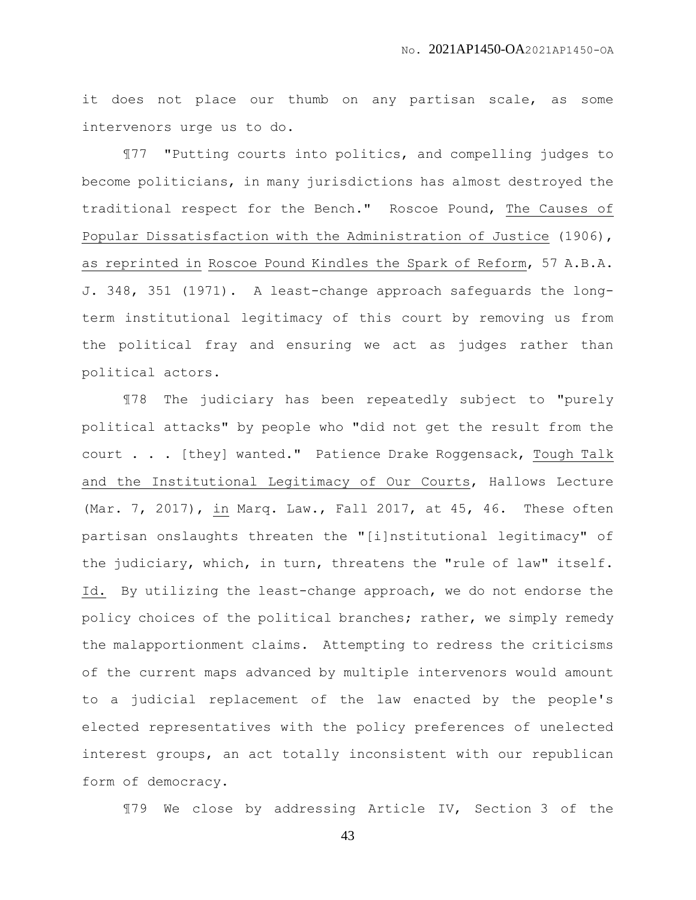it does not place our thumb on any partisan scale, as some intervenors urge us to do.

¶77 "Putting courts into politics, and compelling judges to become politicians, in many jurisdictions has almost destroyed the traditional respect for the Bench." Roscoe Pound, The Causes of Popular Dissatisfaction with the Administration of Justice (1906), as reprinted in Roscoe Pound Kindles the Spark of Reform, 57 A.B.A. J. 348, 351 (1971). A least-change approach safeguards the long-term institutional legitimacy of this court by removing us from the political fray and ensuring we act as judges rather than political actors.

¶78 The judiciary has been repeatedly subject to "purely political attacks" by people who "did not get the result from the court . . . [they] wanted." Patience Drake Roggensack, Tough Talk and the Institutional Legitimacy of Our Courts, Hallows Lecture (Mar. 7, 2017), in Marq. Law., Fall 2017, at 45, 46. These often partisan onslaughts threaten the "[i]nstitutional legitimacy" of the judiciary, which, in turn, threatens the "rule of law" itself. Id. By utilizing the least-change approach, we do not endorse the policy choices of the political branches; rather, we simply remedy the malapportionment claims. Attempting to redress the criticisms of the current maps advanced by multiple intervenors would amount to a judicial replacement of the law enacted by the people's elected representatives with the policy preferences of unelected interest groups, an act totally inconsistent with our republican form of democracy.

¶79 We close by addressing Article IV, Section 3 of the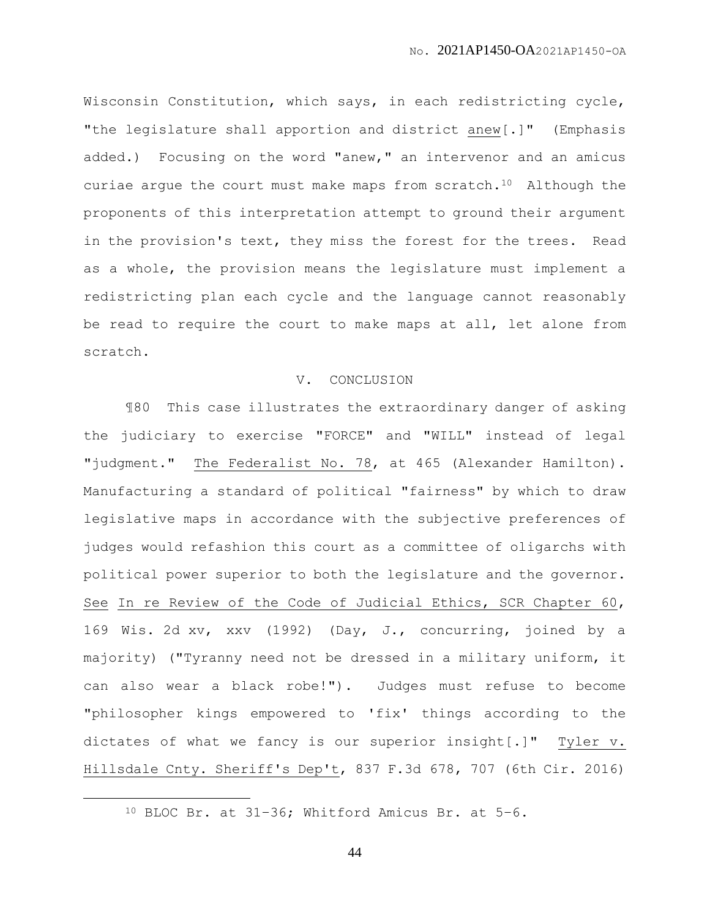Wisconsin Constitution, which says, in each redistricting cycle, "the legislature shall apportion and district anew[.]" (Emphasis added.) Focusing on the word "anew," an intervenor and an amicus curiae argue the court must make maps from scratch.[10] Although the proponents of this interpretation attempt to ground their argument in the provision's text, they miss the forest for the trees. Read as a whole, the provision means the legislature must implement a redistricting plan each cycle and the language cannot reasonably be read to require the court to make maps at all, let alone from scratch.

## V. CONCLUSION

¶80 This case illustrates the extraordinary danger of asking the judiciary to exercise "FORCE" and "WILL" instead of legal "judgment." The Federalist No. 78, at 465 (Alexander Hamilton). Manufacturing a standard of political "fairness" by which to draw legislative maps in accordance with the subjective preferences of judges would refashion this court as a committee of oligarchs with political power superior to both the legislature and the governor. See In re Review of the Code of Judicial Ethics, SCR Chapter 60, 169 Wis. 2d xv, xxv (1992) (Day, J., concurring, joined by a majority) ("Tyranny need not be dressed in a military uniform, it can also wear a black robe!"). Judges must refuse to become "philosopher kings empowered to 'fix' things according to the dictates of what we fancy is our superior insight[.]" Tyler v. Hillsdale Cnty. Sheriff's Dep't, 837 F.3d 678, 707 (6th Cir. 2016)

---

[10] BLOC Br. at 31–36; Whitford Amicus Br. at 5–6.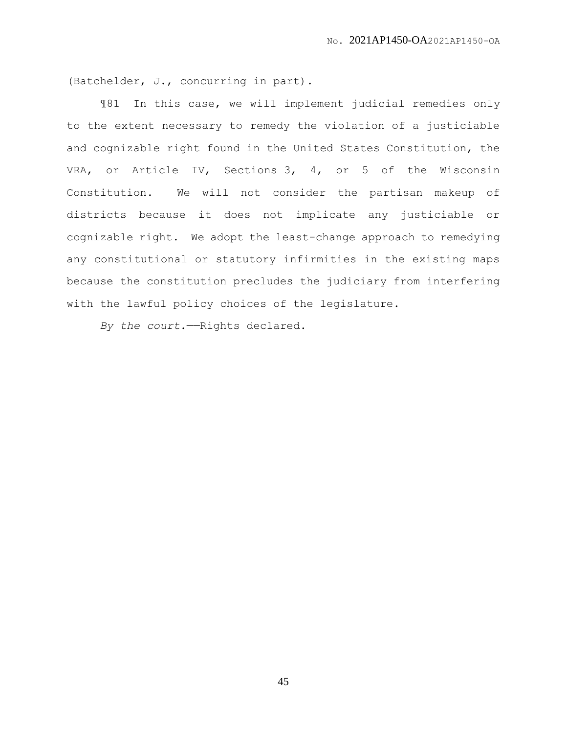(Batchelder, J., concurring in part).

¶81 In this case, we will implement judicial remedies only to the extent necessary to remedy the violation of a justiciable and cognizable right found in the United States Constitution, the VRA, or Article IV, Sections 3, 4, or 5 of the Wisconsin Constitution. We will not consider the partisan makeup of districts because it does not implicate any justiciable or cognizable right. We adopt the least-change approach to remedying any constitutional or statutory infirmities in the existing maps because the constitution precludes the judiciary from interfering with the lawful policy choices of the legislature.

*By the court*.——Rights declared.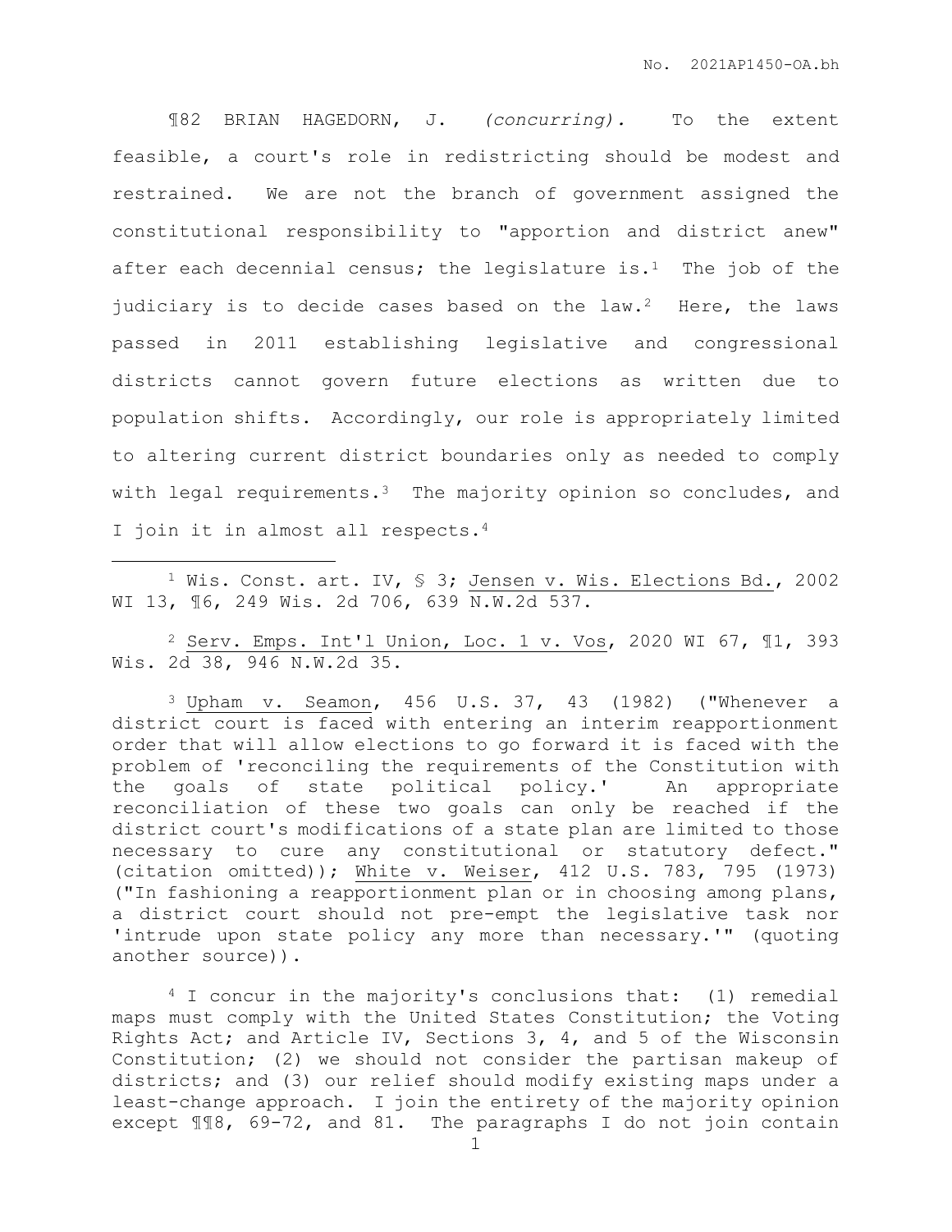¶82 BRIAN HAGEDORN, J. *(concurring).* To the extent feasible, a court's role in redistricting should be modest and restrained. We are not the branch of government assigned the constitutional responsibility to "apportion and district anew" after each decennial census; the legislature is.[1] The job of the judiciary is to decide cases based on the law.[2] Here, the laws passed in 2011 establishing legislative and congressional districts cannot govern future elections as written due to population shifts. Accordingly, our role is appropriately limited to altering current district boundaries only as needed to comply with legal requirements.[3] The majority opinion so concludes, and I join it in almost all respects.[4]

---

[1] Wis. Const. art. IV, § 3; Jensen v. Wis. Elections Bd., 2002 WI 13, ¶6, 249 Wis. 2d 706, 639 N.W.2d 537.

[2] Serv. Emps. Int'l Union, Loc. 1 v. Vos, 2020 WI 67, ¶1, 393 Wis. 2d 38, 946 N.W.2d 35.

[3] Upham v. Seamon, 456 U.S. 37, 43 (1982) ("Whenever a district court is faced with entering an interim reapportionment order that will allow elections to go forward it is faced with the problem of 'reconciling the requirements of the Constitution with the goals of state political policy.' An appropriate reconciliation of these two goals can only be reached if the district court's modifications of a state plan are limited to those necessary to cure any constitutional or statutory defect." (citation omitted)); White v. Weiser, 412 U.S. 783, 795 (1973) ("In fashioning a reapportionment plan or in choosing among plans, a district court should not pre-empt the legislative task nor 'intrude upon state policy any more than necessary.'" (quoting another source)).

[4] I concur in the majority's conclusions that: (1) remedial maps must comply with the United States Constitution; the Voting Rights Act; and Article IV, Sections 3, 4, and 5 of the Wisconsin Constitution; (2) we should not consider the partisan makeup of districts; and (3) our relief should modify existing maps under a least-change approach. I join the entirety of the majority opinion except ¶¶8, 69-72, and 81. The paragraphs I do not join contain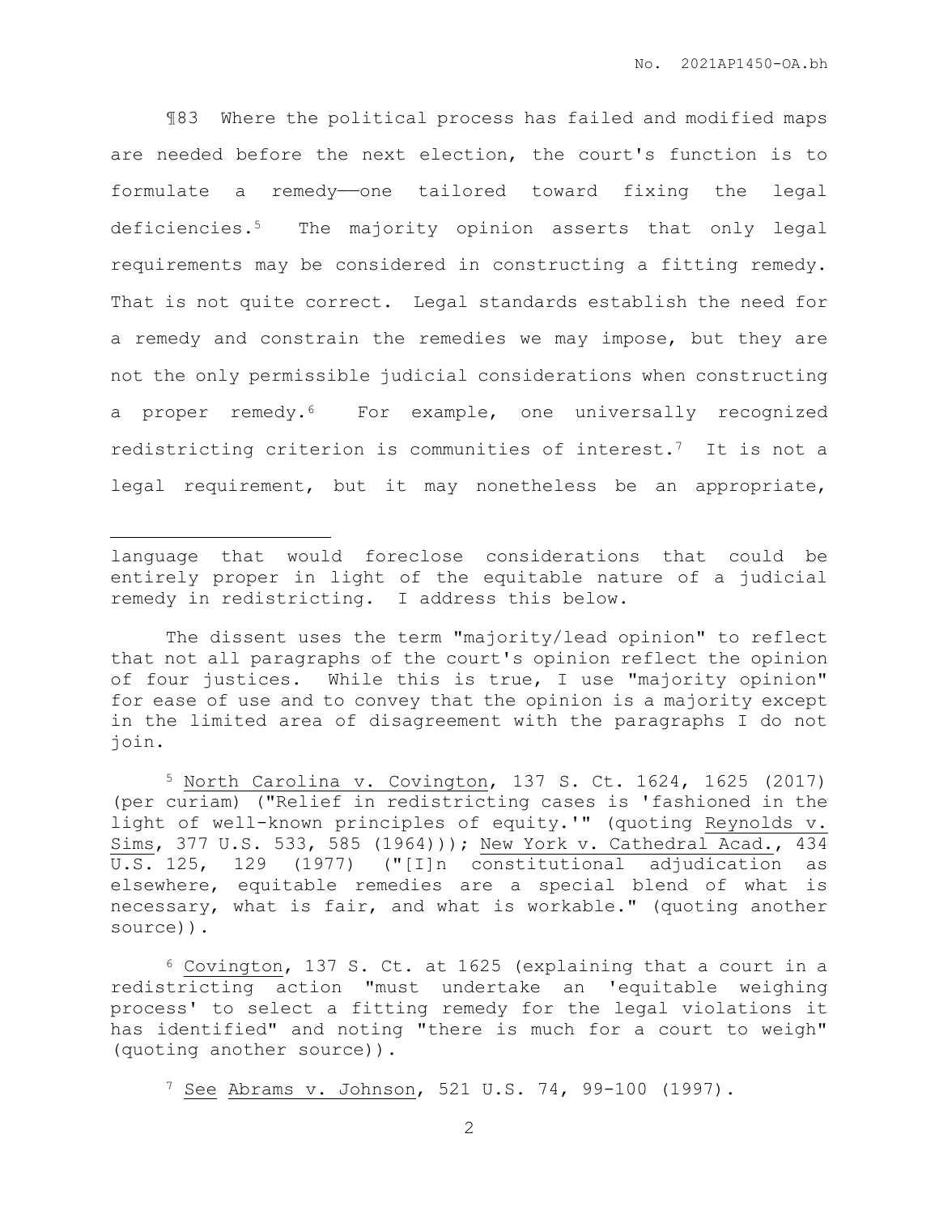¶83 Where the political process has failed and modified maps are needed before the next election, the court's function is to formulate a remedy——one tailored toward fixing the legal deficiencies.[5] The majority opinion asserts that only legal requirements may be considered in constructing a fitting remedy. That is not quite correct. Legal standards establish the need for a remedy and constrain the remedies we may impose, but they are not the only permissible judicial considerations when constructing a proper remedy.[6] For example, one universally recognized redistricting criterion is communities of interest.[7] It is not a legal requirement, but it may nonetheless be an appropriate,

---

language that would foreclose considerations that could be entirely proper in light of the equitable nature of a judicial remedy in redistricting. I address this below.

The dissent uses the term "majority/lead opinion" to reflect that not all paragraphs of the court's opinion reflect the opinion of four justices. While this is true, I use "majority opinion" for ease of use and to convey that the opinion is a majority except in the limited area of disagreement with the paragraphs I do not join.

[5] North Carolina v. Covington, 137 S. Ct. 1624, 1625 (2017) (per curiam) ("Relief in redistricting cases is 'fashioned in the light of well-known principles of equity.'" (quoting Reynolds v. Sims, 377 U.S. 533, 585 (1964))); New York v. Cathedral Acad., 434 U.S. 125, 129 (1977) ("[I]n constitutional adjudication as elsewhere, equitable remedies are a special blend of what is necessary, what is fair, and what is workable." (quoting another source)).

[6] Covington, 137 S. Ct. at 1625 (explaining that a court in a redistricting action "must undertake an 'equitable weighing process' to select a fitting remedy for the legal violations it has identified" and noting "there is much for a court to weigh" (quoting another source)).

[7] See Abrams v. Johnson, 521 U.S. 74, 99-100 (1997).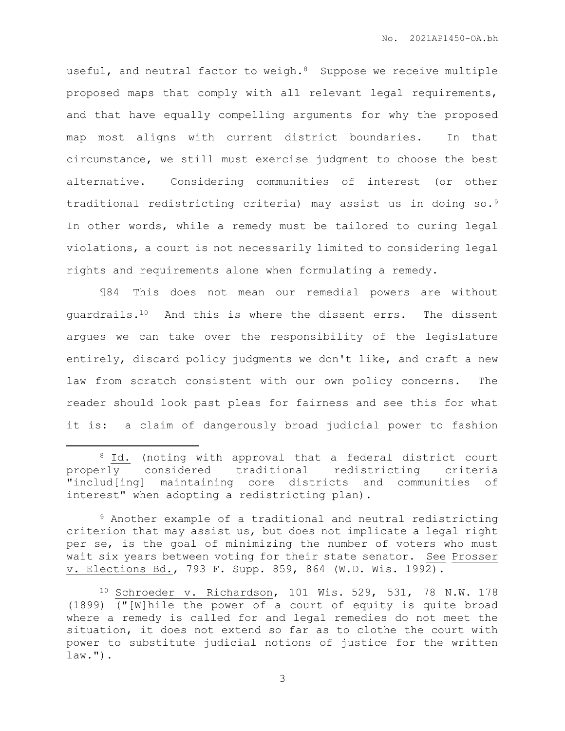useful, and neutral factor to weigh.[8] Suppose we receive multiple proposed maps that comply with all relevant legal requirements, and that have equally compelling arguments for why the proposed map most aligns with current district boundaries. In that circumstance, we still must exercise judgment to choose the best alternative. Considering communities of interest (or other traditional redistricting criteria) may assist us in doing so.[9] In other words, while a remedy must be tailored to curing legal violations, a court is not necessarily limited to considering legal rights and requirements alone when formulating a remedy.

¶84 This does not mean our remedial powers are without guardrails.[10] And this is where the dissent errs. The dissent argues we can take over the responsibility of the legislature entirely, discard policy judgments we don't like, and craft a new law from scratch consistent with our own policy concerns. The reader should look past pleas for fairness and see this for what it is: a claim of dangerously broad judicial power to fashion

---

[8] Id. (noting with approval that a federal district court properly considered traditional redistricting criteria "includ[ing] maintaining core districts and communities of interest" when adopting a redistricting plan).

[9] Another example of a traditional and neutral redistricting criterion that may assist us, but does not implicate a legal right per se, is the goal of minimizing the number of voters who must wait six years between voting for their state senator. See Prosser v. Elections Bd., 793 F. Supp. 859, 864 (W.D. Wis. 1992).

[10] Schroeder v. Richardson, 101 Wis. 529, 531, 78 N.W. 178 (1899) ("[W]hile the power of a court of equity is quite broad where a remedy is called for and legal remedies do not meet the situation, it does not extend so far as to clothe the court with power to substitute judicial notions of justice for the written law.").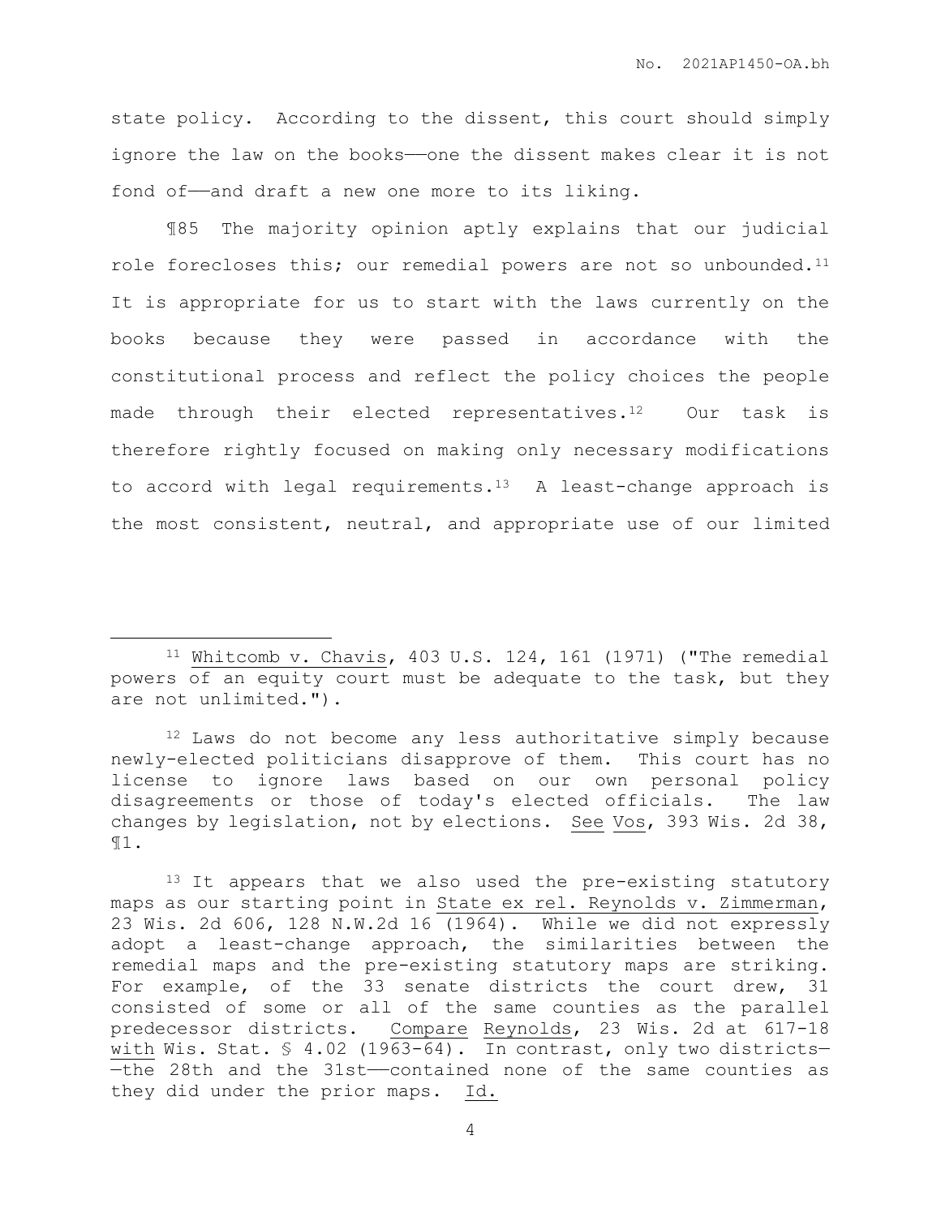state policy. According to the dissent, this court should simply ignore the law on the books——one the dissent makes clear it is not fond of——and draft a new one more to its liking.

¶85 The majority opinion aptly explains that our judicial role forecloses this; our remedial powers are not so unbounded.[11] It is appropriate for us to start with the laws currently on the books because they were passed in accordance with the constitutional process and reflect the policy choices the people made through their elected representatives.[12] Our task is therefore rightly focused on making only necessary modifications to accord with legal requirements.[13] A least-change approach is the most consistent, neutral, and appropriate use of our limited

---

[11] Whitcomb v. Chavis, 403 U.S. 124, 161 (1971) ("The remedial powers of an equity court must be adequate to the task, but they are not unlimited.").

[12] Laws do not become any less authoritative simply because newly-elected politicians disapprove of them. This court has no license to ignore laws based on our own personal policy disagreements or those of today's elected officials. The law changes by legislation, not by elections. See Vos, 393 Wis. 2d 38, ¶1.

[13] It appears that we also used the pre-existing statutory maps as our starting point in State ex rel. Reynolds v. Zimmerman, 23 Wis. 2d 606, 128 N.W.2d 16 (1964). While we did not expressly adopt a least-change approach, the similarities between the remedial maps and the pre-existing statutory maps are striking. For example, of the 33 senate districts the court drew, 31 consisted of some or all of the same counties as the parallel predecessor districts. Compare Reynolds, 23 Wis. 2d at 617-18 with Wis. Stat. § 4.02 (1963-64). In contrast, only two districts——the 28th and the 31st——contained none of the same counties as they did under the prior maps. Id.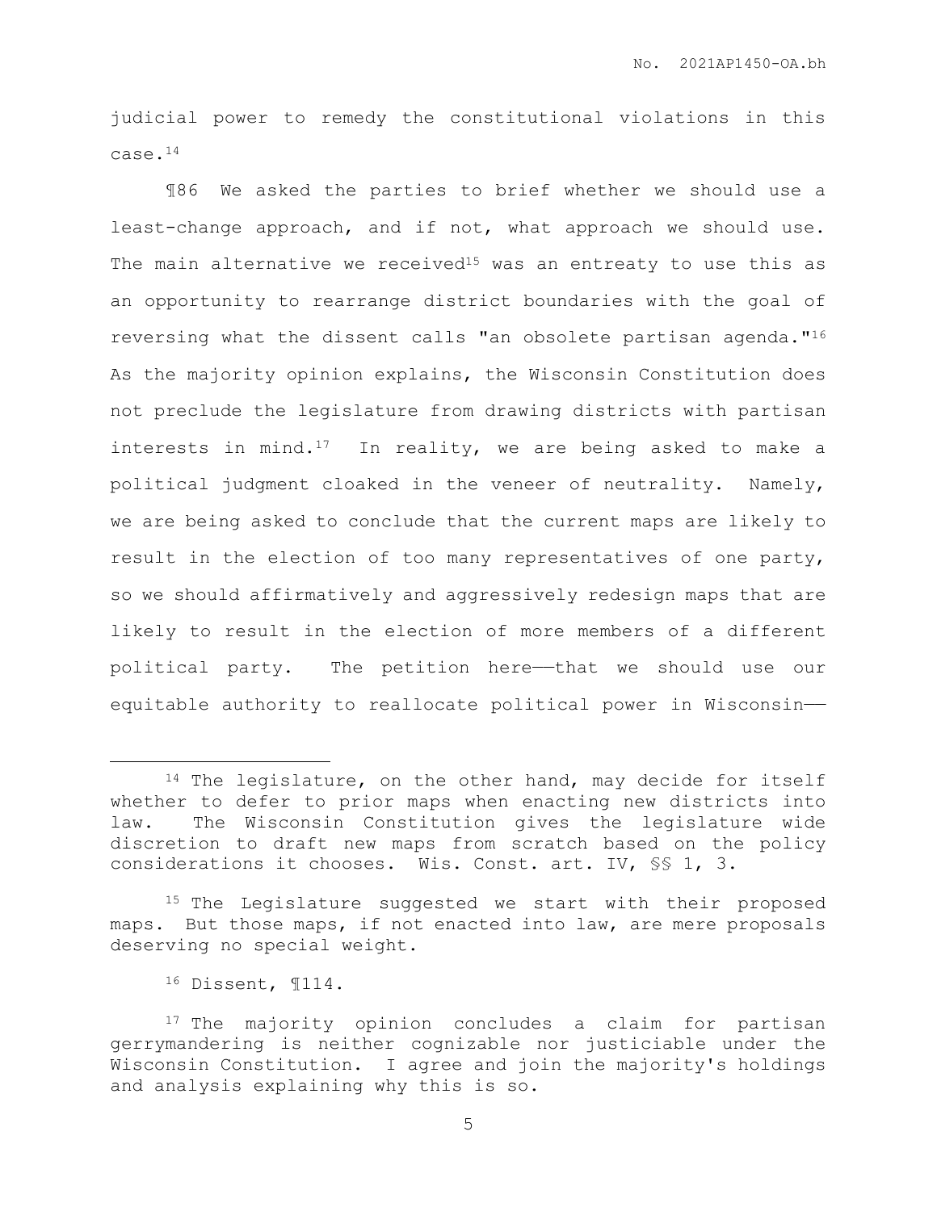judicial power to remedy the constitutional violations in this case.[14]

¶86 We asked the parties to brief whether we should use a least-change approach, and if not, what approach we should use. The main alternative we received[15] was an entreaty to use this as an opportunity to rearrange district boundaries with the goal of reversing what the dissent calls "an obsolete partisan agenda."[16] As the majority opinion explains, the Wisconsin Constitution does not preclude the legislature from drawing districts with partisan interests in mind.[17] In reality, we are being asked to make a political judgment cloaked in the veneer of neutrality. Namely, we are being asked to conclude that the current maps are likely to result in the election of too many representatives of one party, so we should affirmatively and aggressively redesign maps that are likely to result in the election of more members of a different political party. The petition here——that we should use our equitable authority to reallocate political power in Wisconsin——

---

[14] The legislature, on the other hand, may decide for itself whether to defer to prior maps when enacting new districts into law. The Wisconsin Constitution gives the legislature wide discretion to draft new maps from scratch based on the policy considerations it chooses. Wis. Const. art. IV, §§ 1, 3.

[15] The Legislature suggested we start with their proposed maps. But those maps, if not enacted into law, are mere proposals deserving no special weight.

[16] Dissent, ¶114.

[17] The majority opinion concludes a claim for partisan gerrymandering is neither cognizable nor justiciable under the Wisconsin Constitution. I agree and join the majority's holdings and analysis explaining why this is so.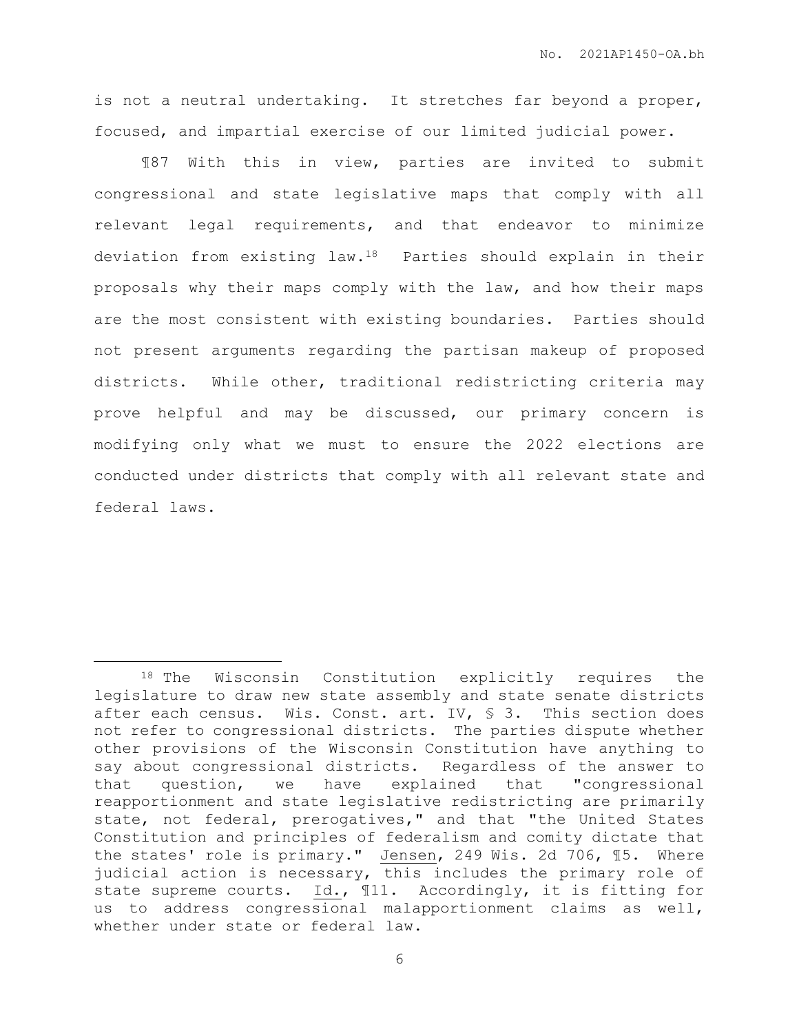is not a neutral undertaking. It stretches far beyond a proper, focused, and impartial exercise of our limited judicial power.

¶87 With this in view, parties are invited to submit congressional and state legislative maps that comply with all relevant legal requirements, and that endeavor to minimize deviation from existing law.[18] Parties should explain in their proposals why their maps comply with the law, and how their maps are the most consistent with existing boundaries. Parties should not present arguments regarding the partisan makeup of proposed districts. While other, traditional redistricting criteria may prove helpful and may be discussed, our primary concern is modifying only what we must to ensure the 2022 elections are conducted under districts that comply with all relevant state and federal laws.

---

[18] The Wisconsin Constitution explicitly requires the legislature to draw new state assembly and state senate districts after each census. Wis. Const. art. IV, § 3. This section does not refer to congressional districts. The parties dispute whether other provisions of the Wisconsin Constitution have anything to say about congressional districts. Regardless of the answer to that question, we have explained that "congressional reapportionment and state legislative redistricting are primarily state, not federal, prerogatives," and that "the United States Constitution and principles of federalism and comity dictate that the states' role is primary." Jensen, 249 Wis. 2d 706, ¶5. Where judicial action is necessary, this includes the primary role of state supreme courts. Id., ¶11. Accordingly, it is fitting for us to address congressional malapportionment claims as well, whether under state or federal law.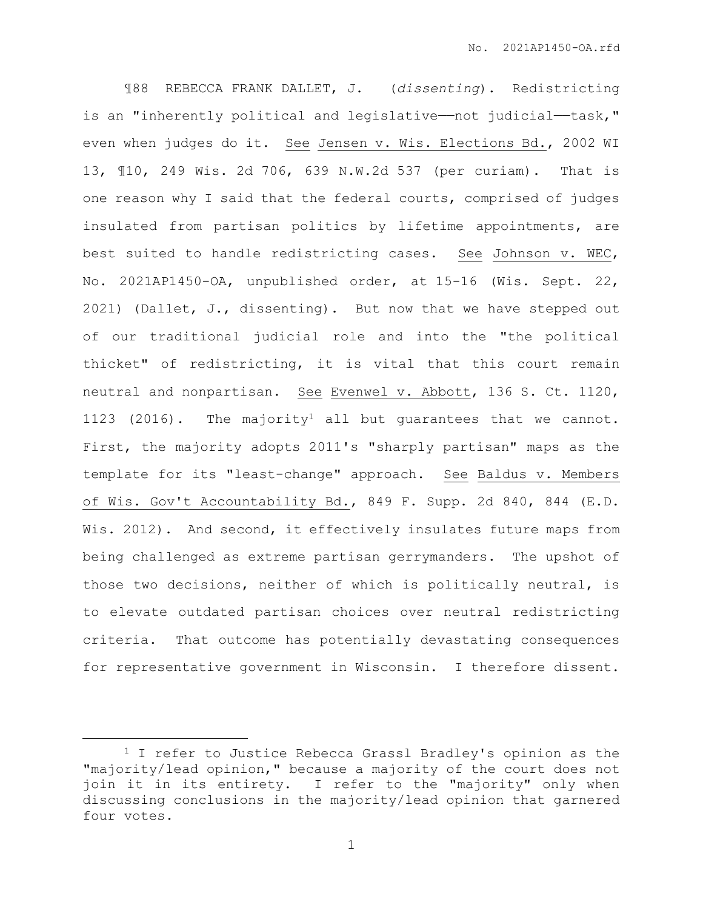¶88 REBECCA FRANK DALLET, J. (*dissenting*). Redistricting is an "inherently political and legislative——not judicial——task," even when judges do it. See Jensen v. Wis. Elections Bd., 2002 WI 13, ¶10, 249 Wis. 2d 706, 639 N.W.2d 537 (per curiam). That is one reason why I said that the federal courts, comprised of judges insulated from partisan politics by lifetime appointments, are best suited to handle redistricting cases. See Johnson v. WEC, No. 2021AP1450-OA, unpublished order, at 15-16 (Wis. Sept. 22, 2021) (Dallet, J., dissenting). But now that we have stepped out of our traditional judicial role and into the "the political thicket" of redistricting, it is vital that this court remain neutral and nonpartisan. See Evenwel v. Abbott, 136 S. Ct. 1120, 1123 (2016). The majority[1] all but guarantees that we cannot. First, the majority adopts 2011's "sharply partisan" maps as the template for its "least-change" approach. See Baldus v. Members of Wis. Gov't Accountability Bd., 849 F. Supp. 2d 840, 844 (E.D. Wis. 2012). And second, it effectively insulates future maps from being challenged as extreme partisan gerrymanders. The upshot of those two decisions, neither of which is politically neutral, is to elevate outdated partisan choices over neutral redistricting criteria. That outcome has potentially devastating consequences for representative government in Wisconsin. I therefore dissent.

[1] I refer to Justice Rebecca Grassl Bradley's opinion as the "majority/lead opinion," because a majority of the court does not join it in its entirety. I refer to the "majority" only when discussing conclusions in the majority/lead opinion that garnered four votes.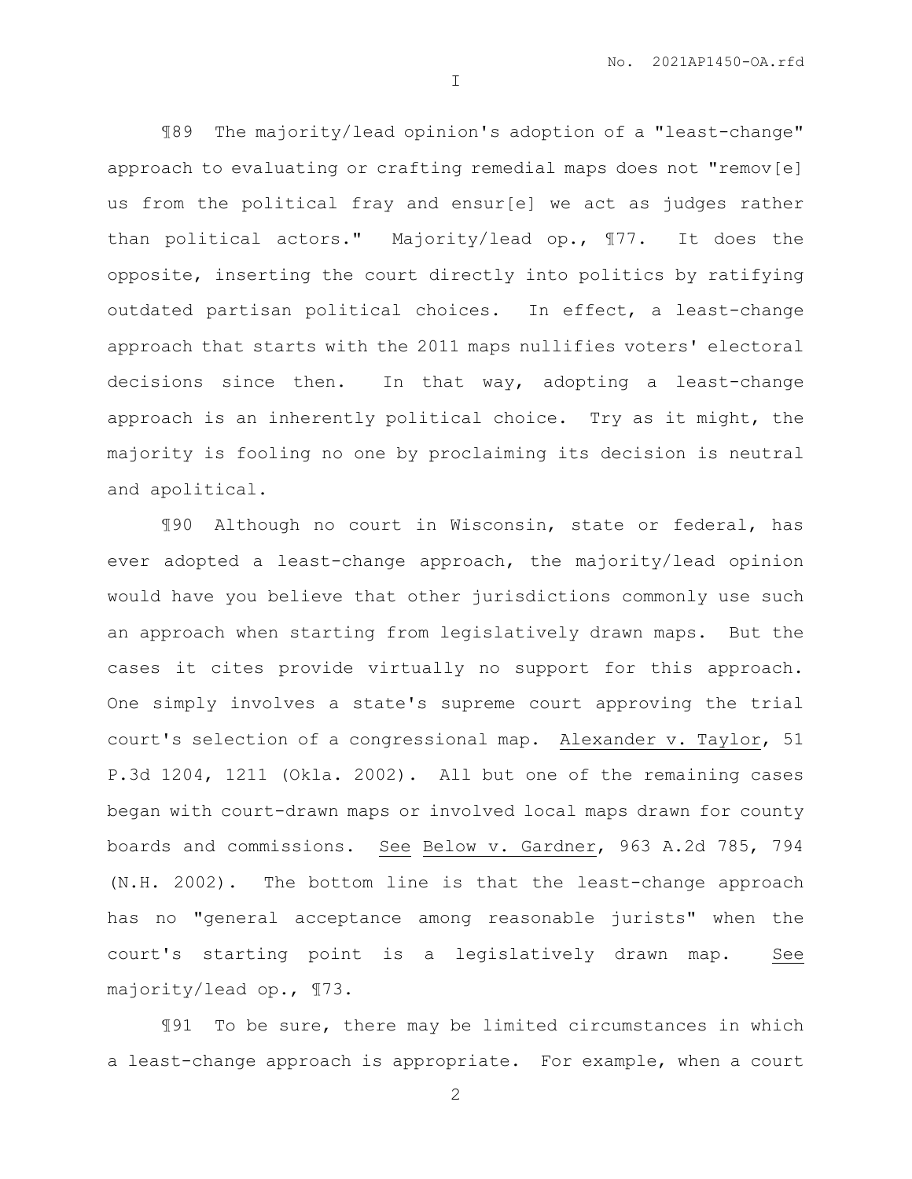# I

¶89 The majority/lead opinion's adoption of a "least-change" approach to evaluating or crafting remedial maps does not "remov[e] us from the political fray and ensur[e] we act as judges rather than political actors." Majority/lead op., ¶77. It does the opposite, inserting the court directly into politics by ratifying outdated partisan political choices. In effect, a least-change approach that starts with the 2011 maps nullifies voters' electoral decisions since then. In that way, adopting a least-change approach is an inherently political choice. Try as it might, the majority is fooling no one by proclaiming its decision is neutral and apolitical.

¶90 Although no court in Wisconsin, state or federal, has ever adopted a least-change approach, the majority/lead opinion would have you believe that other jurisdictions commonly use such an approach when starting from legislatively drawn maps. But the cases it cites provide virtually no support for this approach. One simply involves a state's supreme court approving the trial court's selection of a congressional map. Alexander v. Taylor, 51 P.3d 1204, 1211 (Okla. 2002). All but one of the remaining cases began with court-drawn maps or involved local maps drawn for county boards and commissions. See Below v. Gardner, 963 A.2d 785, 794 (N.H. 2002). The bottom line is that the least-change approach has no "general acceptance among reasonable jurists" when the court's starting point is a legislatively drawn map. See majority/lead op., ¶73.

¶91 To be sure, there may be limited circumstances in which a least-change approach is appropriate. For example, when a court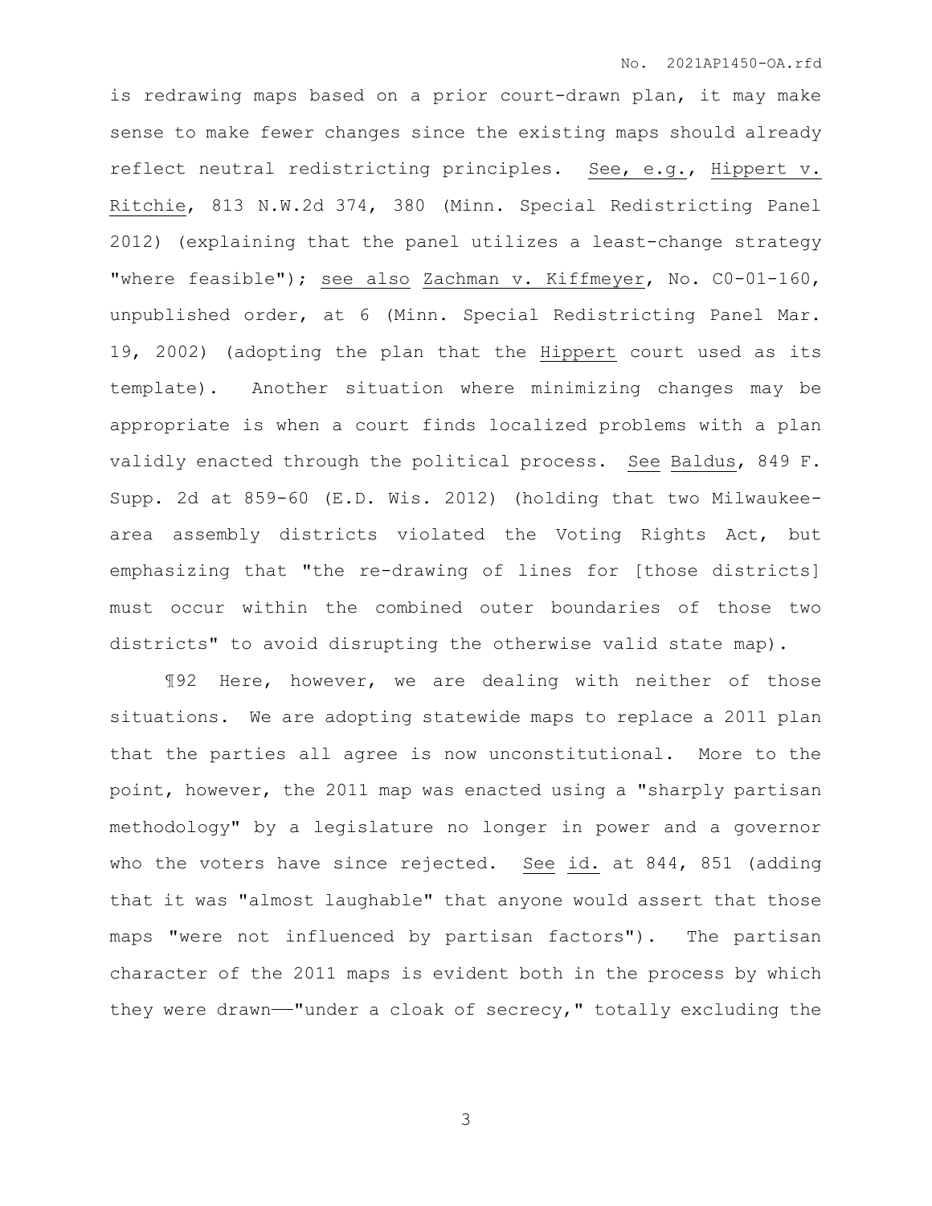is redrawing maps based on a prior court-drawn plan, it may make sense to make fewer changes since the existing maps should already reflect neutral redistricting principles. See, e.g., Hippert v. Ritchie, 813 N.W.2d 374, 380 (Minn. Special Redistricting Panel 2012) (explaining that the panel utilizes a least-change strategy "where feasible"); see also Zachman v. Kiffmeyer, No. C0-01-160, unpublished order, at 6 (Minn. Special Redistricting Panel Mar. 19, 2002) (adopting the plan that the Hippert court used as its template). Another situation where minimizing changes may be appropriate is when a court finds localized problems with a plan validly enacted through the political process. See Baldus, 849 F. Supp. 2d at 859-60 (E.D. Wis. 2012) (holding that two Milwaukee-area assembly districts violated the Voting Rights Act, but emphasizing that "the re-drawing of lines for [those districts] must occur within the combined outer boundaries of those two districts" to avoid disrupting the otherwise valid state map).

¶92 Here, however, we are dealing with neither of those situations. We are adopting statewide maps to replace a 2011 plan that the parties all agree is now unconstitutional. More to the point, however, the 2011 map was enacted using a "sharply partisan methodology" by a legislature no longer in power and a governor who the voters have since rejected. See id. at 844, 851 (adding that it was "almost laughable" that anyone would assert that those maps "were not influenced by partisan factors"). The partisan character of the 2011 maps is evident both in the process by which they were drawn——"under a cloak of secrecy," totally excluding the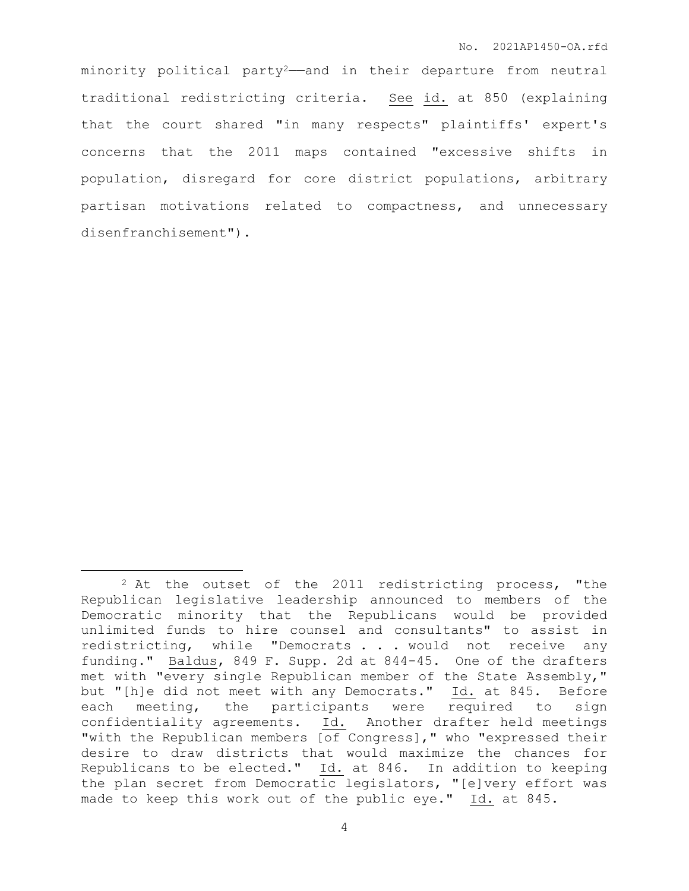minority political party[2]——and in their departure from neutral traditional redistricting criteria. See id. at 850 (explaining that the court shared "in many respects" plaintiffs' expert's concerns that the 2011 maps contained "excessive shifts in population, disregard for core district populations, arbitrary partisan motivations related to compactness, and unnecessary disenfranchisement").

---

[2] At the outset of the 2011 redistricting process, "the Republican legislative leadership announced to members of the Democratic minority that the Republicans would be provided unlimited funds to hire counsel and consultants" to assist in redistricting, while "Democrats . . . would not receive any funding." Baldus, 849 F. Supp. 2d at 844-45. One of the drafters met with "every single Republican member of the State Assembly," but "[h]e did not meet with any Democrats." Id. at 845. Before each meeting, the participants were required to sign confidentiality agreements. Id. Another drafter held meetings "with the Republican members [of Congress]," who "expressed their desire to draw districts that would maximize the chances for Republicans to be elected." Id. at 846. In addition to keeping the plan secret from Democratic legislators, "[e]very effort was made to keep this work out of the public eye." Id. at 845.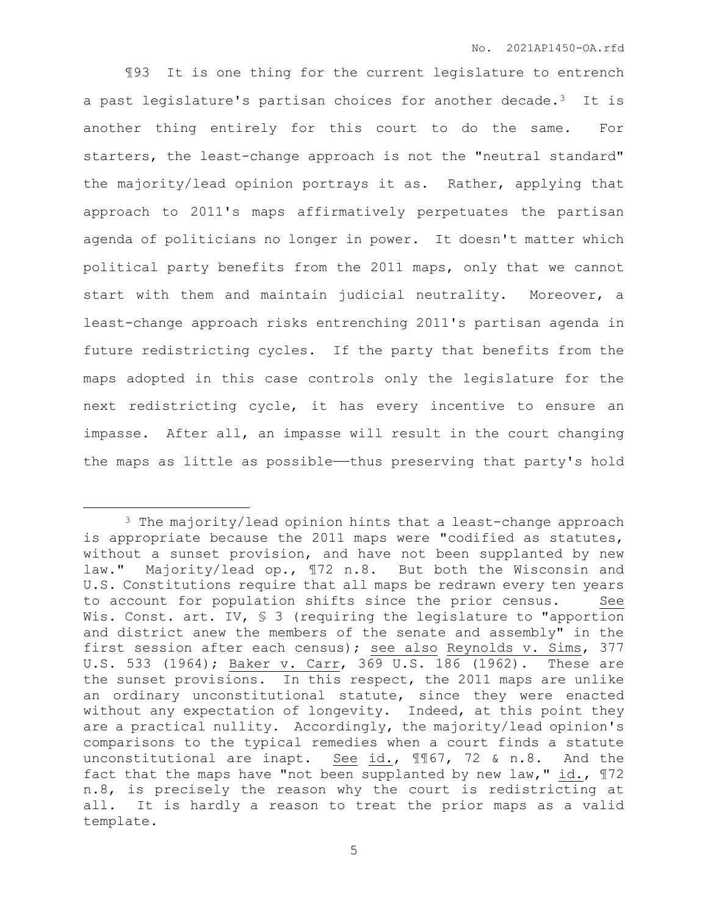¶93 It is one thing for the current legislature to entrench a past legislature's partisan choices for another decade.[3] It is another thing entirely for this court to do the same. For starters, the least-change approach is not the "neutral standard" the majority/lead opinion portrays it as. Rather, applying that approach to 2011's maps affirmatively perpetuates the partisan agenda of politicians no longer in power. It doesn't matter which political party benefits from the 2011 maps, only that we cannot start with them and maintain judicial neutrality. Moreover, a least-change approach risks entrenching 2011's partisan agenda in future redistricting cycles. If the party that benefits from the maps adopted in this case controls only the legislature for the next redistricting cycle, it has every incentive to ensure an impasse. After all, an impasse will result in the court changing the maps as little as possible——thus preserving that party's hold

---

[3] The majority/lead opinion hints that a least-change approach is appropriate because the 2011 maps were "codified as statutes, without a sunset provision, and have not been supplanted by new law." Majority/lead op., ¶72 n.8. But both the Wisconsin and U.S. Constitutions require that all maps be redrawn every ten years to account for population shifts since the prior census. See Wis. Const. art. IV, § 3 (requiring the legislature to "apportion and district anew the members of the senate and assembly" in the first session after each census); see also Reynolds v. Sims, 377 U.S. 533 (1964); Baker v. Carr, 369 U.S. 186 (1962). These are the sunset provisions. In this respect, the 2011 maps are unlike an ordinary unconstitutional statute, since they were enacted without any expectation of longevity. Indeed, at this point they are a practical nullity. Accordingly, the majority/lead opinion's comparisons to the typical remedies when a court finds a statute unconstitutional are inapt. See id., ¶¶67, 72 & n.8. And the fact that the maps have "not been supplanted by new law," id., ¶72 n.8, is precisely the reason why the court is redistricting at all. It is hardly a reason to treat the prior maps as a valid template.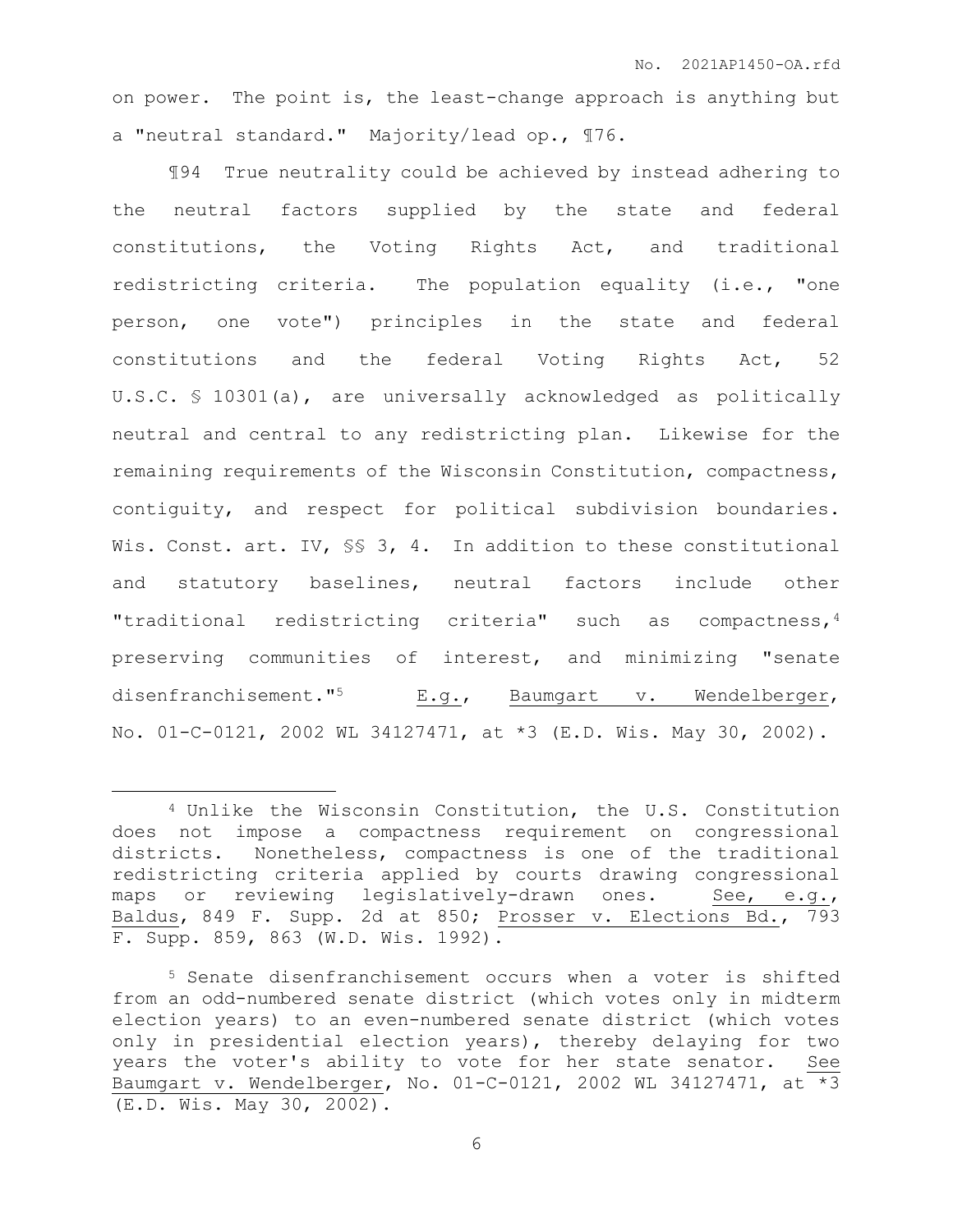on power. The point is, the least-change approach is anything but a "neutral standard." Majority/lead op., ¶76.

¶94 True neutrality could be achieved by instead adhering to the neutral factors supplied by the state and federal constitutions, the Voting Rights Act, and traditional redistricting criteria. The population equality (i.e., "one person, one vote") principles in the state and federal constitutions and the federal Voting Rights Act, 52 U.S.C. § 10301(a), are universally acknowledged as politically neutral and central to any redistricting plan. Likewise for the remaining requirements of the Wisconsin Constitution, compactness, contiguity, and respect for political subdivision boundaries. Wis. Const. art. IV, §§ 3, 4. In addition to these constitutional and statutory baselines, neutral factors include other "traditional redistricting criteria" such as compactness,[4] preserving communities of interest, and minimizing "senate disenfranchisement."[5] E.g., Baumgart v. Wendelberger, No. 01-C-0121, 2002 WL 34127471, at *3 (E.D. Wis. May 30, 2002).

---

[4] Unlike the Wisconsin Constitution, the U.S. Constitution does not impose a compactness requirement on congressional districts. Nonetheless, compactness is one of the traditional redistricting criteria applied by courts drawing congressional maps or reviewing legislatively-drawn ones. See, e.g., Baldus, 849 F. Supp. 2d at 850; Prosser v. Elections Bd., 793 F. Supp. 859, 863 (W.D. Wis. 1992).

[5] Senate disenfranchisement occurs when a voter is shifted from an odd-numbered senate district (which votes only in midterm election years) to an even-numbered senate district (which votes only in presidential election years), thereby delaying for two years the voter's ability to vote for her state senator. See Baumgart v. Wendelberger, No. 01-C-0121, 2002 WL 34127471, at *3 (E.D. Wis. May 30, 2002).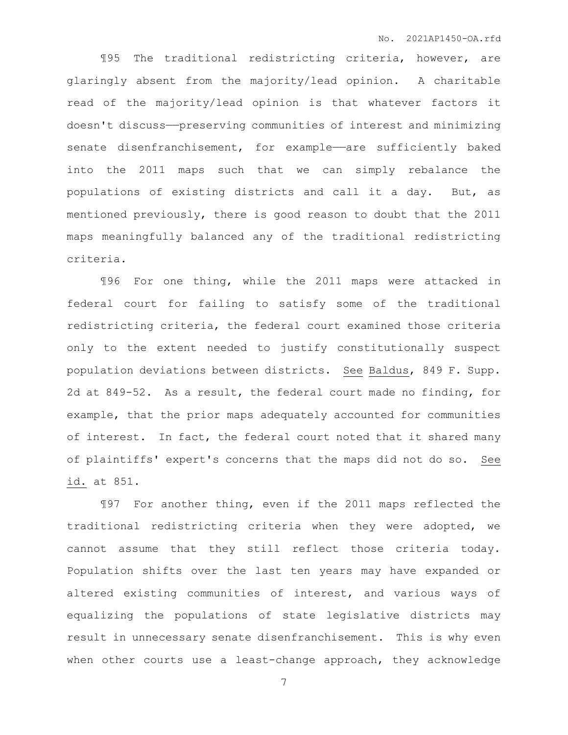¶95 The traditional redistricting criteria, however, are glaringly absent from the majority/lead opinion. A charitable read of the majority/lead opinion is that whatever factors it doesn't discuss——preserving communities of interest and minimizing senate disenfranchisement, for example——are sufficiently baked into the 2011 maps such that we can simply rebalance the populations of existing districts and call it a day. But, as mentioned previously, there is good reason to doubt that the 2011 maps meaningfully balanced any of the traditional redistricting criteria.

¶96 For one thing, while the 2011 maps were attacked in federal court for failing to satisfy some of the traditional redistricting criteria, the federal court examined those criteria only to the extent needed to justify constitutionally suspect population deviations between districts. See Baldus, 849 F. Supp. 2d at 849-52. As a result, the federal court made no finding, for example, that the prior maps adequately accounted for communities of interest. In fact, the federal court noted that it shared many of plaintiffs' expert's concerns that the maps did not do so. See id. at 851.

¶97 For another thing, even if the 2011 maps reflected the traditional redistricting criteria when they were adopted, we cannot assume that they still reflect those criteria today. Population shifts over the last ten years may have expanded or altered existing communities of interest, and various ways of equalizing the populations of state legislative districts may result in unnecessary senate disenfranchisement. This is why even when other courts use a least-change approach, they acknowledge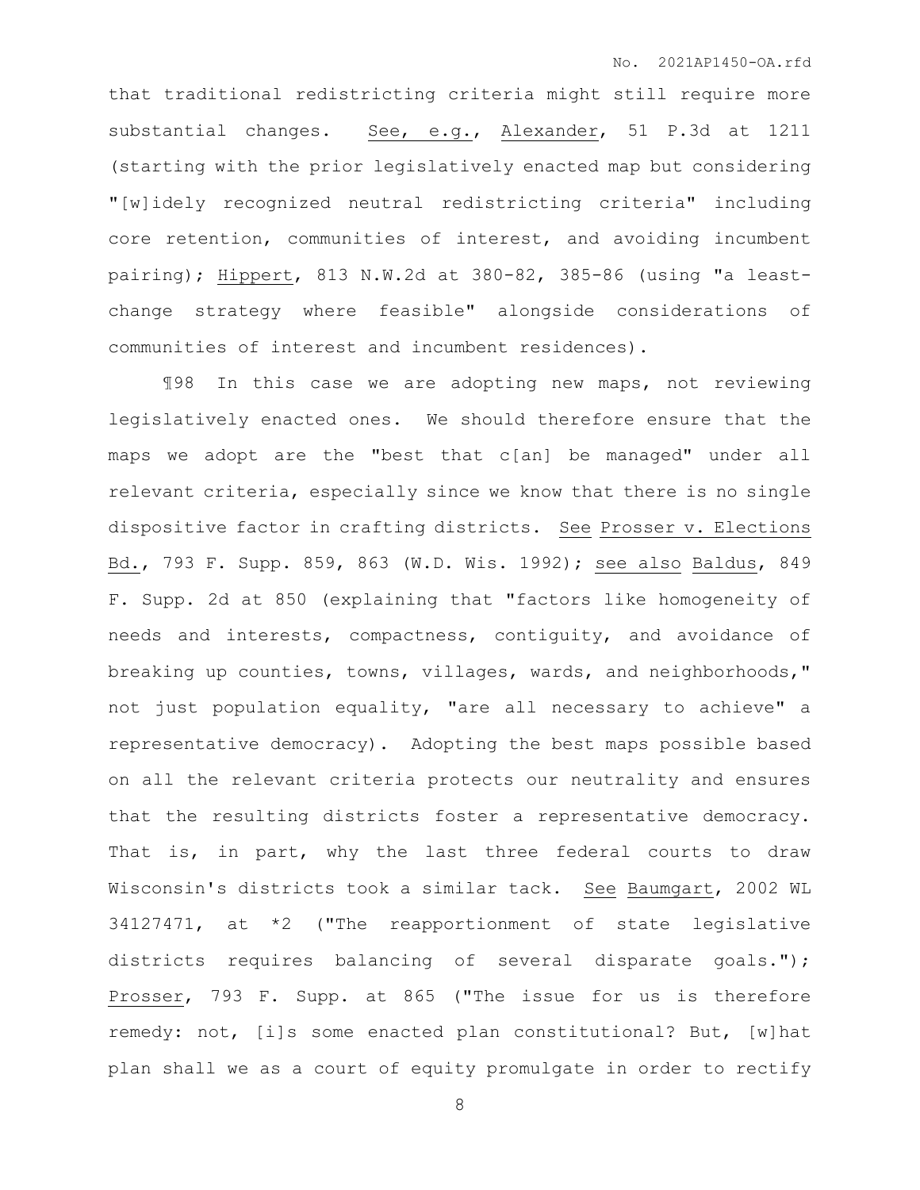that traditional redistricting criteria might still require more substantial changes. See, e.g., Alexander, 51 P.3d at 1211 (starting with the prior legislatively enacted map but considering "[w]idely recognized neutral redistricting criteria" including core retention, communities of interest, and avoiding incumbent pairing); Hippert, 813 N.W.2d at 380-82, 385-86 (using "a least-change strategy where feasible" alongside considerations of communities of interest and incumbent residences).

¶98 In this case we are adopting new maps, not reviewing legislatively enacted ones. We should therefore ensure that the maps we adopt are the "best that c[an] be managed" under all relevant criteria, especially since we know that there is no single dispositive factor in crafting districts. See Prosser v. Elections Bd., 793 F. Supp. 859, 863 (W.D. Wis. 1992); see also Baldus, 849 F. Supp. 2d at 850 (explaining that "factors like homogeneity of needs and interests, compactness, contiguity, and avoidance of breaking up counties, towns, villages, wards, and neighborhoods," not just population equality, "are all necessary to achieve" a representative democracy). Adopting the best maps possible based on all the relevant criteria protects our neutrality and ensures that the resulting districts foster a representative democracy. That is, in part, why the last three federal courts to draw Wisconsin's districts took a similar tack. See Baumgart, 2002 WL 34127471, at *2 ("The reapportionment of state legislative districts requires balancing of several disparate goals."); Prosser, 793 F. Supp. at 865 ("The issue for us is therefore remedy: not, [i]s some enacted plan constitutional? But, [w]hat plan shall we as a court of equity promulgate in order to rectify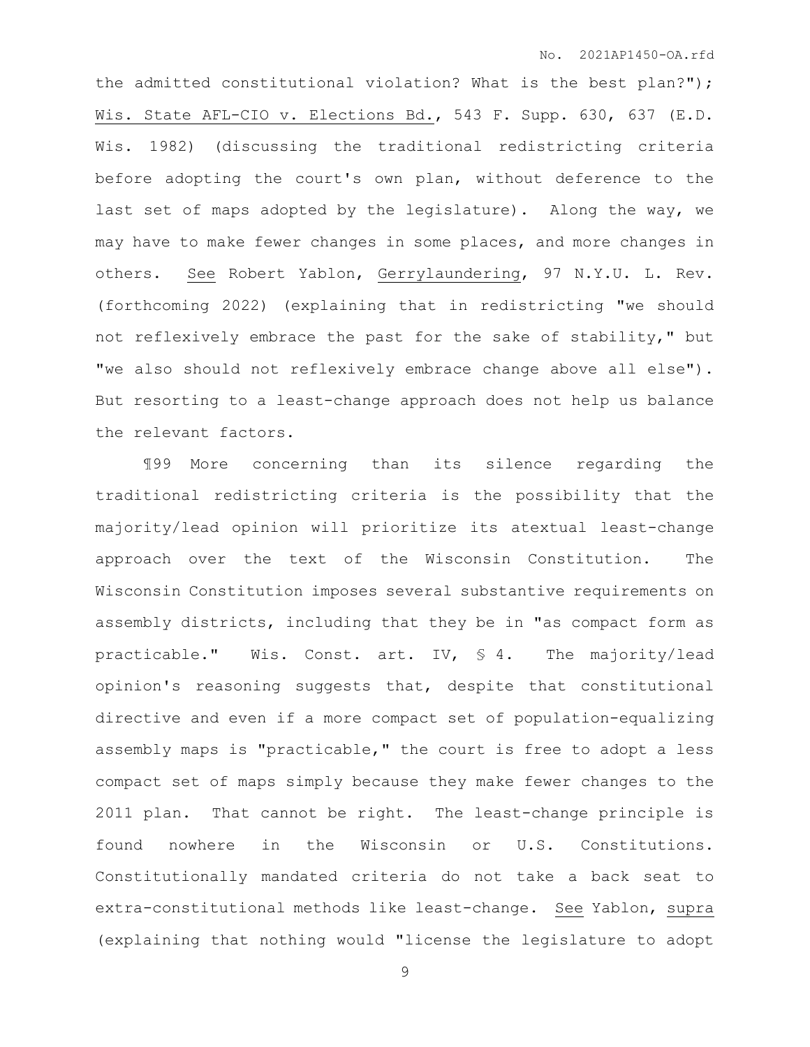the admitted constitutional violation? What is the best plan?"); Wis. State AFL-CIO v. Elections Bd., 543 F. Supp. 630, 637 (E.D. Wis. 1982) (discussing the traditional redistricting criteria before adopting the court's own plan, without deference to the last set of maps adopted by the legislature). Along the way, we may have to make fewer changes in some places, and more changes in others. See Robert Yablon, Gerrylaundering, 97 N.Y.U. L. Rev. (forthcoming 2022) (explaining that in redistricting "we should not reflexively embrace the past for the sake of stability," but "we also should not reflexively embrace change above all else"). But resorting to a least-change approach does not help us balance the relevant factors.

¶99 More concerning than its silence regarding the traditional redistricting criteria is the possibility that the majority/lead opinion will prioritize its atextual least-change approach over the text of the Wisconsin Constitution. The Wisconsin Constitution imposes several substantive requirements on assembly districts, including that they be in "as compact form as practicable." Wis. Const. art. IV, § 4. The majority/lead opinion's reasoning suggests that, despite that constitutional directive and even if a more compact set of population-equalizing assembly maps is "practicable," the court is free to adopt a less compact set of maps simply because they make fewer changes to the 2011 plan. That cannot be right. The least-change principle is found nowhere in the Wisconsin or U.S. Constitutions. Constitutionally mandated criteria do not take a back seat to extra-constitutional methods like least-change. See Yablon, supra (explaining that nothing would "license the legislature to adopt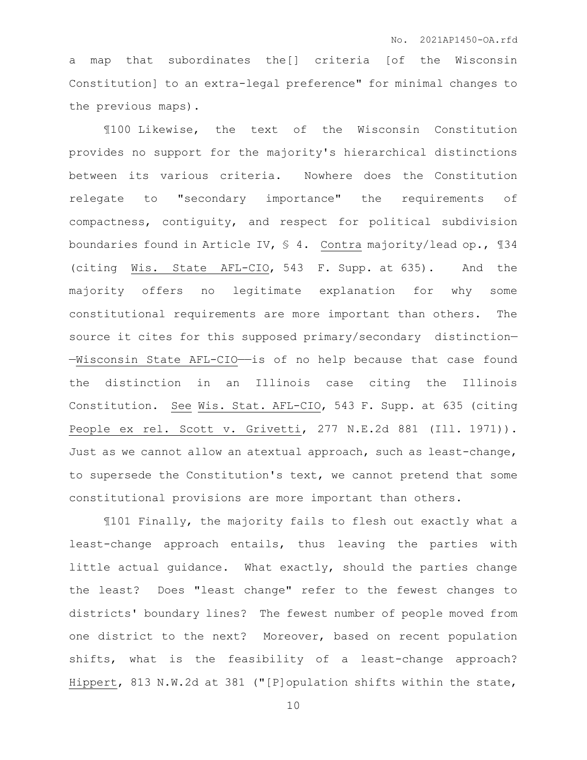a map that subordinates the[] criteria [of the Wisconsin Constitution] to an extra-legal preference" for minimal changes to the previous maps).

¶100 Likewise, the text of the Wisconsin Constitution provides no support for the majority's hierarchical distinctions between its various criteria. Nowhere does the Constitution relegate to "secondary importance" the requirements of compactness, contiguity, and respect for political subdivision boundaries found in Article IV, § 4. Contra majority/lead op., ¶34 (citing Wis. State AFL-CIO, 543 F. Supp. at 635). And the majority offers no legitimate explanation for why some constitutional requirements are more important than others. The source it cites for this supposed primary/secondary distinction——Wisconsin State AFL-CIO——is of no help because that case found the distinction in an Illinois case citing the Illinois Constitution. See Wis. Stat. AFL-CIO, 543 F. Supp. at 635 (citing People ex rel. Scott v. Grivetti, 277 N.E.2d 881 (Ill. 1971)). Just as we cannot allow an atextual approach, such as least-change, to supersede the Constitution's text, we cannot pretend that some constitutional provisions are more important than others.

¶101 Finally, the majority fails to flesh out exactly what a least-change approach entails, thus leaving the parties with little actual guidance. What exactly, should the parties change the least? Does "least change" refer to the fewest changes to districts' boundary lines? The fewest number of people moved from one district to the next? Moreover, based on recent population shifts, what is the feasibility of a least-change approach? Hippert, 813 N.W.2d at 381 ("[P]opulation shifts within the state,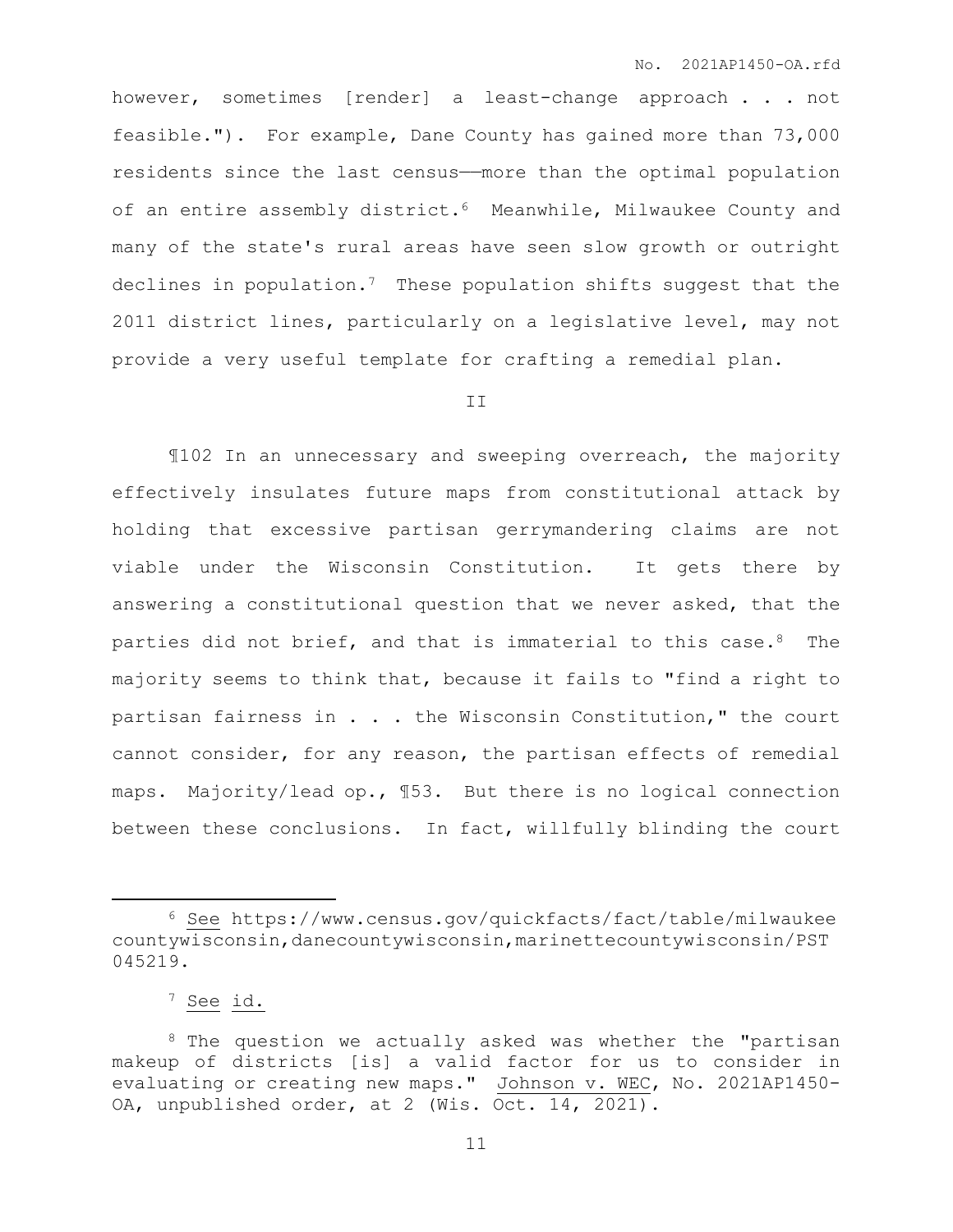however, sometimes [render] a least-change approach . . . not feasible."). For example, Dane County has gained more than 73,000 residents since the last census——more than the optimal population of an entire assembly district.[6] Meanwhile, Milwaukee County and many of the state's rural areas have seen slow growth or outright declines in population.[7] These population shifts suggest that the 2011 district lines, particularly on a legislative level, may not provide a very useful template for crafting a remedial plan.

II

¶102 In an unnecessary and sweeping overreach, the majority effectively insulates future maps from constitutional attack by holding that excessive partisan gerrymandering claims are not viable under the Wisconsin Constitution. It gets there by answering a constitutional question that we never asked, that the parties did not brief, and that is immaterial to this case.[8] The majority seems to think that, because it fails to "find a right to partisan fairness in . . . the Wisconsin Constitution," the court cannot consider, for any reason, the partisan effects of remedial maps. Majority/lead op., ¶53. But there is no logical connection between these conclusions. In fact, willfully blinding the court

---

[6] See https://www.census.gov/quickfacts/fact/table/milwaukeecountywisconsin,danecountywisconsin,marinettecountywisconsin/PST045219.

[7] See id.

[8] The question we actually asked was whether the "partisan makeup of districts [is] a valid factor for us to consider in evaluating or creating new maps." Johnson v. WEC, No. 2021AP1450-OA, unpublished order, at 2 (Wis. Oct. 14, 2021).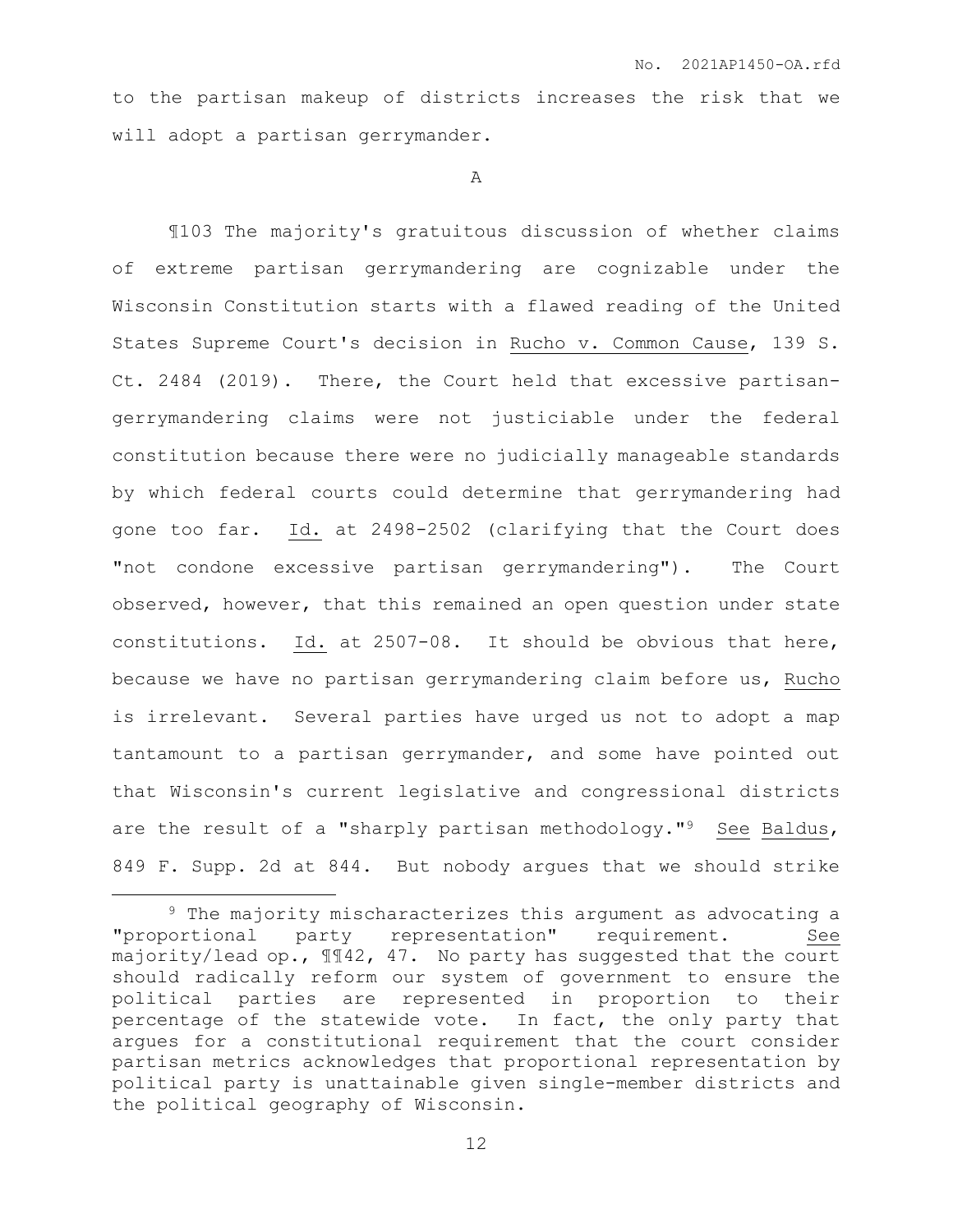to the partisan makeup of districts increases the risk that we will adopt a partisan gerrymander.

A

¶103 The majority's gratuitous discussion of whether claims of extreme partisan gerrymandering are cognizable under the Wisconsin Constitution starts with a flawed reading of the United States Supreme Court's decision in Rucho v. Common Cause, 139 S. Ct. 2484 (2019). There, the Court held that excessive partisan-gerrymandering claims were not justiciable under the federal constitution because there were no judicially manageable standards by which federal courts could determine that gerrymandering had gone too far. Id. at 2498-2502 (clarifying that the Court does "not condone excessive partisan gerrymandering"). The Court observed, however, that this remained an open question under state constitutions. Id. at 2507-08. It should be obvious that here, because we have no partisan gerrymandering claim before us, Rucho is irrelevant. Several parties have urged us not to adopt a map tantamount to a partisan gerrymander, and some have pointed out that Wisconsin's current legislative and congressional districts are the result of a "sharply partisan methodology."[9] See Baldus, 849 F. Supp. 2d at 844. But nobody argues that we should strike

[9] The majority mischaracterizes this argument as advocating a "proportional party representation" requirement. See majority/lead op., ¶¶42, 47. No party has suggested that the court should radically reform our system of government to ensure the political parties are represented in proportion to their percentage of the statewide vote. In fact, the only party that argues for a constitutional requirement that the court consider partisan metrics acknowledges that proportional representation by political party is unattainable given single-member districts and the political geography of Wisconsin.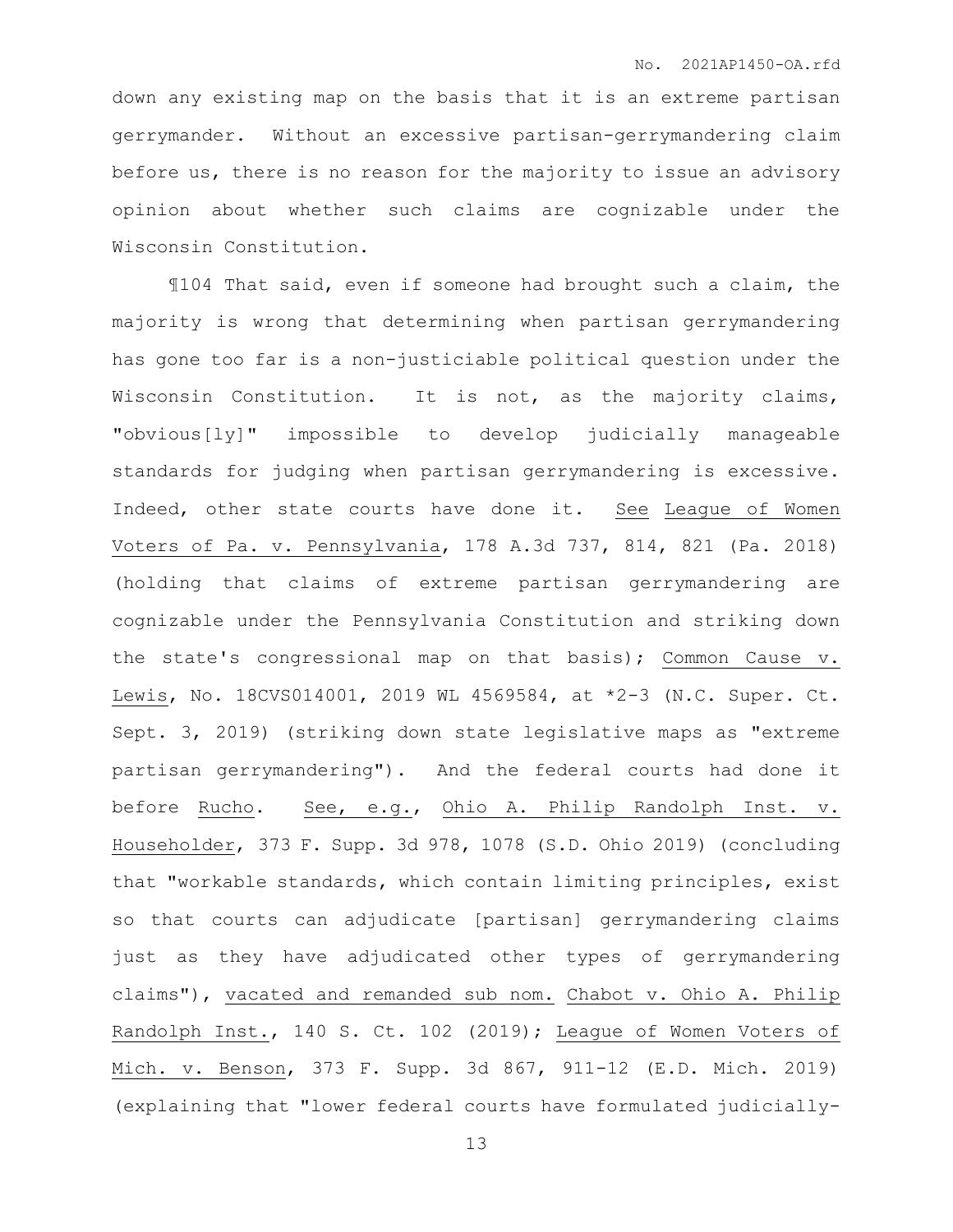down any existing map on the basis that it is an extreme partisan gerrymander. Without an excessive partisan-gerrymandering claim before us, there is no reason for the majority to issue an advisory opinion about whether such claims are cognizable under the Wisconsin Constitution.

¶104 That said, even if someone had brought such a claim, the majority is wrong that determining when partisan gerrymandering has gone too far is a non-justiciable political question under the Wisconsin Constitution. It is not, as the majority claims, "obvious[ly]" impossible to develop judicially manageable standards for judging when partisan gerrymandering is excessive. Indeed, other state courts have done it. See League of Women Voters of Pa. v. Pennsylvania, 178 A.3d 737, 814, 821 (Pa. 2018) (holding that claims of extreme partisan gerrymandering are cognizable under the Pennsylvania Constitution and striking down the state's congressional map on that basis); Common Cause v. Lewis, No. 18CVS014001, 2019 WL 4569584, at *2-3 (N.C. Super. Ct. Sept. 3, 2019) (striking down state legislative maps as "extreme partisan gerrymandering"). And the federal courts had done it before Rucho. See, e.g., Ohio A. Philip Randolph Inst. v. Householder, 373 F. Supp. 3d 978, 1078 (S.D. Ohio 2019) (concluding that "workable standards, which contain limiting principles, exist so that courts can adjudicate [partisan] gerrymandering claims just as they have adjudicated other types of gerrymandering claims"), vacated and remanded sub nom. Chabot v. Ohio A. Philip Randolph Inst., 140 S. Ct. 102 (2019); League of Women Voters of Mich. v. Benson, 373 F. Supp. 3d 867, 911-12 (E.D. Mich. 2019) (explaining that "lower federal courts have formulated judicially-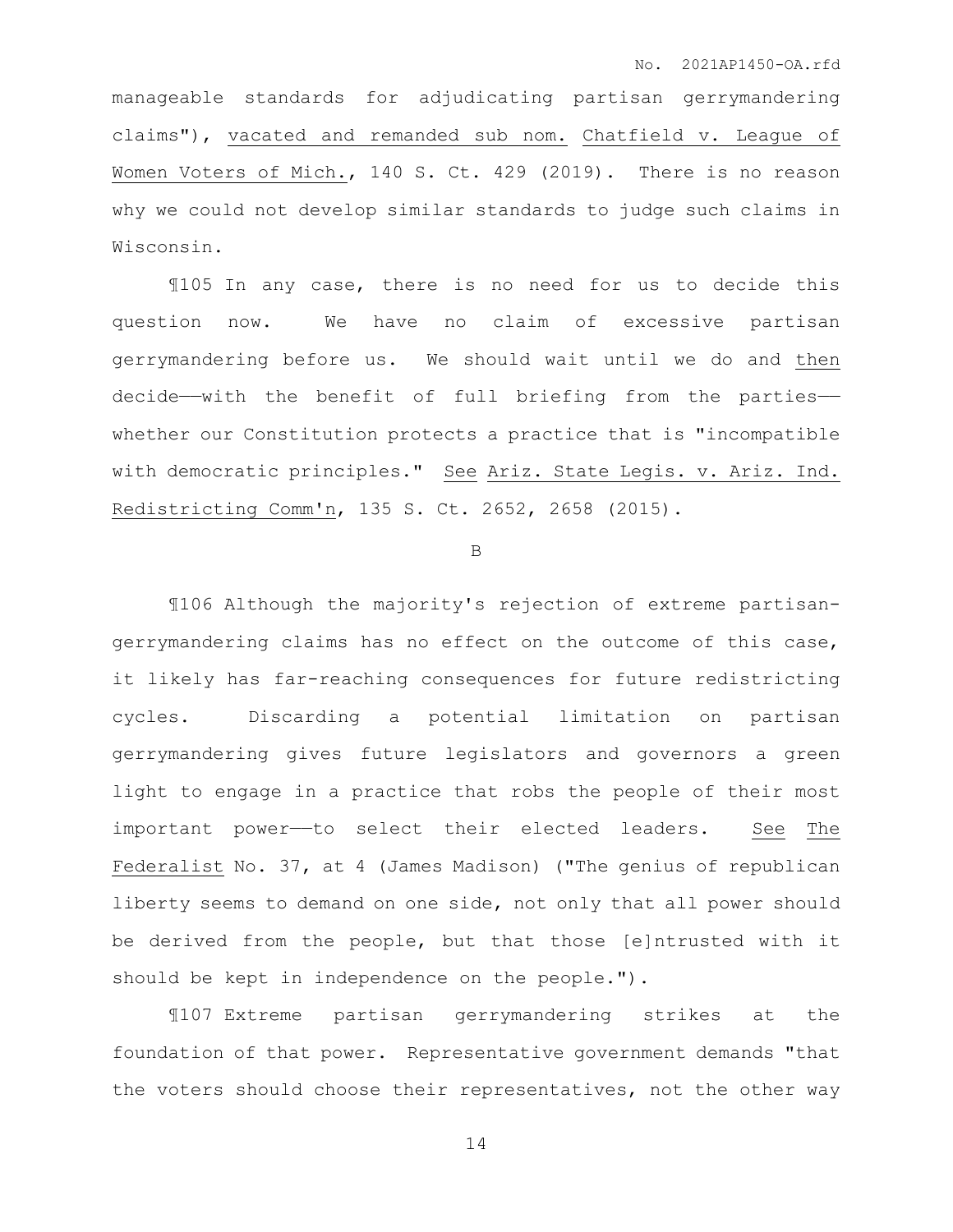manageable standards for adjudicating partisan gerrymandering claims"), vacated and remanded sub nom. Chatfield v. League of Women Voters of Mich., 140 S. Ct. 429 (2019). There is no reason why we could not develop similar standards to judge such claims in Wisconsin.

¶105 In any case, there is no need for us to decide this question now. We have no claim of excessive partisan gerrymandering before us. We should wait until we do and then decide——with the benefit of full briefing from the parties——whether our Constitution protects a practice that is "incompatible with democratic principles." See Ariz. State Legis. v. Ariz. Ind. Redistricting Comm'n, 135 S. Ct. 2652, 2658 (2015).

B

¶106 Although the majority's rejection of extreme partisan-gerrymandering claims has no effect on the outcome of this case, it likely has far-reaching consequences for future redistricting cycles. Discarding a potential limitation on partisan gerrymandering gives future legislators and governors a green light to engage in a practice that robs the people of their most important power——to select their elected leaders. See The Federalist No. 37, at 4 (James Madison) ("The genius of republican liberty seems to demand on one side, not only that all power should be derived from the people, but that those [e]ntrusted with it should be kept in independence on the people.").

¶107 Extreme partisan gerrymandering strikes at the foundation of that power. Representative government demands "that the voters should choose their representatives, not the other way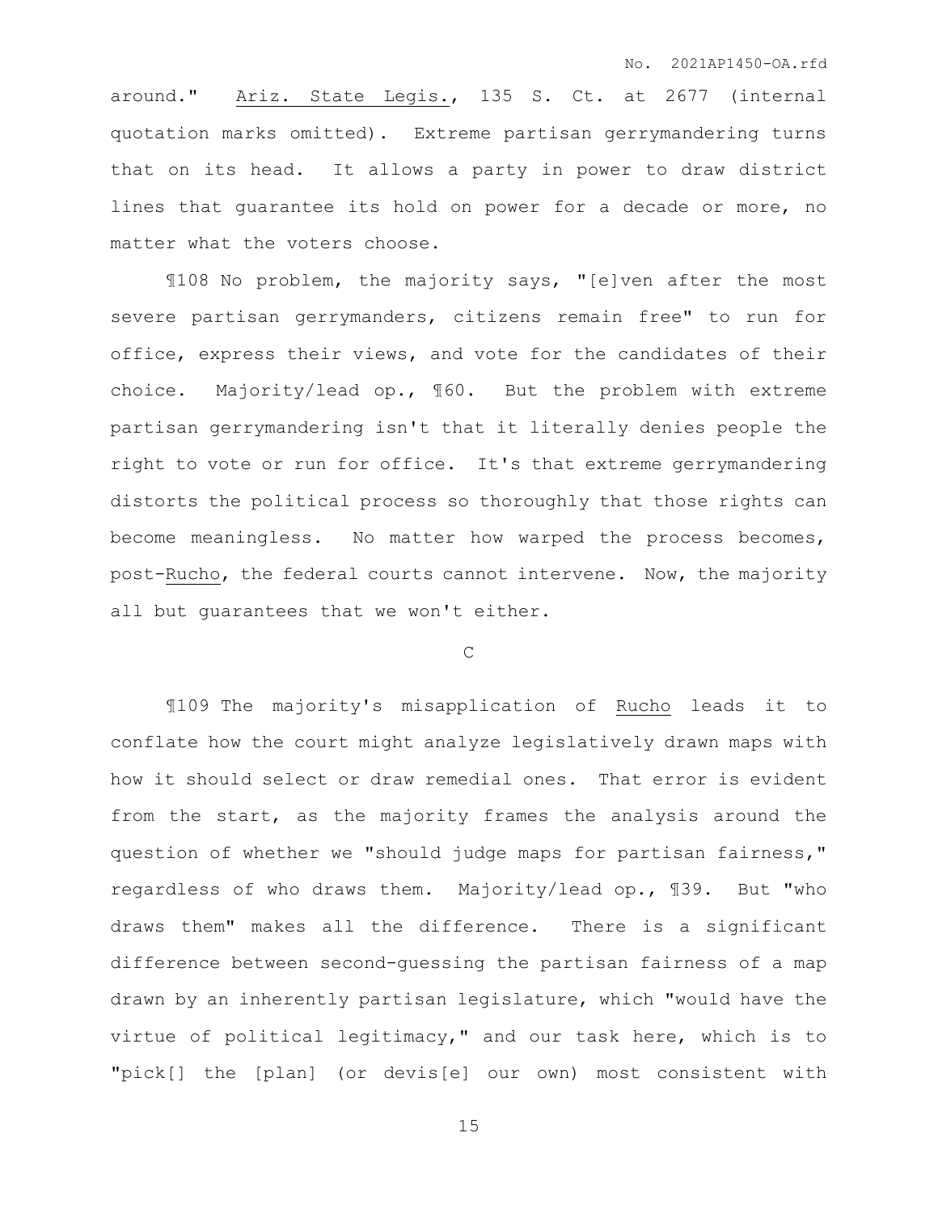around." Ariz. State Legis., 135 S. Ct. at 2677 (internal quotation marks omitted). Extreme partisan gerrymandering turns that on its head. It allows a party in power to draw district lines that guarantee its hold on power for a decade or more, no matter what the voters choose.

¶108 No problem, the majority says, "[e]ven after the most severe partisan gerrymanders, citizens remain free" to run for office, express their views, and vote for the candidates of their choice. Majority/lead op., ¶60. But the problem with extreme partisan gerrymandering isn't that it literally denies people the right to vote or run for office. It's that extreme gerrymandering distorts the political process so thoroughly that those rights can become meaningless. No matter how warped the process becomes, post-Rucho, the federal courts cannot intervene. Now, the majority all but guarantees that we won't either.

C

¶109 The majority's misapplication of Rucho leads it to conflate how the court might analyze legislatively drawn maps with how it should select or draw remedial ones. That error is evident from the start, as the majority frames the analysis around the question of whether we "should judge maps for partisan fairness," regardless of who draws them. Majority/lead op., ¶39. But "who draws them" makes all the difference. There is a significant difference between second-guessing the partisan fairness of a map drawn by an inherently partisan legislature, which "would have the virtue of political legitimacy," and our task here, which is to "pick[] the [plan] (or devis[e] our own) most consistent with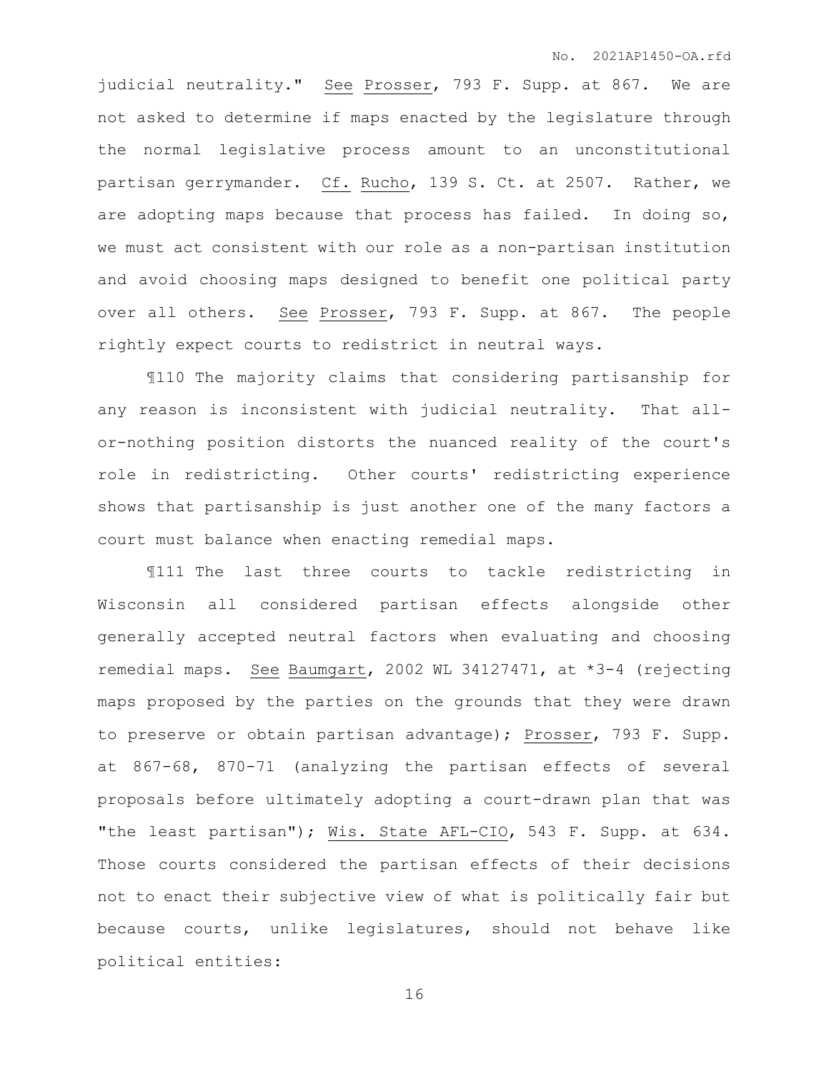judicial neutrality." See Prosser, 793 F. Supp. at 867. We are not asked to determine if maps enacted by the legislature through the normal legislative process amount to an unconstitutional partisan gerrymander. Cf. Rucho, 139 S. Ct. at 2507. Rather, we are adopting maps because that process has failed. In doing so, we must act consistent with our role as a non-partisan institution and avoid choosing maps designed to benefit one political party over all others. See Prosser, 793 F. Supp. at 867. The people rightly expect courts to redistrict in neutral ways.

¶110 The majority claims that considering partisanship for any reason is inconsistent with judicial neutrality. That all-or-nothing position distorts the nuanced reality of the court's role in redistricting. Other courts' redistricting experience shows that partisanship is just another one of the many factors a court must balance when enacting remedial maps.

¶111 The last three courts to tackle redistricting in Wisconsin all considered partisan effects alongside other generally accepted neutral factors when evaluating and choosing remedial maps. See Baumgart, 2002 WL 34127471, at *3-4 (rejecting maps proposed by the parties on the grounds that they were drawn to preserve or obtain partisan advantage); Prosser, 793 F. Supp. at 867-68, 870-71 (analyzing the partisan effects of several proposals before ultimately adopting a court-drawn plan that was "the least partisan"); Wis. State AFL-CIO, 543 F. Supp. at 634. Those courts considered the partisan effects of their decisions not to enact their subjective view of what is politically fair but because courts, unlike legislatures, should not behave like political entities: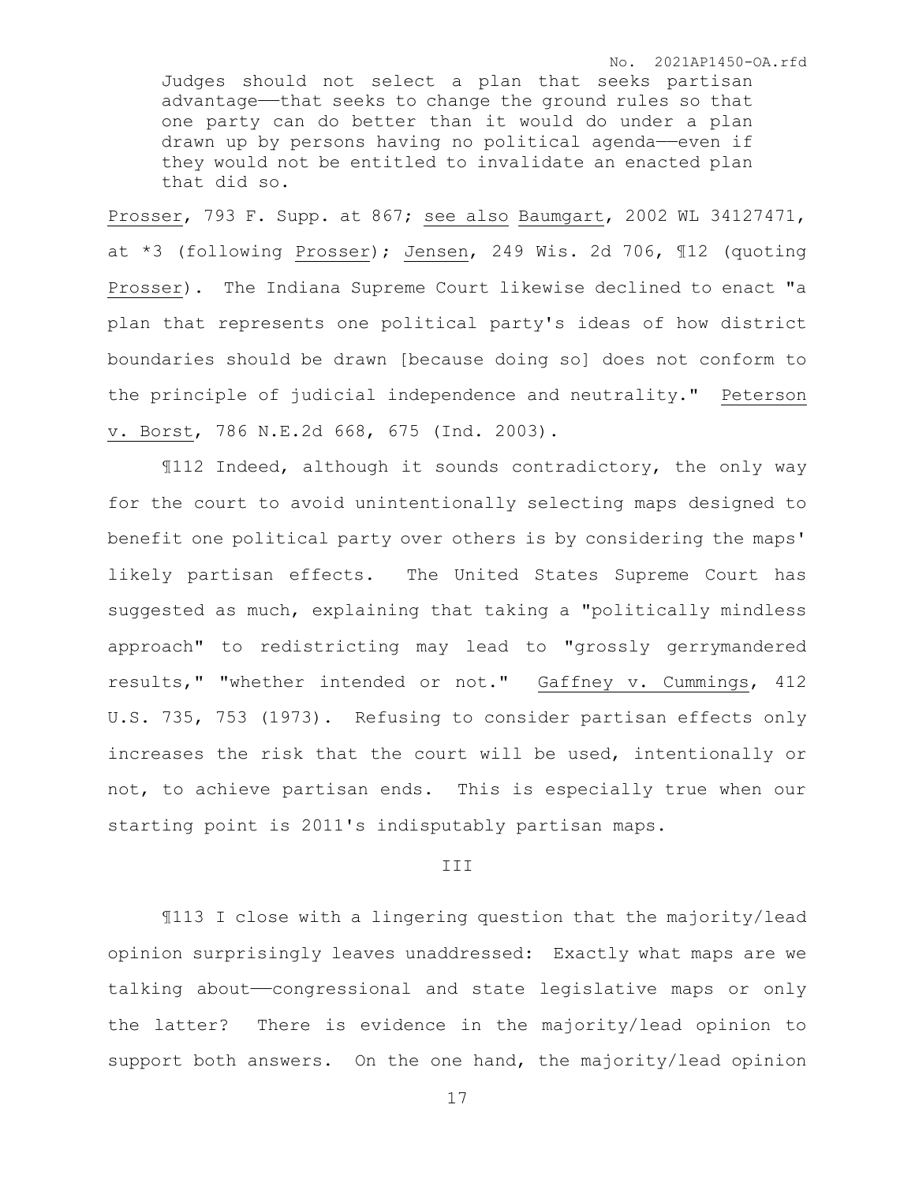> Judges should not select a plan that seeks partisan advantage——that seeks to change the ground rules so that one party can do better than it would do under a plan drawn up by persons having no political agenda——even if they would not be entitled to invalidate an enacted plan that did so.

Prosser, 793 F. Supp. at 867; see also Baumgart, 2002 WL 34127471, at *3 (following Prosser); Jensen, 249 Wis. 2d 706, ¶12 (quoting Prosser). The Indiana Supreme Court likewise declined to enact "a plan that represents one political party's ideas of how district boundaries should be drawn [because doing so] does not conform to the principle of judicial independence and neutrality." Peterson v. Borst, 786 N.E.2d 668, 675 (Ind. 2003).

¶112 Indeed, although it sounds contradictory, the only way for the court to avoid unintentionally selecting maps designed to benefit one political party over others is by considering the maps' likely partisan effects. The United States Supreme Court has suggested as much, explaining that taking a "politically mindless approach" to redistricting may lead to "grossly gerrymandered results," "whether intended or not." Gaffney v. Cummings, 412 U.S. 735, 753 (1973). Refusing to consider partisan effects only increases the risk that the court will be used, intentionally or not, to achieve partisan ends. This is especially true when our starting point is 2011's indisputably partisan maps.

## III

¶113 I close with a lingering question that the majority/lead opinion surprisingly leaves unaddressed: Exactly what maps are we talking about——congressional and state legislative maps or only the latter? There is evidence in the majority/lead opinion to support both answers. On the one hand, the majority/lead opinion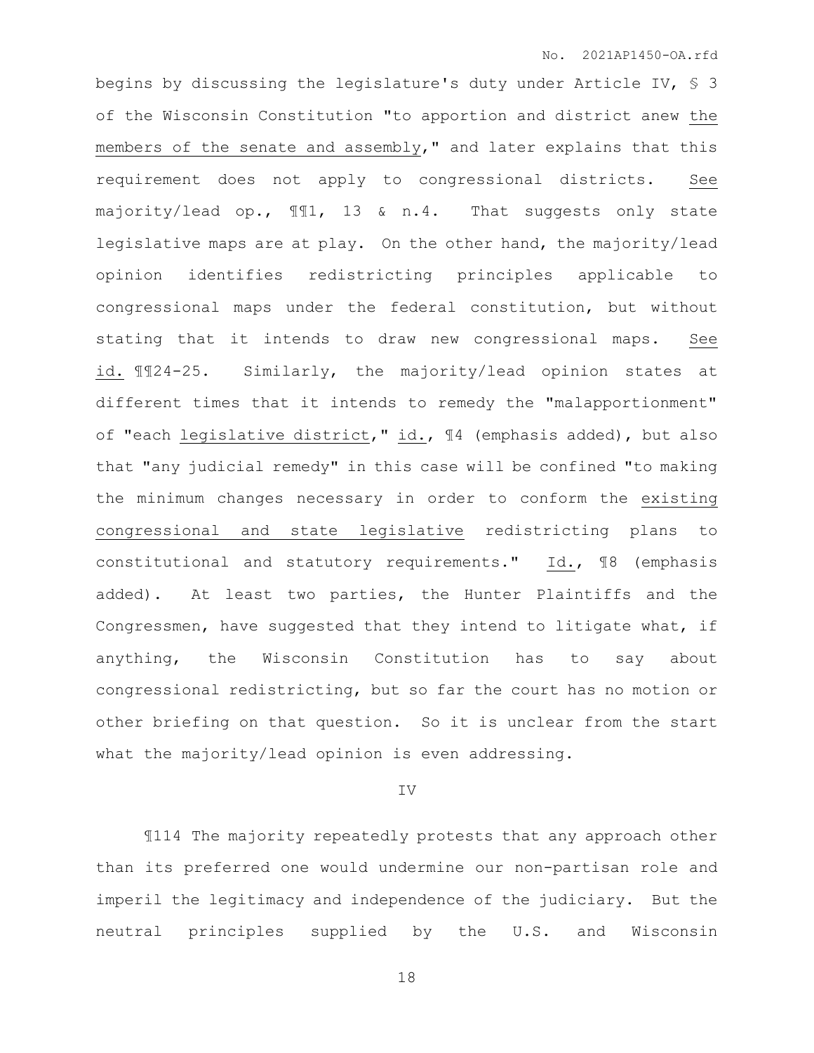begins by discussing the legislature's duty under Article IV, § 3 of the Wisconsin Constitution "to apportion and district anew the members of the senate and assembly," and later explains that this requirement does not apply to congressional districts. See majority/lead op., ¶¶1, 13 & n.4. That suggests only state legislative maps are at play. On the other hand, the majority/lead opinion identifies redistricting principles applicable to congressional maps under the federal constitution, but without stating that it intends to draw new congressional maps. See id. ¶¶24-25. Similarly, the majority/lead opinion states at different times that it intends to remedy the "malapportionment" of "each legislative district," id., ¶4 (emphasis added), but also that "any judicial remedy" in this case will be confined "to making the minimum changes necessary in order to conform the existing congressional and state legislative redistricting plans to constitutional and statutory requirements." Id., ¶8 (emphasis added). At least two parties, the Hunter Plaintiffs and the Congressmen, have suggested that they intend to litigate what, if anything, the Wisconsin Constitution has to say about congressional redistricting, but so far the court has no motion or other briefing on that question. So it is unclear from the start what the majority/lead opinion is even addressing.

IV

¶114 The majority repeatedly protests that any approach other than its preferred one would undermine our non-partisan role and imperil the legitimacy and independence of the judiciary. But the neutral principles supplied by the U.S. and Wisconsin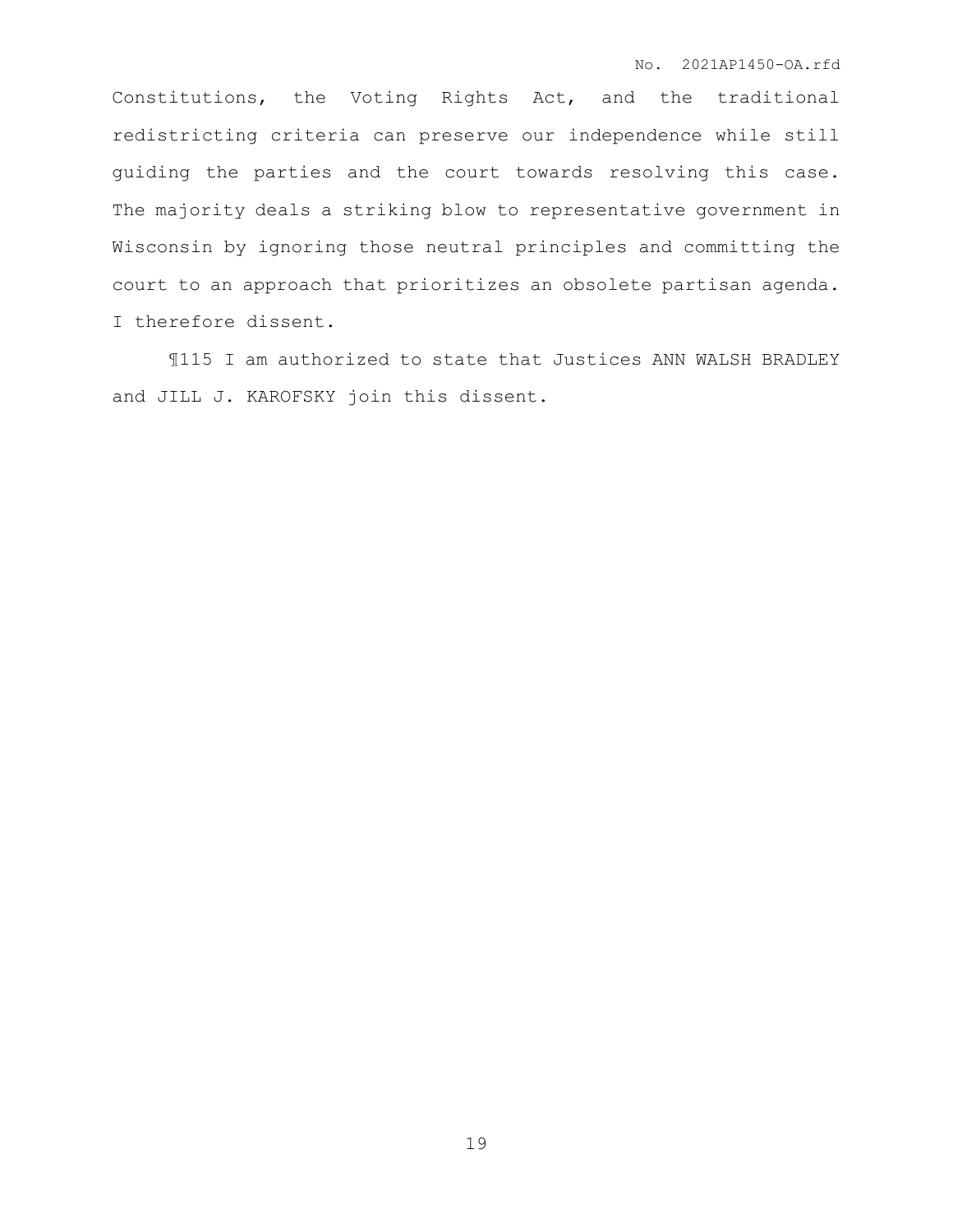Constitutions, the Voting Rights Act, and the traditional redistricting criteria can preserve our independence while still guiding the parties and the court towards resolving this case. The majority deals a striking blow to representative government in Wisconsin by ignoring those neutral principles and committing the court to an approach that prioritizes an obsolete partisan agenda. I therefore dissent.

¶115 I am authorized to state that Justices ANN WALSH BRADLEY and JILL J. KAROFSKY join this dissent.